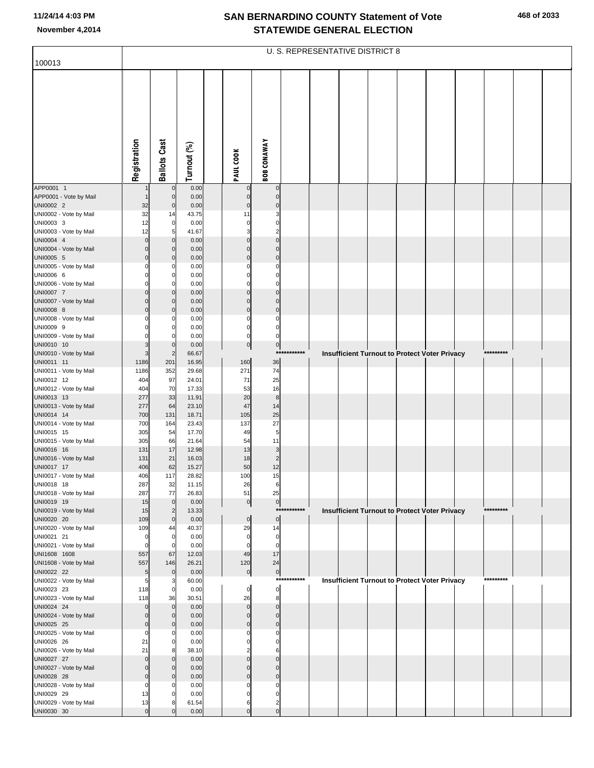# SAN BERNARDINO COUNTY Statement of Vote
# STATEWIDE GENERAL ELECTION

November 4,2014

100013

U. S. REPRESENTATIVE DISTRICT 8

| | Registration | Ballots Cast | Turnout (%) | PAUL COOK | BOB CONAWAY |
|---|---|---|---|---|---|
| APP0001 1 | 1 | 0 | 0.00 | 0 | 0 |
| APP0001 - Vote by Mail | 1 | 0 | 0.00 | 0 | 0 |
| UNI0002 2 | 32 | 0 | 0.00 | 0 | 0 |
| UNI0002 - Vote by Mail | 32 | 14 | 43.75 | 11 | 3 |
| UNI0003 3 | 12 | 0 | 0.00 | 0 | 0 |
| UNI0003 - Vote by Mail | 12 | 5 | 41.67 | 3 | 2 |
| UNI0004 4 | 0 | 0 | 0.00 | 0 | 0 |
| UNI0004 - Vote by Mail | 0 | 0 | 0.00 | 0 | 0 |
| UNI0005 5 | 0 | 0 | 0.00 | 0 | 0 |
| UNI0005 - Vote by Mail | 0 | 0 | 0.00 | 0 | 0 |
| UNI0006 6 | 0 | 0 | 0.00 | 0 | 0 |
| UNI0006 - Vote by Mail | 0 | 0 | 0.00 | 0 | 0 |
| UNI0007 7 | 0 | 0 | 0.00 | 0 | 0 |
| UNI0007 - Vote by Mail | 0 | 0 | 0.00 | 0 | 0 |
| UNI0008 8 | 0 | 0 | 0.00 | 0 | 0 |
| UNI0008 - Vote by Mail | 0 | 0 | 0.00 | 0 | 0 |
| UNI0009 9 | 0 | 0 | 0.00 | 0 | 0 |
| UNI0009 - Vote by Mail | 0 | 0 | 0.00 | 0 | 0 |
| UNI0010 10 | 3 | 0 | 0.00 | 0 | 0 |
| UNI0010 - Vote by Mail | 3 | 2 | 66.67 | *********** Insufficient Turnout to Protect Voter Privacy ********* | |
| UNI0011 11 | 1186 | 201 | 16.95 | 160 | 36 |
| UNI0011 - Vote by Mail | 1186 | 352 | 29.68 | 271 | 74 |
| UNI0012 12 | 404 | 97 | 24.01 | 71 | 25 |
| UNI0012 - Vote by Mail | 404 | 70 | 17.33 | 53 | 16 |
| UNI0013 13 | 277 | 33 | 11.91 | 20 | 8 |
| UNI0013 - Vote by Mail | 277 | 64 | 23.10 | 47 | 14 |
| UNI0014 14 | 700 | 131 | 18.71 | 105 | 25 |
| UNI0014 - Vote by Mail | 700 | 164 | 23.43 | 137 | 27 |
| UNI0015 15 | 305 | 54 | 17.70 | 49 | 5 |
| UNI0015 - Vote by Mail | 305 | 66 | 21.64 | 54 | 11 |
| UNI0016 16 | 131 | 17 | 12.98 | 13 | 3 |
| UNI0016 - Vote by Mail | 131 | 21 | 16.03 | 18 | 2 |
| UNI0017 17 | 406 | 62 | 15.27 | 50 | 12 |
| UNI0017 - Vote by Mail | 406 | 117 | 28.82 | 100 | 15 |
| UNI0018 18 | 287 | 32 | 11.15 | 26 | 6 |
| UNI0018 - Vote by Mail | 287 | 77 | 26.83 | 51 | 25 |
| UNI0019 19 | 15 | 0 | 0.00 | 0 | 0 |
| UNI0019 - Vote by Mail | 15 | 2 | 13.33 | *********** Insufficient Turnout to Protect Voter Privacy ********* | |
| UNI0020 20 | 109 | 0 | 0.00 | 0 | 0 |
| UNI0020 - Vote by Mail | 109 | 44 | 40.37 | 29 | 14 |
| UNI0021 21 | 0 | 0 | 0.00 | 0 | 0 |
| UNI0021 - Vote by Mail | 0 | 0 | 0.00 | 0 | 0 |
| UNI1608 1608 | 557 | 67 | 12.03 | 49 | 17 |
| UNI1608 - Vote by Mail | 557 | 146 | 26.21 | 120 | 24 |
| UNI0022 22 | 5 | 0 | 0.00 | 0 | 0 |
| UNI0022 - Vote by Mail | 5 | 3 | 60.00 | *********** Insufficient Turnout to Protect Voter Privacy ********* | |
| UNI0023 23 | 118 | 0 | 0.00 | 0 | 0 |
| UNI0023 - Vote by Mail | 118 | 36 | 30.51 | 26 | 8 |
| UNI0024 24 | 0 | 0 | 0.00 | 0 | 0 |
| UNI0024 - Vote by Mail | 0 | 0 | 0.00 | 0 | 0 |
| UNI0025 25 | 0 | 0 | 0.00 | 0 | 0 |
| UNI0025 - Vote by Mail | 0 | 0 | 0.00 | 0 | 0 |
| UNI0026 26 | 21 | 0 | 0.00 | 0 | 0 |
| UNI0026 - Vote by Mail | 21 | 8 | 38.10 | 2 | 6 |
| UNI0027 27 | 0 | 0 | 0.00 | 0 | 0 |
| UNI0027 - Vote by Mail | 0 | 0 | 0.00 | 0 | 0 |
| UNI0028 28 | 0 | 0 | 0.00 | 0 | 0 |
| UNI0028 - Vote by Mail | 0 | 0 | 0.00 | 0 | 0 |
| UNI0029 29 | 13 | 0 | 0.00 | 0 | 0 |
| UNI0029 - Vote by Mail | 13 | 8 | 61.54 | 6 | 2 |
| UNI0030 30 | 0 | 0 | 0.00 | 0 | 0 |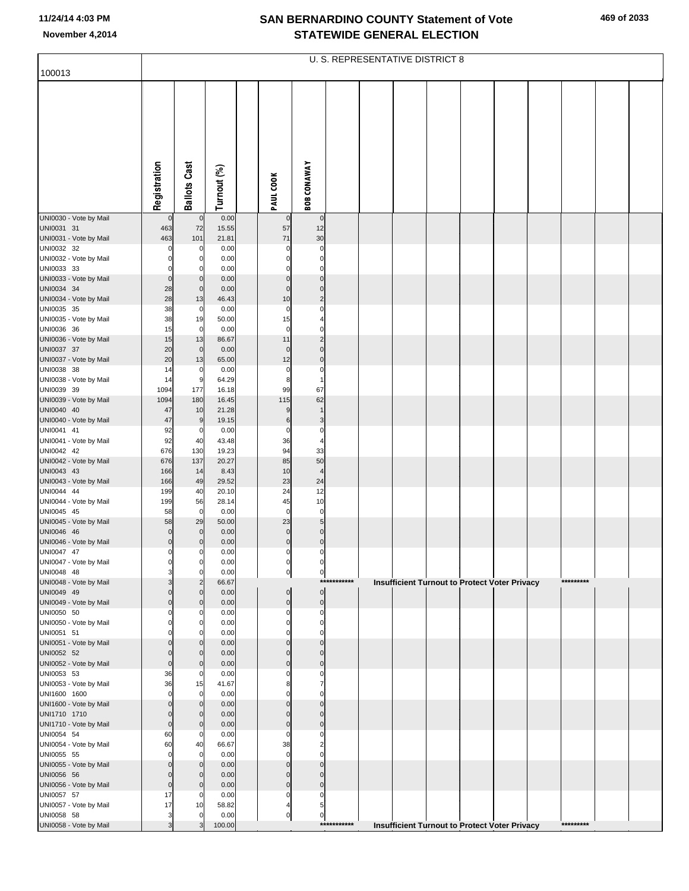# SAN BERNARDINO COUNTY Statement of Vote
# STATEWIDE GENERAL ELECTION

November 4,2014

100013

U. S. REPRESENTATIVE DISTRICT 8

| | Registration | Ballots Cast | Turnout (%) | PAUL COOK | BOB CONAWAY |
|---|---|---|---|---|---|
| UNI0030 - Vote by Mail | 0 | 0 | 0.00 | 0 | 0 |
| UNI0031 31 | 463 | 72 | 15.55 | 57 | 12 |
| UNI0031 - Vote by Mail | 463 | 101 | 21.81 | 71 | 30 |
| UNI0032 32 | 0 | 0 | 0.00 | 0 | 0 |
| UNI0032 - Vote by Mail | 0 | 0 | 0.00 | 0 | 0 |
| UNI0033 33 | 0 | 0 | 0.00 | 0 | 0 |
| UNI0033 - Vote by Mail | 0 | 0 | 0.00 | 0 | 0 |
| UNI0034 34 | 28 | 0 | 0.00 | 0 | 0 |
| UNI0034 - Vote by Mail | 28 | 13 | 46.43 | 10 | 2 |
| UNI0035 35 | 38 | 0 | 0.00 | 0 | 0 |
| UNI0035 - Vote by Mail | 38 | 19 | 50.00 | 15 | 4 |
| UNI0036 36 | 15 | 0 | 0.00 | 0 | 0 |
| UNI0036 - Vote by Mail | 15 | 13 | 86.67 | 11 | 2 |
| UNI0037 37 | 20 | 0 | 0.00 | 0 | 0 |
| UNI0037 - Vote by Mail | 20 | 13 | 65.00 | 12 | 0 |
| UNI0038 38 | 14 | 0 | 0.00 | 0 | 0 |
| UNI0038 - Vote by Mail | 14 | 9 | 64.29 | 8 | 1 |
| UNI0039 39 | 1094 | 177 | 16.18 | 99 | 67 |
| UNI0039 - Vote by Mail | 1094 | 180 | 16.45 | 115 | 62 |
| UNI0040 40 | 47 | 10 | 21.28 | 9 | 1 |
| UNI0040 - Vote by Mail | 47 | 9 | 19.15 | 6 | 3 |
| UNI0041 41 | 92 | 0 | 0.00 | 0 | 0 |
| UNI0041 - Vote by Mail | 92 | 40 | 43.48 | 36 | 4 |
| UNI0042 42 | 676 | 130 | 19.23 | 94 | 33 |
| UNI0042 - Vote by Mail | 676 | 137 | 20.27 | 85 | 50 |
| UNI0043 43 | 166 | 14 | 8.43 | 10 | 4 |
| UNI0043 - Vote by Mail | 166 | 49 | 29.52 | 23 | 24 |
| UNI0044 44 | 199 | 40 | 20.10 | 24 | 12 |
| UNI0044 - Vote by Mail | 199 | 56 | 28.14 | 45 | 10 |
| UNI0045 45 | 58 | 0 | 0.00 | 0 | 0 |
| UNI0045 - Vote by Mail | 58 | 29 | 50.00 | 23 | 5 |
| UNI0046 46 | 0 | 0 | 0.00 | 0 | 0 |
| UNI0046 - Vote by Mail | 0 | 0 | 0.00 | 0 | 0 |
| UNI0047 47 | 0 | 0 | 0.00 | 0 | 0 |
| UNI0047 - Vote by Mail | 0 | 0 | 0.00 | 0 | 0 |
| UNI0048 48 | 3 | 0 | 0.00 | 0 | 0 |
| UNI0048 - Vote by Mail | 3 | 2 | 66.67 | *********** Insufficient Turnout to Protect Voter Privacy ********* | |
| UNI0049 49 | 0 | 0 | 0.00 | 0 | 0 |
| UNI0049 - Vote by Mail | 0 | 0 | 0.00 | 0 | 0 |
| UNI0050 50 | 0 | 0 | 0.00 | 0 | 0 |
| UNI0050 - Vote by Mail | 0 | 0 | 0.00 | 0 | 0 |
| UNI0051 51 | 0 | 0 | 0.00 | 0 | 0 |
| UNI0051 - Vote by Mail | 0 | 0 | 0.00 | 0 | 0 |
| UNI0052 52 | 0 | 0 | 0.00 | 0 | 0 |
| UNI0052 - Vote by Mail | 0 | 0 | 0.00 | 0 | 0 |
| UNI0053 53 | 36 | 0 | 0.00 | 0 | 0 |
| UNI0053 - Vote by Mail | 36 | 15 | 41.67 | 8 | 7 |
| UNI1600 1600 | 0 | 0 | 0.00 | 0 | 0 |
| UNI1600 - Vote by Mail | 0 | 0 | 0.00 | 0 | 0 |
| UNI1710 1710 | 0 | 0 | 0.00 | 0 | 0 |
| UNI1710 - Vote by Mail | 0 | 0 | 0.00 | 0 | 0 |
| UNI0054 54 | 60 | 0 | 0.00 | 0 | 0 |
| UNI0054 - Vote by Mail | 60 | 40 | 66.67 | 38 | 2 |
| UNI0055 55 | 0 | 0 | 0.00 | 0 | 0 |
| UNI0055 - Vote by Mail | 0 | 0 | 0.00 | 0 | 0 |
| UNI0056 56 | 0 | 0 | 0.00 | 0 | 0 |
| UNI0056 - Vote by Mail | 0 | 0 | 0.00 | 0 | 0 |
| UNI0057 57 | 17 | 0 | 0.00 | 0 | 0 |
| UNI0057 - Vote by Mail | 17 | 10 | 58.82 | 4 | 5 |
| UNI0058 58 | 3 | 0 | 0.00 | 0 | 0 |
| UNI0058 - Vote by Mail | 3 | 3 | 100.00 | *********** Insufficient Turnout to Protect Voter Privacy ********* | |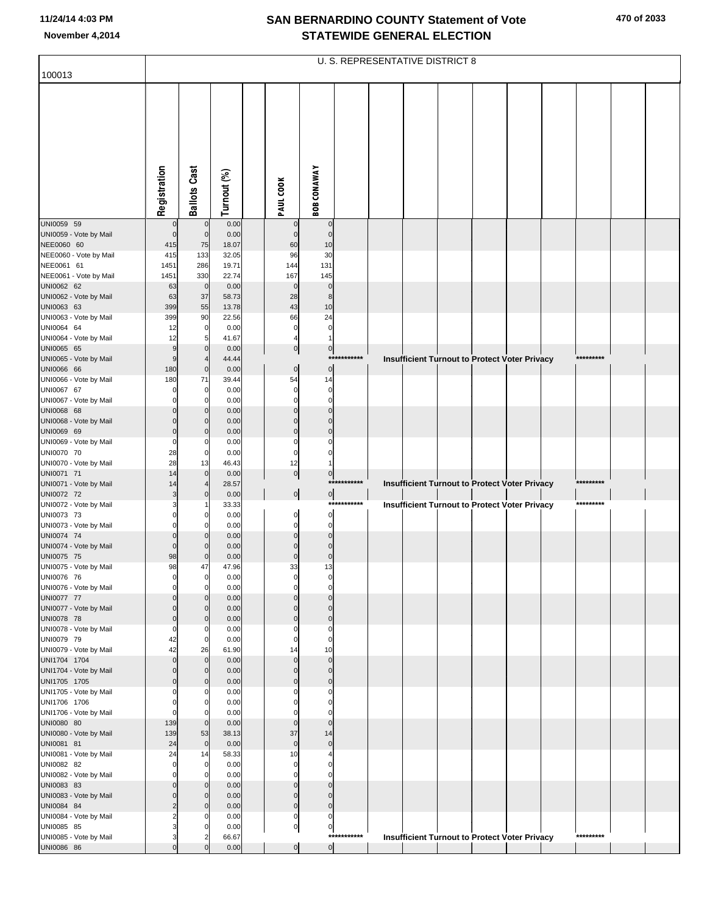# SAN BERNARDINO COUNTY Statement of Vote
# STATEWIDE GENERAL ELECTION

November 4,2014

U. S. REPRESENTATIVE DISTRICT 8

100013

| | Registration | Ballots Cast | Turnout (%) | | PAUL COOK | BOB CONAWAY | | | | | | | | | | |
|---|---|---|---|---|---|---|---|---|---|---|---|---|---|---|---|---|
| UNI0059 59 | 0 | 0 | 0.00 | | 0 | 0 | | | | | | | | | | |
| UNI0059 - Vote by Mail | 0 | 0 | 0.00 | | 0 | 0 | | | | | | | | | | |
| NEE0060 60 | 415 | 75 | 18.07 | | 60 | 10 | | | | | | | | | | |
| NEE0060 - Vote by Mail | 415 | 133 | 32.05 | | 96 | 30 | | | | | | | | | | |
| NEE0061 61 | 1451 | 286 | 19.71 | | 144 | 131 | | | | | | | | | | |
| NEE0061 - Vote by Mail | 1451 | 330 | 22.74 | | 167 | 145 | | | | | | | | | | |
| UNI0062 62 | 63 | 0 | 0.00 | | 0 | 0 | | | | | | | | | | |
| UNI0062 - Vote by Mail | 63 | 37 | 58.73 | | 28 | 8 | | | | | | | | | | |
| UNI0063 63 | 399 | 55 | 13.78 | | 43 | 10 | | | | | | | | | | |
| UNI0063 - Vote by Mail | 399 | 90 | 22.56 | | 66 | 24 | | | | | | | | | | |
| UNI0064 64 | 12 | 0 | 0.00 | | 0 | 0 | | | | | | | | | | |
| UNI0064 - Vote by Mail | 12 | 5 | 41.67 | | 4 | 1 | | | | | | | | | | |
| UNI0065 65 | 9 | 0 | 0.00 | | 0 | 0 | | | | | | | | | | |
| UNI0065 - Vote by Mail | 9 | 4 | 44.44 | | | *********** | | Insufficient Turnout to Protect Voter Privacy | | | | | | ********* | | |
| UNI0066 66 | 180 | 0 | 0.00 | | 0 | 0 | | | | | | | | | | |
| UNI0066 - Vote by Mail | 180 | 71 | 39.44 | | 54 | 14 | | | | | | | | | | |
| UNI0067 67 | 0 | 0 | 0.00 | | 0 | 0 | | | | | | | | | | |
| UNI0067 - Vote by Mail | 0 | 0 | 0.00 | | 0 | 0 | | | | | | | | | | |
| UNI0068 68 | 0 | 0 | 0.00 | | 0 | 0 | | | | | | | | | | |
| UNI0068 - Vote by Mail | 0 | 0 | 0.00 | | 0 | 0 | | | | | | | | | | |
| UNI0069 69 | 0 | 0 | 0.00 | | 0 | 0 | | | | | | | | | | |
| UNI0069 - Vote by Mail | 0 | 0 | 0.00 | | 0 | 0 | | | | | | | | | | |
| UNI0070 70 | 28 | 0 | 0.00 | | 0 | 0 | | | | | | | | | | |
| UNI0070 - Vote by Mail | 28 | 13 | 46.43 | | 12 | 1 | | | | | | | | | | |
| UNI0071 71 | 14 | 0 | 0.00 | | 0 | 0 | | | | | | | | | | |
| UNI0071 - Vote by Mail | 14 | 4 | 28.57 | | | *********** | | Insufficient Turnout to Protect Voter Privacy | | | | | | ********* | | |
| UNI0072 72 | 3 | 0 | 0.00 | | 0 | 0 | | | | | | | | | | |
| UNI0072 - Vote by Mail | 3 | 1 | 33.33 | | | *********** | | Insufficient Turnout to Protect Voter Privacy | | | | | | ********* | | |
| UNI0073 73 | 0 | 0 | 0.00 | | 0 | 0 | | | | | | | | | | |
| UNI0073 - Vote by Mail | 0 | 0 | 0.00 | | 0 | 0 | | | | | | | | | | |
| UNI0074 74 | 0 | 0 | 0.00 | | 0 | 0 | | | | | | | | | | |
| UNI0074 - Vote by Mail | 0 | 0 | 0.00 | | 0 | 0 | | | | | | | | | | |
| UNI0075 75 | 98 | 0 | 0.00 | | 0 | 0 | | | | | | | | | | |
| UNI0075 - Vote by Mail | 98 | 47 | 47.96 | | 33 | 13 | | | | | | | | | | |
| UNI0076 76 | 0 | 0 | 0.00 | | 0 | 0 | | | | | | | | | | |
| UNI0076 - Vote by Mail | 0 | 0 | 0.00 | | 0 | 0 | | | | | | | | | | |
| UNI0077 77 | 0 | 0 | 0.00 | | 0 | 0 | | | | | | | | | | |
| UNI0077 - Vote by Mail | 0 | 0 | 0.00 | | 0 | 0 | | | | | | | | | | |
| UNI0078 78 | 0 | 0 | 0.00 | | 0 | 0 | | | | | | | | | | |
| UNI0078 - Vote by Mail | 0 | 0 | 0.00 | | 0 | 0 | | | | | | | | | | |
| UNI0079 79 | 42 | 0 | 0.00 | | 0 | 0 | | | | | | | | | | |
| UNI0079 - Vote by Mail | 42 | 26 | 61.90 | | 14 | 10 | | | | | | | | | | |
| UNI1704 1704 | 0 | 0 | 0.00 | | 0 | 0 | | | | | | | | | | |
| UNI1704 - Vote by Mail | 0 | 0 | 0.00 | | 0 | 0 | | | | | | | | | | |
| UNI1705 1705 | 0 | 0 | 0.00 | | 0 | 0 | | | | | | | | | | |
| UNI1705 - Vote by Mail | 0 | 0 | 0.00 | | 0 | 0 | | | | | | | | | | |
| UNI1706 1706 | 0 | 0 | 0.00 | | 0 | 0 | | | | | | | | | | |
| UNI1706 - Vote by Mail | 0 | 0 | 0.00 | | 0 | 0 | | | | | | | | | | |
| UNI0080 80 | 139 | 0 | 0.00 | | 0 | 0 | | | | | | | | | | |
| UNI0080 - Vote by Mail | 139 | 53 | 38.13 | | 37 | 14 | | | | | | | | | | |
| UNI0081 81 | 24 | 0 | 0.00 | | 0 | 0 | | | | | | | | | | |
| UNI0081 - Vote by Mail | 24 | 14 | 58.33 | | 10 | 4 | | | | | | | | | | |
| UNI0082 82 | 0 | 0 | 0.00 | | 0 | 0 | | | | | | | | | | |
| UNI0082 - Vote by Mail | 0 | 0 | 0.00 | | 0 | 0 | | | | | | | | | | |
| UNI0083 83 | 0 | 0 | 0.00 | | 0 | 0 | | | | | | | | | | |
| UNI0083 - Vote by Mail | 0 | 0 | 0.00 | | 0 | 0 | | | | | | | | | | |
| UNI0084 84 | 2 | 0 | 0.00 | | 0 | 0 | | | | | | | | | | |
| UNI0084 - Vote by Mail | 2 | 0 | 0.00 | | 0 | 0 | | | | | | | | | | |
| UNI0085 85 | 3 | 0 | 0.00 | | 0 | 0 | | | | | | | | | | |
| UNI0085 - Vote by Mail | 3 | 2 | 66.67 | | | *********** | | Insufficient Turnout to Protect Voter Privacy | | | | | | ********* | | |
| UNI0086 86 | 0 | 0 | 0.00 | | 0 | 0 | | | | | | | | | | |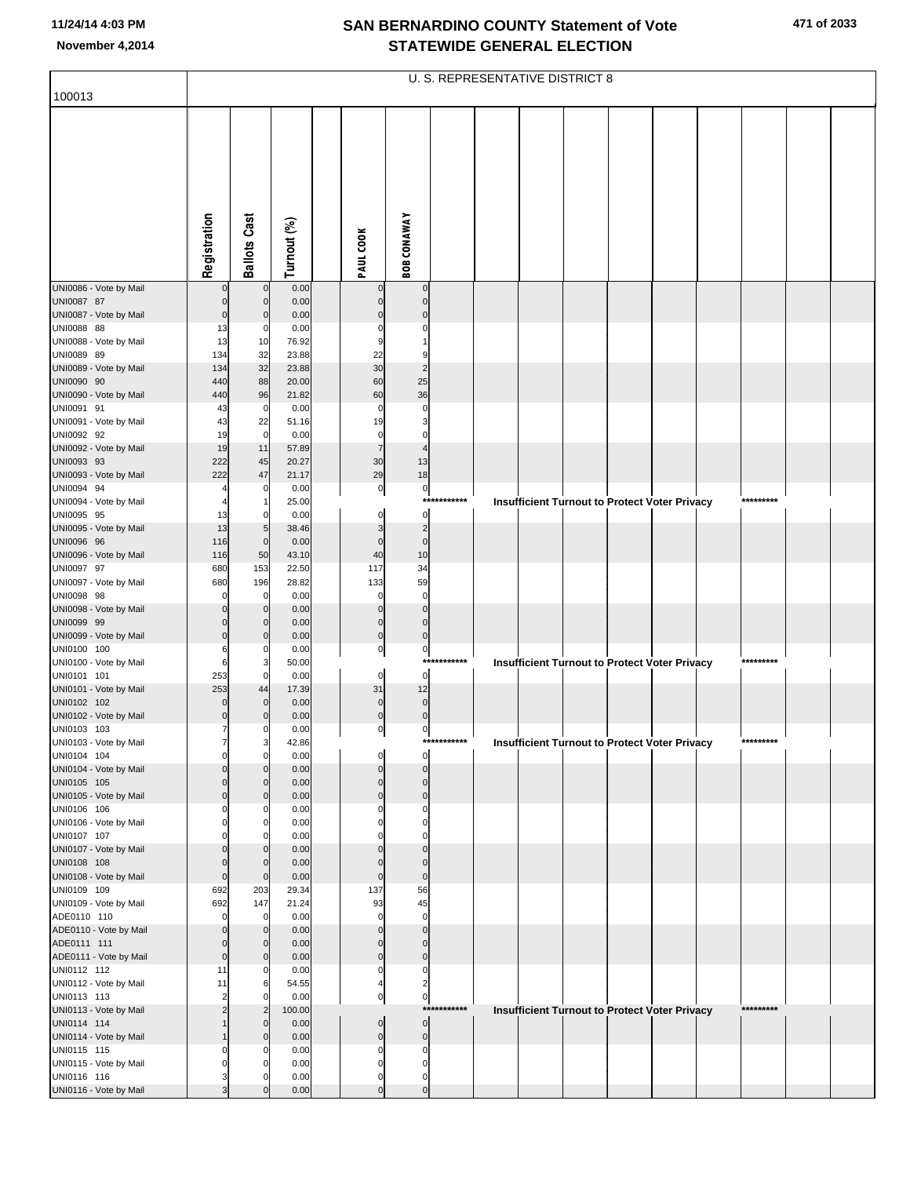# SAN BERNARDINO COUNTY Statement of Vote
## STATEWIDE GENERAL ELECTION

November 4,2014

### U. S. REPRESENTATIVE DISTRICT 8

100013

| | Registration | Ballots Cast | Turnout (%) | PAUL COOK | BOB CONAWAY | |
|---|---|---|---|---|---|---|
| UNI0086 - Vote by Mail | 0 | 0 | 0.00 | 0 | 0 | |
| UNI0087 87 | 0 | 0 | 0.00 | 0 | 0 | |
| UNI0087 - Vote by Mail | 0 | 0 | 0.00 | 0 | 0 | |
| UNI0088 88 | 13 | 0 | 0.00 | 0 | 0 | |
| UNI0088 - Vote by Mail | 13 | 10 | 76.92 | 9 | 1 | |
| UNI0089 89 | 134 | 32 | 23.88 | 22 | 9 | |
| UNI0089 - Vote by Mail | 134 | 32 | 23.88 | 30 | 2 | |
| UNI0090 90 | 440 | 88 | 20.00 | 60 | 25 | |
| UNI0090 - Vote by Mail | 440 | 96 | 21.82 | 60 | 36 | |
| UNI0091 91 | 43 | 0 | 0.00 | 0 | 0 | |
| UNI0091 - Vote by Mail | 43 | 22 | 51.16 | 19 | 3 | |
| UNI0092 92 | 19 | 0 | 0.00 | 0 | 0 | |
| UNI0092 - Vote by Mail | 19 | 11 | 57.89 | 7 | 4 | |
| UNI0093 93 | 222 | 45 | 20.27 | 30 | 13 | |
| UNI0093 - Vote by Mail | 222 | 47 | 21.17 | 29 | 18 | |
| UNI0094 94 | 4 | 0 | 0.00 | 0 | 0 | |
| UNI0094 - Vote by Mail | 4 | 1 | 25.00 | | *********** | Insufficient Turnout to Protect Voter Privacy ********* |
| UNI0095 95 | 13 | 0 | 0.00 | 0 | 0 | |
| UNI0095 - Vote by Mail | 13 | 5 | 38.46 | 3 | 2 | |
| UNI0096 96 | 116 | 0 | 0.00 | 0 | 0 | |
| UNI0096 - Vote by Mail | 116 | 50 | 43.10 | 40 | 10 | |
| UNI0097 97 | 680 | 153 | 22.50 | 117 | 34 | |
| UNI0097 - Vote by Mail | 680 | 196 | 28.82 | 133 | 59 | |
| UNI0098 98 | 0 | 0 | 0.00 | 0 | 0 | |
| UNI0098 - Vote by Mail | 0 | 0 | 0.00 | 0 | 0 | |
| UNI0099 99 | 0 | 0 | 0.00 | 0 | 0 | |
| UNI0099 - Vote by Mail | 0 | 0 | 0.00 | 0 | 0 | |
| UNI0100 100 | 6 | 0 | 0.00 | 0 | 0 | |
| UNI0100 - Vote by Mail | 6 | 3 | 50.00 | | *********** | Insufficient Turnout to Protect Voter Privacy ********* |
| UNI0101 101 | 253 | 0 | 0.00 | 0 | 0 | |
| UNI0101 - Vote by Mail | 253 | 44 | 17.39 | 31 | 12 | |
| UNI0102 102 | 0 | 0 | 0.00 | 0 | 0 | |
| UNI0102 - Vote by Mail | 0 | 0 | 0.00 | 0 | 0 | |
| UNI0103 103 | 7 | 0 | 0.00 | 0 | 0 | |
| UNI0103 - Vote by Mail | 7 | 3 | 42.86 | | *********** | Insufficient Turnout to Protect Voter Privacy ********* |
| UNI0104 104 | 0 | 0 | 0.00 | 0 | 0 | |
| UNI0104 - Vote by Mail | 0 | 0 | 0.00 | 0 | 0 | |
| UNI0105 105 | 0 | 0 | 0.00 | 0 | 0 | |
| UNI0105 - Vote by Mail | 0 | 0 | 0.00 | 0 | 0 | |
| UNI0106 106 | 0 | 0 | 0.00 | 0 | 0 | |
| UNI0106 - Vote by Mail | 0 | 0 | 0.00 | 0 | 0 | |
| UNI0107 107 | 0 | 0 | 0.00 | 0 | 0 | |
| UNI0107 - Vote by Mail | 0 | 0 | 0.00 | 0 | 0 | |
| UNI0108 108 | 0 | 0 | 0.00 | 0 | 0 | |
| UNI0108 - Vote by Mail | 0 | 0 | 0.00 | 0 | 0 | |
| UNI0109 109 | 692 | 203 | 29.34 | 137 | 56 | |
| UNI0109 - Vote by Mail | 692 | 147 | 21.24 | 93 | 45 | |
| ADE0110 110 | 0 | 0 | 0.00 | 0 | 0 | |
| ADE0110 - Vote by Mail | 0 | 0 | 0.00 | 0 | 0 | |
| ADE0111 111 | 0 | 0 | 0.00 | 0 | 0 | |
| ADE0111 - Vote by Mail | 0 | 0 | 0.00 | 0 | 0 | |
| UNI0112 112 | 11 | 0 | 0.00 | 0 | 0 | |
| UNI0112 - Vote by Mail | 11 | 6 | 54.55 | 4 | 2 | |
| UNI0113 113 | 2 | 0 | 0.00 | 0 | 0 | |
| UNI0113 - Vote by Mail | 2 | 2 | 100.00 | | *********** | Insufficient Turnout to Protect Voter Privacy ********* |
| UNI0114 114 | 1 | 0 | 0.00 | 0 | 0 | |
| UNI0114 - Vote by Mail | 1 | 0 | 0.00 | 0 | 0 | |
| UNI0115 115 | 0 | 0 | 0.00 | 0 | 0 | |
| UNI0115 - Vote by Mail | 0 | 0 | 0.00 | 0 | 0 | |
| UNI0116 116 | 3 | 0 | 0.00 | 0 | 0 | |
| UNI0116 - Vote by Mail | 3 | 0 | 0.00 | 0 | 0 | |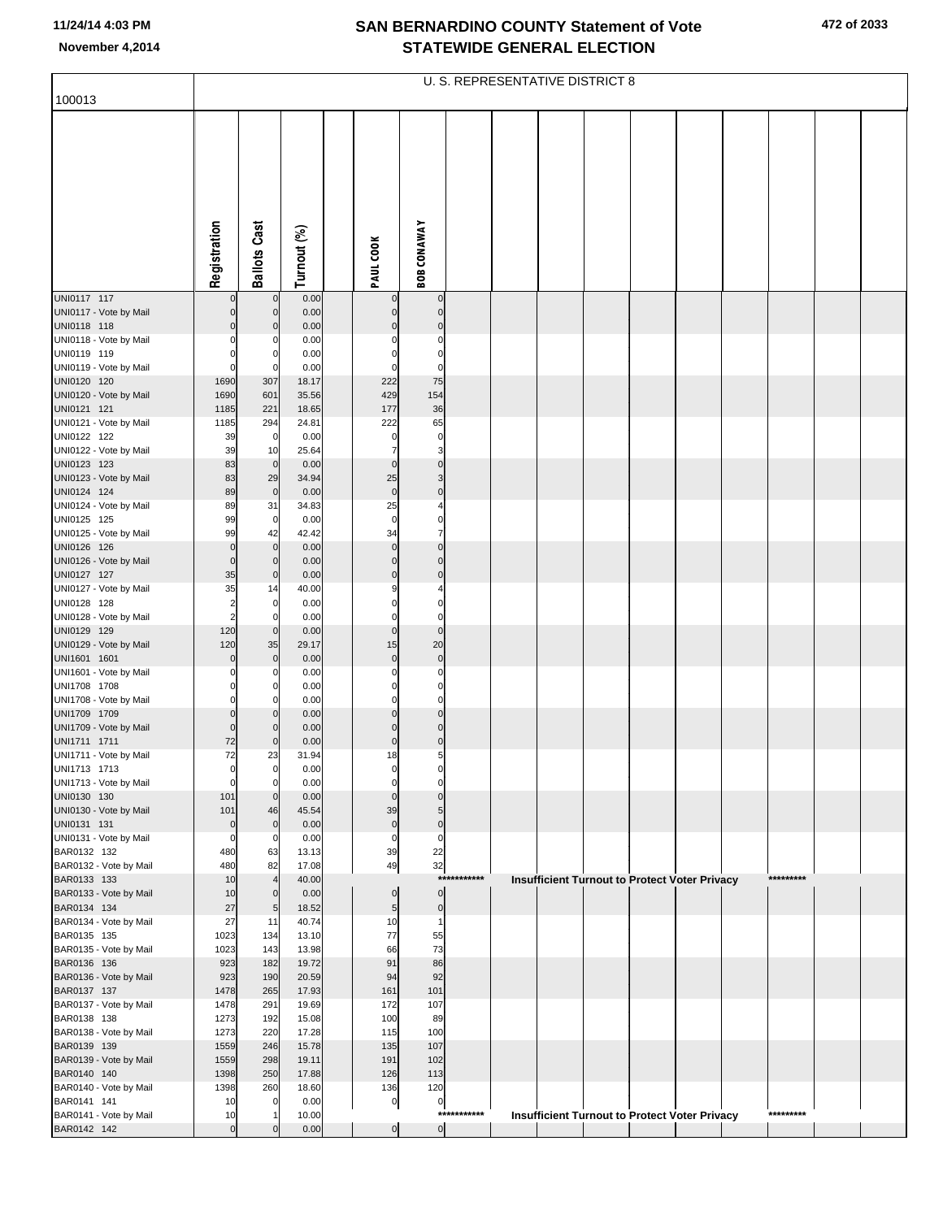# SAN BERNARDINO COUNTY Statement of Vote
## STATEWIDE GENERAL ELECTION

November 4,2014

100013

U. S. REPRESENTATIVE DISTRICT 8

| | Registration | Ballots Cast | Turnout (%) | | PAUL COOK | BOB CONAWAY |
|---|---|---|---|---|---|---|
| UNI0117 117 | 0 | 0 | 0.00 | | 0 | 0 |
| UNI0117 - Vote by Mail | 0 | 0 | 0.00 | | 0 | 0 |
| UNI0118 118 | 0 | 0 | 0.00 | | 0 | 0 |
| UNI0118 - Vote by Mail | 0 | 0 | 0.00 | | 0 | 0 |
| UNI0119 119 | 0 | 0 | 0.00 | | 0 | 0 |
| UNI0119 - Vote by Mail | 0 | 0 | 0.00 | | 0 | 0 |
| UNI0120 120 | 1690 | 307 | 18.17 | | 222 | 75 |
| UNI0120 - Vote by Mail | 1690 | 601 | 35.56 | | 429 | 154 |
| UNI0121 121 | 1185 | 221 | 18.65 | | 177 | 36 |
| UNI0121 - Vote by Mail | 1185 | 294 | 24.81 | | 222 | 65 |
| UNI0122 122 | 39 | 0 | 0.00 | | 0 | 0 |
| UNI0122 - Vote by Mail | 39 | 10 | 25.64 | | 7 | 3 |
| UNI0123 123 | 83 | 0 | 0.00 | | 0 | 0 |
| UNI0123 - Vote by Mail | 83 | 29 | 34.94 | | 25 | 3 |
| UNI0124 124 | 89 | 0 | 0.00 | | 0 | 0 |
| UNI0124 - Vote by Mail | 89 | 31 | 34.83 | | 25 | 4 |
| UNI0125 125 | 99 | 0 | 0.00 | | 0 | 0 |
| UNI0125 - Vote by Mail | 99 | 42 | 42.42 | | 34 | 7 |
| UNI0126 126 | 0 | 0 | 0.00 | | 0 | 0 |
| UNI0126 - Vote by Mail | 0 | 0 | 0.00 | | 0 | 0 |
| UNI0127 127 | 35 | 0 | 0.00 | | 0 | 0 |
| UNI0127 - Vote by Mail | 35 | 14 | 40.00 | | 9 | 4 |
| UNI0128 128 | 2 | 0 | 0.00 | | 0 | 0 |
| UNI0128 - Vote by Mail | 2 | 0 | 0.00 | | 0 | 0 |
| UNI0129 129 | 120 | 0 | 0.00 | | 0 | 0 |
| UNI0129 - Vote by Mail | 120 | 35 | 29.17 | | 15 | 20 |
| UNI1601 1601 | 0 | 0 | 0.00 | | 0 | 0 |
| UNI1601 - Vote by Mail | 0 | 0 | 0.00 | | 0 | 0 |
| UNI1708 1708 | 0 | 0 | 0.00 | | 0 | 0 |
| UNI1708 - Vote by Mail | 0 | 0 | 0.00 | | 0 | 0 |
| UNI1709 1709 | 0 | 0 | 0.00 | | 0 | 0 |
| UNI1709 - Vote by Mail | 0 | 0 | 0.00 | | 0 | 0 |
| UNI1711 1711 | 72 | 0 | 0.00 | | 0 | 0 |
| UNI1711 - Vote by Mail | 72 | 23 | 31.94 | | 18 | 5 |
| UNI1713 1713 | 0 | 0 | 0.00 | | 0 | 0 |
| UNI1713 - Vote by Mail | 0 | 0 | 0.00 | | 0 | 0 |
| UNI0130 130 | 101 | 0 | 0.00 | | 0 | 0 |
| UNI0130 - Vote by Mail | 101 | 46 | 45.54 | | 39 | 5 |
| UNI0131 131 | 0 | 0 | 0.00 | | 0 | 0 |
| UNI0131 - Vote by Mail | 0 | 0 | 0.00 | | 0 | 0 |
| BAR0132 132 | 480 | 63 | 13.13 | | 39 | 22 |
| BAR0132 - Vote by Mail | 480 | 82 | 17.08 | | 49 | 32 |
| BAR0133 133 | 10 | 4 | 40.00 | | *********** Insufficient Turnout to Protect Voter Privacy ********* | |
| BAR0133 - Vote by Mail | 10 | 0 | 0.00 | | 0 | 0 |
| BAR0134 134 | 27 | 5 | 18.52 | | 5 | 0 |
| BAR0134 - Vote by Mail | 27 | 11 | 40.74 | | 10 | 1 |
| BAR0135 135 | 1023 | 134 | 13.10 | | 77 | 55 |
| BAR0135 - Vote by Mail | 1023 | 143 | 13.98 | | 66 | 73 |
| BAR0136 136 | 923 | 182 | 19.72 | | 91 | 86 |
| BAR0136 - Vote by Mail | 923 | 190 | 20.59 | | 94 | 92 |
| BAR0137 137 | 1478 | 265 | 17.93 | | 161 | 101 |
| BAR0137 - Vote by Mail | 1478 | 291 | 19.69 | | 172 | 107 |
| BAR0138 138 | 1273 | 192 | 15.08 | | 100 | 89 |
| BAR0138 - Vote by Mail | 1273 | 220 | 17.28 | | 115 | 100 |
| BAR0139 139 | 1559 | 246 | 15.78 | | 135 | 107 |
| BAR0139 - Vote by Mail | 1559 | 298 | 19.11 | | 191 | 102 |
| BAR0140 140 | 1398 | 250 | 17.88 | | 126 | 113 |
| BAR0140 - Vote by Mail | 1398 | 260 | 18.60 | | 136 | 120 |
| BAR0141 141 | 10 | 0 | 0.00 | | 0 | 0 |
| BAR0141 - Vote by Mail | 10 | 1 | 10.00 | | *********** Insufficient Turnout to Protect Voter Privacy ********* | |
| BAR0142 142 | 0 | 0 | 0.00 | | 0 | 0 |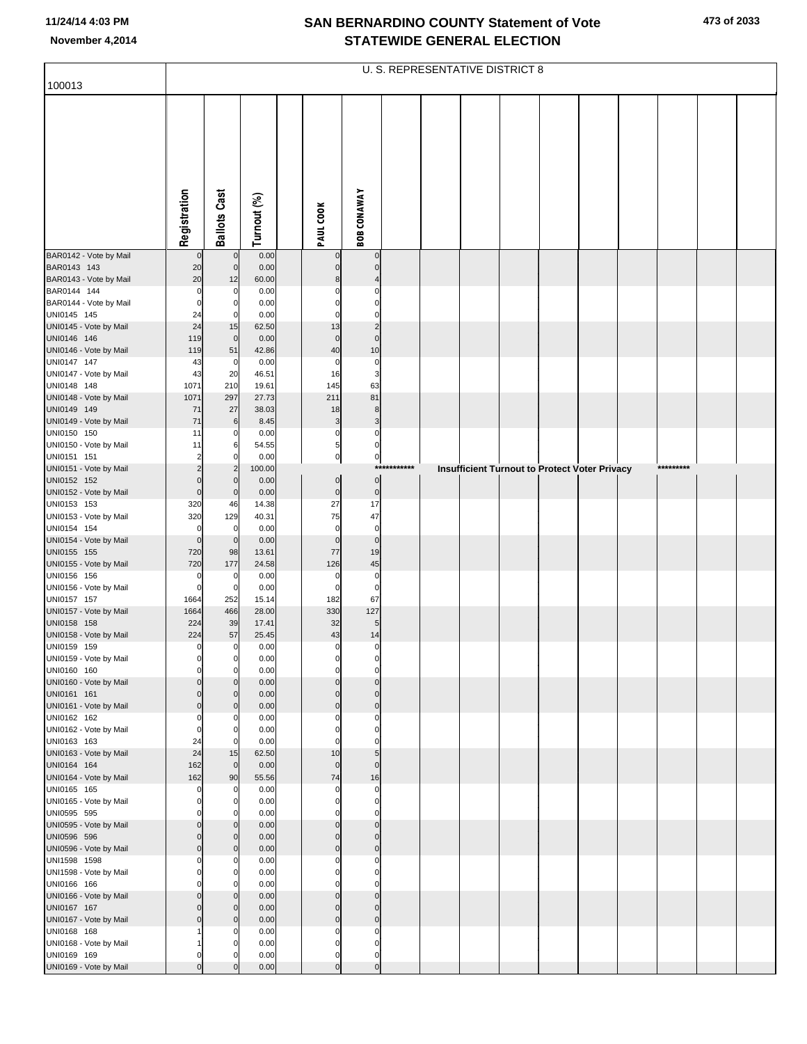# SAN BERNARDINO COUNTY Statement of Vote
## STATEWIDE GENERAL ELECTION

November 4,2014

100013

| | U. S. REPRESENTATIVE DISTRICT 8 | | | | | |
|---|---|---|---|---|---|---|
| | Registration | Ballots Cast | Turnout (%) | | PAUL COOK | BOB CONAWAY |
| BAR0142 - Vote by Mail | 0 | 0 | 0.00 | | 0 | 0 |
| BAR0143 143 | 20 | 0 | 0.00 | | 0 | 0 |
| BAR0143 - Vote by Mail | 20 | 12 | 60.00 | | 8 | 4 |
| BAR0144 144 | 0 | 0 | 0.00 | | 0 | 0 |
| BAR0144 - Vote by Mail | 0 | 0 | 0.00 | | 0 | 0 |
| UNI0145 145 | 24 | 0 | 0.00 | | 0 | 0 |
| UNI0145 - Vote by Mail | 24 | 15 | 62.50 | | 13 | 2 |
| UNI0146 146 | 119 | 0 | 0.00 | | 0 | 0 |
| UNI0146 - Vote by Mail | 119 | 51 | 42.86 | | 40 | 10 |
| UNI0147 147 | 43 | 0 | 0.00 | | 0 | 0 |
| UNI0147 - Vote by Mail | 43 | 20 | 46.51 | | 16 | 3 |
| UNI0148 148 | 1071 | 210 | 19.61 | | 145 | 63 |
| UNI0148 - Vote by Mail | 1071 | 297 | 27.73 | | 211 | 81 |
| UNI0149 149 | 71 | 27 | 38.03 | | 18 | 8 |
| UNI0149 - Vote by Mail | 71 | 6 | 8.45 | | 3 | 3 |
| UNI0150 150 | 11 | 0 | 0.00 | | 0 | 0 |
| UNI0150 - Vote by Mail | 11 | 6 | 54.55 | | 5 | 0 |
| UNI0151 151 | 2 | 0 | 0.00 | | 0 | 0 |
| UNI0151 - Vote by Mail | 2 | 2 | 100.00 | | *********** Insufficient Turnout to Protect Voter Privacy ********* | |
| UNI0152 152 | 0 | 0 | 0.00 | | 0 | 0 |
| UNI0152 - Vote by Mail | 0 | 0 | 0.00 | | 0 | 0 |
| UNI0153 153 | 320 | 46 | 14.38 | | 27 | 17 |
| UNI0153 - Vote by Mail | 320 | 129 | 40.31 | | 75 | 47 |
| UNI0154 154 | 0 | 0 | 0.00 | | 0 | 0 |
| UNI0154 - Vote by Mail | 0 | 0 | 0.00 | | 0 | 0 |
| UNI0155 155 | 720 | 98 | 13.61 | | 77 | 19 |
| UNI0155 - Vote by Mail | 720 | 177 | 24.58 | | 126 | 45 |
| UNI0156 156 | 0 | 0 | 0.00 | | 0 | 0 |
| UNI0156 - Vote by Mail | 0 | 0 | 0.00 | | 0 | 0 |
| UNI0157 157 | 1664 | 252 | 15.14 | | 182 | 67 |
| UNI0157 - Vote by Mail | 1664 | 466 | 28.00 | | 330 | 127 |
| UNI0158 158 | 224 | 39 | 17.41 | | 32 | 5 |
| UNI0158 - Vote by Mail | 224 | 57 | 25.45 | | 43 | 14 |
| UNI0159 159 | 0 | 0 | 0.00 | | 0 | 0 |
| UNI0159 - Vote by Mail | 0 | 0 | 0.00 | | 0 | 0 |
| UNI0160 160 | 0 | 0 | 0.00 | | 0 | 0 |
| UNI0160 - Vote by Mail | 0 | 0 | 0.00 | | 0 | 0 |
| UNI0161 161 | 0 | 0 | 0.00 | | 0 | 0 |
| UNI0161 - Vote by Mail | 0 | 0 | 0.00 | | 0 | 0 |
| UNI0162 162 | 0 | 0 | 0.00 | | 0 | 0 |
| UNI0162 - Vote by Mail | 0 | 0 | 0.00 | | 0 | 0 |
| UNI0163 163 | 24 | 0 | 0.00 | | 0 | 0 |
| UNI0163 - Vote by Mail | 24 | 15 | 62.50 | | 10 | 5 |
| UNI0164 164 | 162 | 0 | 0.00 | | 0 | 0 |
| UNI0164 - Vote by Mail | 162 | 90 | 55.56 | | 74 | 16 |
| UNI0165 165 | 0 | 0 | 0.00 | | 0 | 0 |
| UNI0165 - Vote by Mail | 0 | 0 | 0.00 | | 0 | 0 |
| UNI0595 595 | 0 | 0 | 0.00 | | 0 | 0 |
| UNI0595 - Vote by Mail | 0 | 0 | 0.00 | | 0 | 0 |
| UNI0596 596 | 0 | 0 | 0.00 | | 0 | 0 |
| UNI0596 - Vote by Mail | 0 | 0 | 0.00 | | 0 | 0 |
| UNI1598 1598 | 0 | 0 | 0.00 | | 0 | 0 |
| UNI1598 - Vote by Mail | 0 | 0 | 0.00 | | 0 | 0 |
| UNI0166 166 | 0 | 0 | 0.00 | | 0 | 0 |
| UNI0166 - Vote by Mail | 0 | 0 | 0.00 | | 0 | 0 |
| UNI0167 167 | 0 | 0 | 0.00 | | 0 | 0 |
| UNI0167 - Vote by Mail | 0 | 0 | 0.00 | | 0 | 0 |
| UNI0168 168 | 1 | 0 | 0.00 | | 0 | 0 |
| UNI0168 - Vote by Mail | 1 | 0 | 0.00 | | 0 | 0 |
| UNI0169 169 | 0 | 0 | 0.00 | | 0 | 0 |
| UNI0169 - Vote by Mail | 0 | 0 | 0.00 | | 0 | 0 |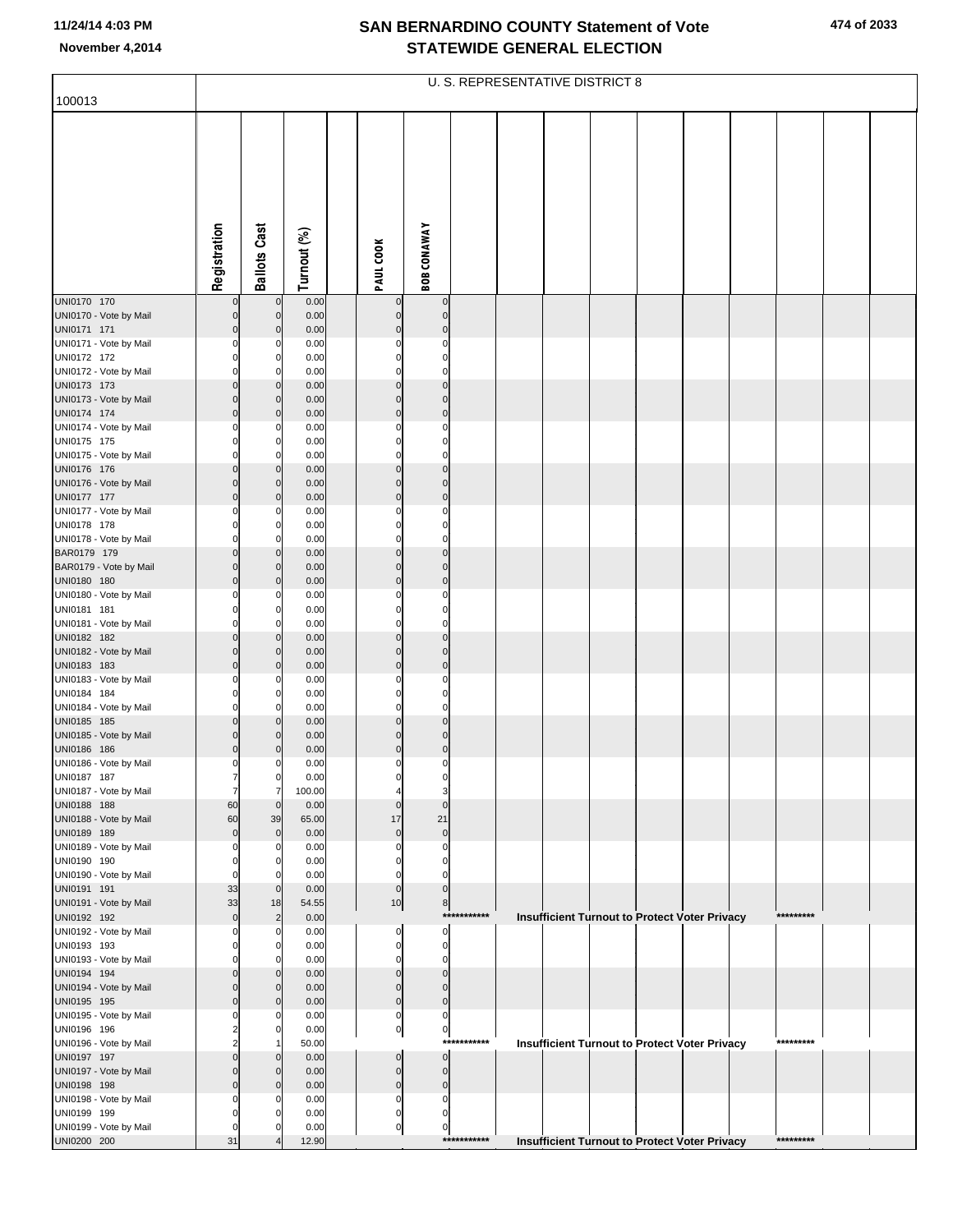# SAN BERNARDINO COUNTY Statement of Vote
## STATEWIDE GENERAL ELECTION

November 4,2014

U. S. REPRESENTATIVE DISTRICT 8

100013

| | Registration | Ballots Cast | Turnout (%) | | PAUL COOK | BOB CONAWAY | | | | | | | | | | |
|---|---|---|---|---|---|---|---|---|---|---|---|---|---|---|---|---|
| UNI0170 170 | 0 | 0 | 0.00 | | 0 | 0 | | | | | | | | | | |
| UNI0170 - Vote by Mail | 0 | 0 | 0.00 | | 0 | 0 | | | | | | | | | | |
| UNI0171 171 | 0 | 0 | 0.00 | | 0 | 0 | | | | | | | | | | |
| UNI0171 - Vote by Mail | 0 | 0 | 0.00 | | 0 | 0 | | | | | | | | | | |
| UNI0172 172 | 0 | 0 | 0.00 | | 0 | 0 | | | | | | | | | | |
| UNI0172 - Vote by Mail | 0 | 0 | 0.00 | | 0 | 0 | | | | | | | | | | |
| UNI0173 173 | 0 | 0 | 0.00 | | 0 | 0 | | | | | | | | | | |
| UNI0173 - Vote by Mail | 0 | 0 | 0.00 | | 0 | 0 | | | | | | | | | | |
| UNI0174 174 | 0 | 0 | 0.00 | | 0 | 0 | | | | | | | | | | |
| UNI0174 - Vote by Mail | 0 | 0 | 0.00 | | 0 | 0 | | | | | | | | | | |
| UNI0175 175 | 0 | 0 | 0.00 | | 0 | 0 | | | | | | | | | | |
| UNI0175 - Vote by Mail | 0 | 0 | 0.00 | | 0 | 0 | | | | | | | | | | |
| UNI0176 176 | 0 | 0 | 0.00 | | 0 | 0 | | | | | | | | | | |
| UNI0176 - Vote by Mail | 0 | 0 | 0.00 | | 0 | 0 | | | | | | | | | | |
| UNI0177 177 | 0 | 0 | 0.00 | | 0 | 0 | | | | | | | | | | |
| UNI0177 - Vote by Mail | 0 | 0 | 0.00 | | 0 | 0 | | | | | | | | | | |
| UNI0178 178 | 0 | 0 | 0.00 | | 0 | 0 | | | | | | | | | | |
| UNI0178 - Vote by Mail | 0 | 0 | 0.00 | | 0 | 0 | | | | | | | | | | |
| BAR0179 179 | 0 | 0 | 0.00 | | 0 | 0 | | | | | | | | | | |
| BAR0179 - Vote by Mail | 0 | 0 | 0.00 | | 0 | 0 | | | | | | | | | | |
| UNI0180 180 | 0 | 0 | 0.00 | | 0 | 0 | | | | | | | | | | |
| UNI0180 - Vote by Mail | 0 | 0 | 0.00 | | 0 | 0 | | | | | | | | | | |
| UNI0181 181 | 0 | 0 | 0.00 | | 0 | 0 | | | | | | | | | | |
| UNI0181 - Vote by Mail | 0 | 0 | 0.00 | | 0 | 0 | | | | | | | | | | |
| UNI0182 182 | 0 | 0 | 0.00 | | 0 | 0 | | | | | | | | | | |
| UNI0182 - Vote by Mail | 0 | 0 | 0.00 | | 0 | 0 | | | | | | | | | | |
| UNI0183 183 | 0 | 0 | 0.00 | | 0 | 0 | | | | | | | | | | |
| UNI0183 - Vote by Mail | 0 | 0 | 0.00 | | 0 | 0 | | | | | | | | | | |
| UNI0184 184 | 0 | 0 | 0.00 | | 0 | 0 | | | | | | | | | | |
| UNI0184 - Vote by Mail | 0 | 0 | 0.00 | | 0 | 0 | | | | | | | | | | |
| UNI0185 185 | 0 | 0 | 0.00 | | 0 | 0 | | | | | | | | | | |
| UNI0185 - Vote by Mail | 0 | 0 | 0.00 | | 0 | 0 | | | | | | | | | | |
| UNI0186 186 | 0 | 0 | 0.00 | | 0 | 0 | | | | | | | | | | |
| UNI0186 - Vote by Mail | 0 | 0 | 0.00 | | 0 | 0 | | | | | | | | | | |
| UNI0187 187 | 7 | 0 | 0.00 | | 0 | 0 | | | | | | | | | | |
| UNI0187 - Vote by Mail | 7 | 7 | 100.00 | | 4 | 3 | | | | | | | | | | |
| UNI0188 188 | 60 | 0 | 0.00 | | 0 | 0 | | | | | | | | | | |
| UNI0188 - Vote by Mail | 60 | 39 | 65.00 | | 17 | 21 | | | | | | | | | | |
| UNI0189 189 | 0 | 0 | 0.00 | | 0 | 0 | | | | | | | | | | |
| UNI0189 - Vote by Mail | 0 | 0 | 0.00 | | 0 | 0 | | | | | | | | | | |
| UNI0190 190 | 0 | 0 | 0.00 | | 0 | 0 | | | | | | | | | | |
| UNI0190 - Vote by Mail | 0 | 0 | 0.00 | | 0 | 0 | | | | | | | | | | |
| UNI0191 191 | 33 | 0 | 0.00 | | 0 | 0 | | | | | | | | | | |
| UNI0191 - Vote by Mail | 33 | 18 | 54.55 | | 10 | 8 | | | | | | | | | | |
| UNI0192 192 | 0 | 2 | 0.00 | | | *********** | | Insufficient Turnout to Protect Voter Privacy | | | | | ********* | | | |
| UNI0192 - Vote by Mail | 0 | 0 | 0.00 | | 0 | 0 | | | | | | | | | | |
| UNI0193 193 | 0 | 0 | 0.00 | | 0 | 0 | | | | | | | | | | |
| UNI0193 - Vote by Mail | 0 | 0 | 0.00 | | 0 | 0 | | | | | | | | | | |
| UNI0194 194 | 0 | 0 | 0.00 | | 0 | 0 | | | | | | | | | | |
| UNI0194 - Vote by Mail | 0 | 0 | 0.00 | | 0 | 0 | | | | | | | | | | |
| UNI0195 195 | 0 | 0 | 0.00 | | 0 | 0 | | | | | | | | | | |
| UNI0195 - Vote by Mail | 0 | 0 | 0.00 | | 0 | 0 | | | | | | | | | | |
| UNI0196 196 | 2 | 0 | 0.00 | | 0 | 0 | | | | | | | | | | |
| UNI0196 - Vote by Mail | 2 | 1 | 50.00 | | | *********** | | Insufficient Turnout to Protect Voter Privacy | | | | | ********* | | | |
| UNI0197 197 | 0 | 0 | 0.00 | | 0 | 0 | | | | | | | | | | |
| UNI0197 - Vote by Mail | 0 | 0 | 0.00 | | 0 | 0 | | | | | | | | | | |
| UNI0198 198 | 0 | 0 | 0.00 | | 0 | 0 | | | | | | | | | | |
| UNI0198 - Vote by Mail | 0 | 0 | 0.00 | | 0 | 0 | | | | | | | | | | |
| UNI0199 199 | 0 | 0 | 0.00 | | 0 | 0 | | | | | | | | | | |
| UNI0199 - Vote by Mail | 0 | 0 | 0.00 | | 0 | 0 | | | | | | | | | | |
| UNI0200 200 | 31 | 4 | 12.90 | | | *********** | | Insufficient Turnout to Protect Voter Privacy | | | | | ********* | | | |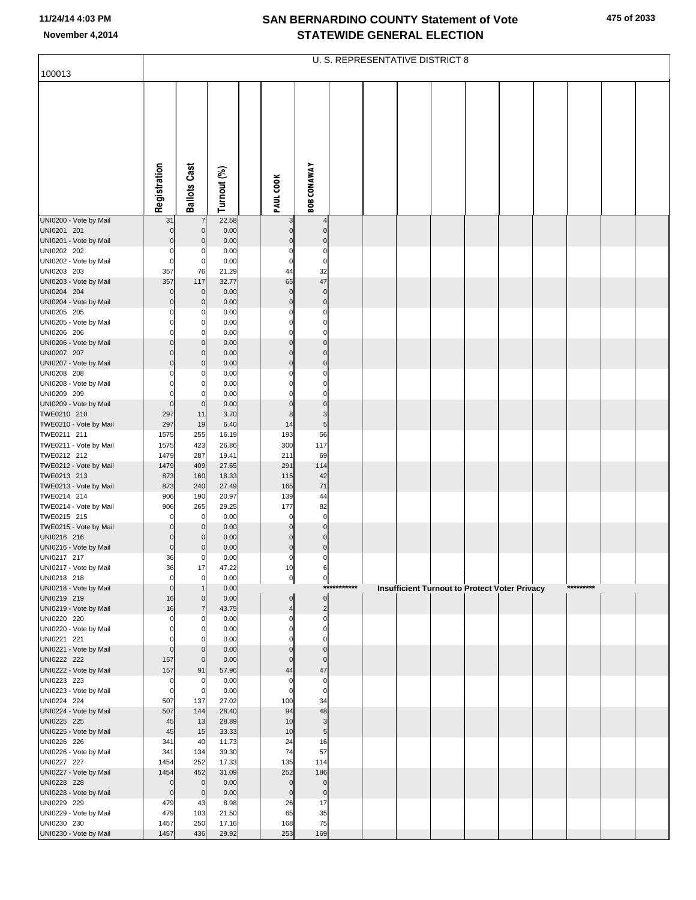# SAN BERNARDINO COUNTY Statement of Vote
## STATEWIDE GENERAL ELECTION

11/24/14 4:03 PM
November 4,2014

100013

| | U. S. REPRESENTATIVE DISTRICT 8 | | | | | |
|---|---|---|---|---|---|---|
| | Registration | Ballots Cast | Turnout (%) | | PAUL COOK | BOB CONAWAY |
| UNI0200 - Vote by Mail | 31 | 7 | 22.58 | | 3 | 4 |
| UNI0201 201 | 0 | 0 | 0.00 | | 0 | 0 |
| UNI0201 - Vote by Mail | 0 | 0 | 0.00 | | 0 | 0 |
| UNI0202 202 | 0 | 0 | 0.00 | | 0 | 0 |
| UNI0202 - Vote by Mail | 0 | 0 | 0.00 | | 0 | 0 |
| UNI0203 203 | 357 | 76 | 21.29 | | 44 | 32 |
| UNI0203 - Vote by Mail | 357 | 117 | 32.77 | | 65 | 47 |
| UNI0204 204 | 0 | 0 | 0.00 | | 0 | 0 |
| UNI0204 - Vote by Mail | 0 | 0 | 0.00 | | 0 | 0 |
| UNI0205 205 | 0 | 0 | 0.00 | | 0 | 0 |
| UNI0205 - Vote by Mail | 0 | 0 | 0.00 | | 0 | 0 |
| UNI0206 206 | 0 | 0 | 0.00 | | 0 | 0 |
| UNI0206 - Vote by Mail | 0 | 0 | 0.00 | | 0 | 0 |
| UNI0207 207 | 0 | 0 | 0.00 | | 0 | 0 |
| UNI0207 - Vote by Mail | 0 | 0 | 0.00 | | 0 | 0 |
| UNI0208 208 | 0 | 0 | 0.00 | | 0 | 0 |
| UNI0208 - Vote by Mail | 0 | 0 | 0.00 | | 0 | 0 |
| UNI0209 209 | 0 | 0 | 0.00 | | 0 | 0 |
| UNI0209 - Vote by Mail | 0 | 0 | 0.00 | | 0 | 0 |
| TWE0210 210 | 297 | 11 | 3.70 | | 8 | 3 |
| TWE0210 - Vote by Mail | 297 | 19 | 6.40 | | 14 | 5 |
| TWE0211 211 | 1575 | 255 | 16.19 | | 193 | 56 |
| TWE0211 - Vote by Mail | 1575 | 423 | 26.86 | | 300 | 117 |
| TWE0212 212 | 1479 | 287 | 19.41 | | 211 | 69 |
| TWE0212 - Vote by Mail | 1479 | 409 | 27.65 | | 291 | 114 |
| TWE0213 213 | 873 | 160 | 18.33 | | 115 | 42 |
| TWE0213 - Vote by Mail | 873 | 240 | 27.49 | | 165 | 71 |
| TWE0214 214 | 906 | 190 | 20.97 | | 139 | 44 |
| TWE0214 - Vote by Mail | 906 | 265 | 29.25 | | 177 | 82 |
| TWE0215 215 | 0 | 0 | 0.00 | | 0 | 0 |
| TWE0215 - Vote by Mail | 0 | 0 | 0.00 | | 0 | 0 |
| UNI0216 216 | 0 | 0 | 0.00 | | 0 | 0 |
| UNI0216 - Vote by Mail | 0 | 0 | 0.00 | | 0 | 0 |
| UNI0217 217 | 36 | 0 | 0.00 | | 0 | 0 |
| UNI0217 - Vote by Mail | 36 | 17 | 47.22 | | 10 | 6 |
| UNI0218 218 | 0 | 0 | 0.00 | | 0 | 0 |
| UNI0218 - Vote by Mail | 0 | 1 | 0.00 | | | *********** Insufficient Turnout to Protect Voter Privacy ********* |
| UNI0219 219 | 16 | 0 | 0.00 | | 0 | 0 |
| UNI0219 - Vote by Mail | 16 | 7 | 43.75 | | 4 | 2 |
| UNI0220 220 | 0 | 0 | 0.00 | | 0 | 0 |
| UNI0220 - Vote by Mail | 0 | 0 | 0.00 | | 0 | 0 |
| UNI0221 221 | 0 | 0 | 0.00 | | 0 | 0 |
| UNI0221 - Vote by Mail | 0 | 0 | 0.00 | | 0 | 0 |
| UNI0222 222 | 157 | 0 | 0.00 | | 0 | 0 |
| UNI0222 - Vote by Mail | 157 | 91 | 57.96 | | 44 | 47 |
| UNI0223 223 | 0 | 0 | 0.00 | | 0 | 0 |
| UNI0223 - Vote by Mail | 0 | 0 | 0.00 | | 0 | 0 |
| UNI0224 224 | 507 | 137 | 27.02 | | 100 | 34 |
| UNI0224 - Vote by Mail | 507 | 144 | 28.40 | | 94 | 48 |
| UNI0225 225 | 45 | 13 | 28.89 | | 10 | 3 |
| UNI0225 - Vote by Mail | 45 | 15 | 33.33 | | 10 | 5 |
| UNI0226 226 | 341 | 40 | 11.73 | | 24 | 16 |
| UNI0226 - Vote by Mail | 341 | 134 | 39.30 | | 74 | 57 |
| UNI0227 227 | 1454 | 252 | 17.33 | | 135 | 114 |
| UNI0227 - Vote by Mail | 1454 | 452 | 31.09 | | 252 | 186 |
| UNI0228 228 | 0 | 0 | 0.00 | | 0 | 0 |
| UNI0228 - Vote by Mail | 0 | 0 | 0.00 | | 0 | 0 |
| UNI0229 229 | 479 | 43 | 8.98 | | 26 | 17 |
| UNI0229 - Vote by Mail | 479 | 103 | 21.50 | | 65 | 35 |
| UNI0230 230 | 1457 | 250 | 17.16 | | 168 | 75 |
| UNI0230 - Vote by Mail | 1457 | 436 | 29.92 | | 253 | 169 |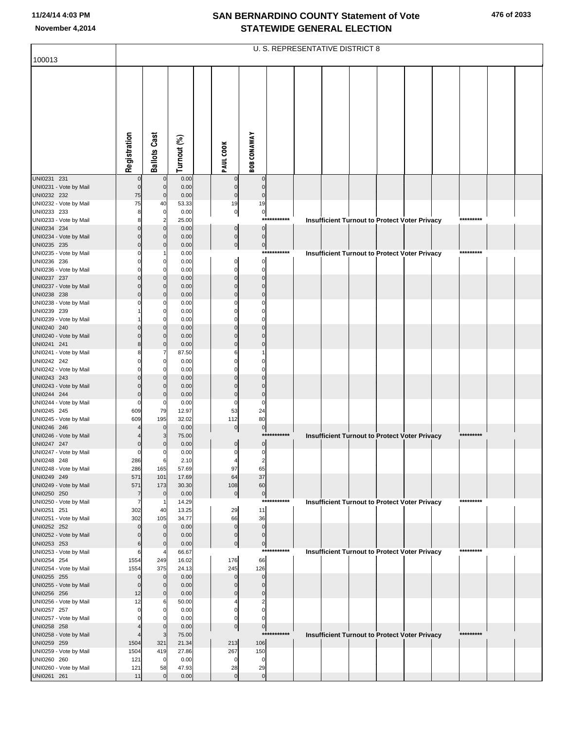# SAN BERNARDINO COUNTY Statement of Vote
# STATEWIDE GENERAL ELECTION

November 4,2014

100013

U. S. REPRESENTATIVE DISTRICT 8

| | Registration | Ballots Cast | Turnout (%) | | PAUL COOK | BOB CONAWAY | | | | | | | | | | |
|---|---|---|---|---|---|---|---|---|---|---|---|---|---|---|---|---|
| UNI0231 231 | 0 | 0 | 0.00 | | 0 | 0 | | | | | | | | | | |
| UNI0231 - Vote by Mail | 0 | 0 | 0.00 | | 0 | 0 | | | | | | | | | | |
| UNI0232 232 | 75 | 0 | 0.00 | | 0 | 0 | | | | | | | | | | |
| UNI0232 - Vote by Mail | 75 | 40 | 53.33 | | 19 | 19 | | | | | | | | | | |
| UNI0233 233 | 8 | 0 | 0.00 | | 0 | 0 | | | | | | | | | | |
| UNI0233 - Vote by Mail | 8 | 2 | 25.00 | | | | *********** | | Insufficient Turnout to Protect Voter Privacy | | | | | ********* | | |
| UNI0234 234 | 0 | 0 | 0.00 | | 0 | 0 | | | | | | | | | | |
| UNI0234 - Vote by Mail | 0 | 0 | 0.00 | | 0 | 0 | | | | | | | | | | |
| UNI0235 235 | 0 | 0 | 0.00 | | 0 | 0 | | | | | | | | | | |
| UNI0235 - Vote by Mail | 0 | 1 | 0.00 | | | | *********** | | Insufficient Turnout to Protect Voter Privacy | | | | | ********* | | |
| UNI0236 236 | 0 | 0 | 0.00 | | 0 | 0 | | | | | | | | | | |
| UNI0236 - Vote by Mail | 0 | 0 | 0.00 | | 0 | 0 | | | | | | | | | | |
| UNI0237 237 | 0 | 0 | 0.00 | | 0 | 0 | | | | | | | | | | |
| UNI0237 - Vote by Mail | 0 | 0 | 0.00 | | 0 | 0 | | | | | | | | | | |
| UNI0238 238 | 0 | 0 | 0.00 | | 0 | 0 | | | | | | | | | | |
| UNI0238 - Vote by Mail | 0 | 0 | 0.00 | | 0 | 0 | | | | | | | | | | |
| UNI0239 239 | 1 | 0 | 0.00 | | 0 | 0 | | | | | | | | | | |
| UNI0239 - Vote by Mail | 1 | 0 | 0.00 | | 0 | 0 | | | | | | | | | | |
| UNI0240 240 | 0 | 0 | 0.00 | | 0 | 0 | | | | | | | | | | |
| UNI0240 - Vote by Mail | 0 | 0 | 0.00 | | 0 | 0 | | | | | | | | | | |
| UNI0241 241 | 8 | 0 | 0.00 | | 0 | 0 | | | | | | | | | | |
| UNI0241 - Vote by Mail | 8 | 7 | 87.50 | | 6 | 1 | | | | | | | | | | |
| UNI0242 242 | 0 | 0 | 0.00 | | 0 | 0 | | | | | | | | | | |
| UNI0242 - Vote by Mail | 0 | 0 | 0.00 | | 0 | 0 | | | | | | | | | | |
| UNI0243 243 | 0 | 0 | 0.00 | | 0 | 0 | | | | | | | | | | |
| UNI0243 - Vote by Mail | 0 | 0 | 0.00 | | 0 | 0 | | | | | | | | | | |
| UNI0244 244 | 0 | 0 | 0.00 | | 0 | 0 | | | | | | | | | | |
| UNI0244 - Vote by Mail | 0 | 0 | 0.00 | | 0 | 0 | | | | | | | | | | |
| UNI0245 245 | 609 | 79 | 12.97 | | 53 | 24 | | | | | | | | | | |
| UNI0245 - Vote by Mail | 609 | 195 | 32.02 | | 112 | 80 | | | | | | | | | | |
| UNI0246 246 | 4 | 0 | 0.00 | | 0 | 0 | | | | | | | | | | |
| UNI0246 - Vote by Mail | 4 | 3 | 75.00 | | | | *********** | | Insufficient Turnout to Protect Voter Privacy | | | | | ********* | | |
| UNI0247 247 | 0 | 0 | 0.00 | | 0 | 0 | | | | | | | | | | |
| UNI0247 - Vote by Mail | 0 | 0 | 0.00 | | 0 | 0 | | | | | | | | | | |
| UNI0248 248 | 286 | 6 | 2.10 | | 4 | 2 | | | | | | | | | | |
| UNI0248 - Vote by Mail | 286 | 165 | 57.69 | | 97 | 65 | | | | | | | | | | |
| UNI0249 249 | 571 | 101 | 17.69 | | 64 | 37 | | | | | | | | | | |
| UNI0249 - Vote by Mail | 571 | 173 | 30.30 | | 108 | 60 | | | | | | | | | | |
| UNI0250 250 | 7 | 0 | 0.00 | | 0 | 0 | | | | | | | | | | |
| UNI0250 - Vote by Mail | 7 | 1 | 14.29 | | | | *********** | | Insufficient Turnout to Protect Voter Privacy | | | | | ********* | | |
| UNI0251 251 | 302 | 40 | 13.25 | | 29 | 11 | | | | | | | | | | |
| UNI0251 - Vote by Mail | 302 | 105 | 34.77 | | 66 | 36 | | | | | | | | | | |
| UNI0252 252 | 0 | 0 | 0.00 | | 0 | 0 | | | | | | | | | | |
| UNI0252 - Vote by Mail | 0 | 0 | 0.00 | | 0 | 0 | | | | | | | | | | |
| UNI0253 253 | 6 | 0 | 0.00 | | 0 | 0 | | | | | | | | | | |
| UNI0253 - Vote by Mail | 6 | 4 | 66.67 | | | | *********** | | Insufficient Turnout to Protect Voter Privacy | | | | | ********* | | |
| UNI0254 254 | 1554 | 249 | 16.02 | | 176 | 66 | | | | | | | | | | |
| UNI0254 - Vote by Mail | 1554 | 375 | 24.13 | | 245 | 126 | | | | | | | | | | |
| UNI0255 255 | 0 | 0 | 0.00 | | 0 | 0 | | | | | | | | | | |
| UNI0255 - Vote by Mail | 0 | 0 | 0.00 | | 0 | 0 | | | | | | | | | | |
| UNI0256 256 | 12 | 0 | 0.00 | | 0 | 0 | | | | | | | | | | |
| UNI0256 - Vote by Mail | 12 | 6 | 50.00 | | 4 | 2 | | | | | | | | | | |
| UNI0257 257 | 0 | 0 | 0.00 | | 0 | 0 | | | | | | | | | | |
| UNI0257 - Vote by Mail | 0 | 0 | 0.00 | | 0 | 0 | | | | | | | | | | |
| UNI0258 258 | 4 | 0 | 0.00 | | 0 | 0 | | | | | | | | | | |
| UNI0258 - Vote by Mail | 4 | 3 | 75.00 | | | | *********** | | Insufficient Turnout to Protect Voter Privacy | | | | | ********* | | |
| UNI0259 259 | 1504 | 321 | 21.34 | | 213 | 106 | | | | | | | | | | |
| UNI0259 - Vote by Mail | 1504 | 419 | 27.86 | | 267 | 150 | | | | | | | | | | |
| UNI0260 260 | 121 | 0 | 0.00 | | 0 | 0 | | | | | | | | | | |
| UNI0260 - Vote by Mail | 121 | 58 | 47.93 | | 28 | 29 | | | | | | | | | | |
| UNI0261 261 | 11 | 0 | 0.00 | | 0 | 0 | | | | | | | | | | |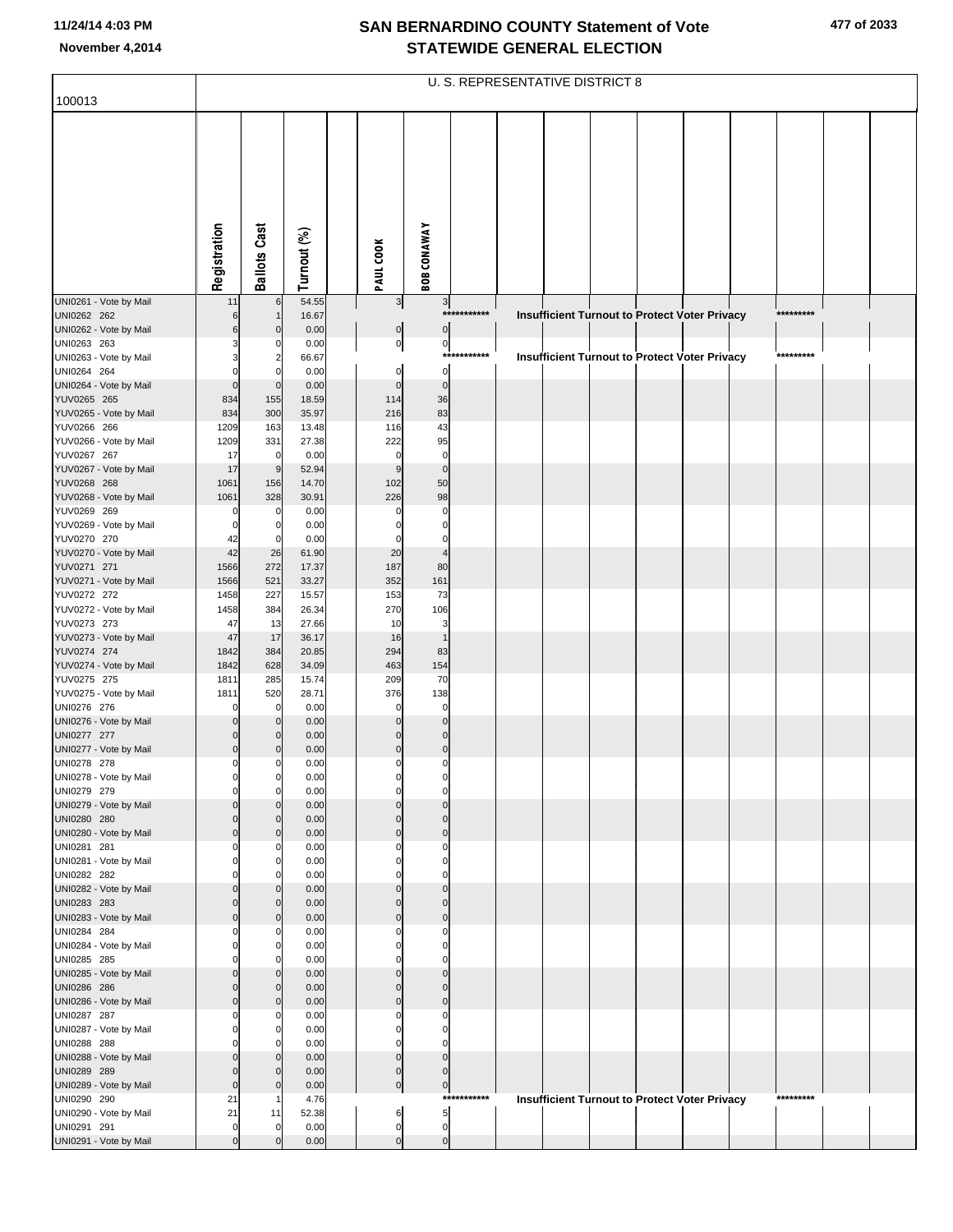# SAN BERNARDINO COUNTY Statement of Vote
## STATEWIDE GENERAL ELECTION

November 4,2014

100013

U. S. REPRESENTATIVE DISTRICT 8

| | Registration | Ballots Cast | Turnout (%) | | PAUL COOK | BOB CONAWAY |
|---|---|---|---|---|---|---|
| UNI0261 - Vote by Mail | 11 | 6 | 54.55 | | 3 | 3 |
| UNI0262 262 | 6 | 1 | 16.67 | | *********** Insufficient Turnout to Protect Voter Privacy ********* | |
| UNI0262 - Vote by Mail | 6 | 0 | 0.00 | | 0 | 0 |
| UNI0263 263 | 3 | 0 | 0.00 | | 0 | 0 |
| UNI0263 - Vote by Mail | 3 | 2 | 66.67 | | *********** Insufficient Turnout to Protect Voter Privacy ********* | |
| UNI0264 264 | 0 | 0 | 0.00 | | 0 | 0 |
| UNI0264 - Vote by Mail | 0 | 0 | 0.00 | | 0 | 0 |
| YUV0265 265 | 834 | 155 | 18.59 | | 114 | 36 |
| YUV0265 - Vote by Mail | 834 | 300 | 35.97 | | 216 | 83 |
| YUV0266 266 | 1209 | 163 | 13.48 | | 116 | 43 |
| YUV0266 - Vote by Mail | 1209 | 331 | 27.38 | | 222 | 95 |
| YUV0267 267 | 17 | 0 | 0.00 | | 0 | 0 |
| YUV0267 - Vote by Mail | 17 | 9 | 52.94 | | 9 | 0 |
| YUV0268 268 | 1061 | 156 | 14.70 | | 102 | 50 |
| YUV0268 - Vote by Mail | 1061 | 328 | 30.91 | | 226 | 98 |
| YUV0269 269 | 0 | 0 | 0.00 | | 0 | 0 |
| YUV0269 - Vote by Mail | 0 | 0 | 0.00 | | 0 | 0 |
| YUV0270 270 | 42 | 0 | 0.00 | | 0 | 0 |
| YUV0270 - Vote by Mail | 42 | 26 | 61.90 | | 20 | 4 |
| YUV0271 271 | 1566 | 272 | 17.37 | | 187 | 80 |
| YUV0271 - Vote by Mail | 1566 | 521 | 33.27 | | 352 | 161 |
| YUV0272 272 | 1458 | 227 | 15.57 | | 153 | 73 |
| YUV0272 - Vote by Mail | 1458 | 384 | 26.34 | | 270 | 106 |
| YUV0273 273 | 47 | 13 | 27.66 | | 10 | 3 |
| YUV0273 - Vote by Mail | 47 | 17 | 36.17 | | 16 | 1 |
| YUV0274 274 | 1842 | 384 | 20.85 | | 294 | 83 |
| YUV0274 - Vote by Mail | 1842 | 628 | 34.09 | | 463 | 154 |
| YUV0275 275 | 1811 | 285 | 15.74 | | 209 | 70 |
| YUV0275 - Vote by Mail | 1811 | 520 | 28.71 | | 376 | 138 |
| UNI0276 276 | 0 | 0 | 0.00 | | 0 | 0 |
| UNI0276 - Vote by Mail | 0 | 0 | 0.00 | | 0 | 0 |
| UNI0277 277 | 0 | 0 | 0.00 | | 0 | 0 |
| UNI0277 - Vote by Mail | 0 | 0 | 0.00 | | 0 | 0 |
| UNI0278 278 | 0 | 0 | 0.00 | | 0 | 0 |
| UNI0278 - Vote by Mail | 0 | 0 | 0.00 | | 0 | 0 |
| UNI0279 279 | 0 | 0 | 0.00 | | 0 | 0 |
| UNI0279 - Vote by Mail | 0 | 0 | 0.00 | | 0 | 0 |
| UNI0280 280 | 0 | 0 | 0.00 | | 0 | 0 |
| UNI0280 - Vote by Mail | 0 | 0 | 0.00 | | 0 | 0 |
| UNI0281 281 | 0 | 0 | 0.00 | | 0 | 0 |
| UNI0281 - Vote by Mail | 0 | 0 | 0.00 | | 0 | 0 |
| UNI0282 282 | 0 | 0 | 0.00 | | 0 | 0 |
| UNI0282 - Vote by Mail | 0 | 0 | 0.00 | | 0 | 0 |
| UNI0283 283 | 0 | 0 | 0.00 | | 0 | 0 |
| UNI0283 - Vote by Mail | 0 | 0 | 0.00 | | 0 | 0 |
| UNI0284 284 | 0 | 0 | 0.00 | | 0 | 0 |
| UNI0284 - Vote by Mail | 0 | 0 | 0.00 | | 0 | 0 |
| UNI0285 285 | 0 | 0 | 0.00 | | 0 | 0 |
| UNI0285 - Vote by Mail | 0 | 0 | 0.00 | | 0 | 0 |
| UNI0286 286 | 0 | 0 | 0.00 | | 0 | 0 |
| UNI0286 - Vote by Mail | 0 | 0 | 0.00 | | 0 | 0 |
| UNI0287 287 | 0 | 0 | 0.00 | | 0 | 0 |
| UNI0287 - Vote by Mail | 0 | 0 | 0.00 | | 0 | 0 |
| UNI0288 288 | 0 | 0 | 0.00 | | 0 | 0 |
| UNI0288 - Vote by Mail | 0 | 0 | 0.00 | | 0 | 0 |
| UNI0289 289 | 0 | 0 | 0.00 | | 0 | 0 |
| UNI0289 - Vote by Mail | 0 | 0 | 0.00 | | 0 | 0 |
| UNI0290 290 | 21 | 1 | 4.76 | | *********** Insufficient Turnout to Protect Voter Privacy ********* | |
| UNI0290 - Vote by Mail | 21 | 11 | 52.38 | | 6 | 5 |
| UNI0291 291 | 0 | 0 | 0.00 | | 0 | 0 |
| UNI0291 - Vote by Mail | 0 | 0 | 0.00 | | 0 | 0 |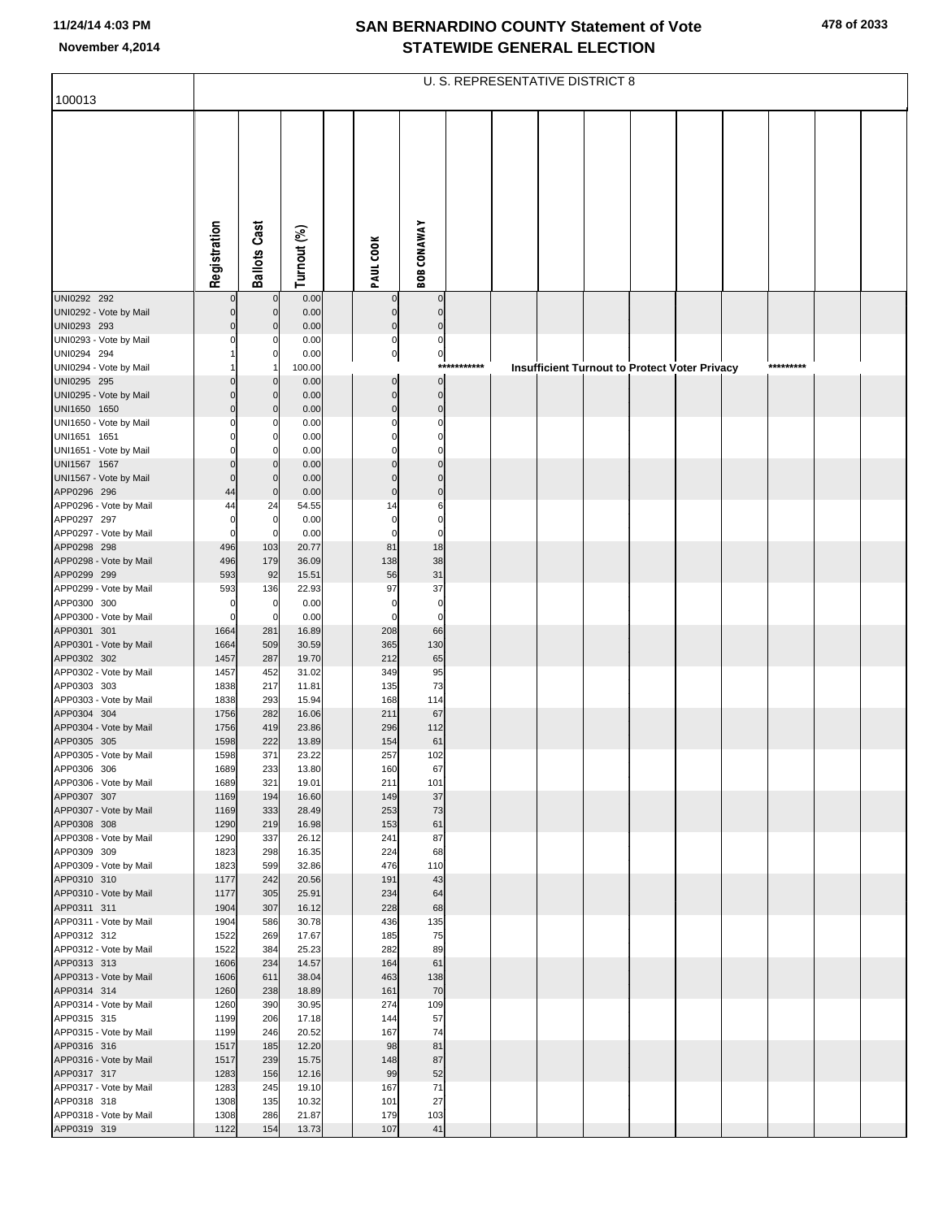# SAN BERNARDINO COUNTY Statement of Vote
## STATEWIDE GENERAL ELECTION

November 4,2014

100013

U. S. REPRESENTATIVE DISTRICT 8

| | Registration | Ballots Cast | Turnout (%) | | PAUL COOK | BOB CONAWAY |
|---|---|---|---|---|---|---|
| UNI0292 292 | 0 | 0 | 0.00 | | 0 | 0 |
| UNI0292 - Vote by Mail | 0 | 0 | 0.00 | | 0 | 0 |
| UNI0293 293 | 0 | 0 | 0.00 | | 0 | 0 |
| UNI0293 - Vote by Mail | 0 | 0 | 0.00 | | 0 | 0 |
| UNI0294 294 | 1 | 0 | 0.00 | | 0 | 0 |
| UNI0294 - Vote by Mail | 1 | 1 | 100.00 | | | *********** Insufficient Turnout to Protect Voter Privacy ********* |
| UNI0295 295 | 0 | 0 | 0.00 | | 0 | 0 |
| UNI0295 - Vote by Mail | 0 | 0 | 0.00 | | 0 | 0 |
| UNI1650 1650 | 0 | 0 | 0.00 | | 0 | 0 |
| UNI1650 - Vote by Mail | 0 | 0 | 0.00 | | 0 | 0 |
| UNI1651 1651 | 0 | 0 | 0.00 | | 0 | 0 |
| UNI1651 - Vote by Mail | 0 | 0 | 0.00 | | 0 | 0 |
| UNI1567 1567 | 0 | 0 | 0.00 | | 0 | 0 |
| UNI1567 - Vote by Mail | 0 | 0 | 0.00 | | 0 | 0 |
| APP0296 296 | 44 | 0 | 0.00 | | 0 | 0 |
| APP0296 - Vote by Mail | 44 | 24 | 54.55 | | 14 | 6 |
| APP0297 297 | 0 | 0 | 0.00 | | 0 | 0 |
| APP0297 - Vote by Mail | 0 | 0 | 0.00 | | 0 | 0 |
| APP0298 298 | 496 | 103 | 20.77 | | 81 | 18 |
| APP0298 - Vote by Mail | 496 | 179 | 36.09 | | 138 | 38 |
| APP0299 299 | 593 | 92 | 15.51 | | 56 | 31 |
| APP0299 - Vote by Mail | 593 | 136 | 22.93 | | 97 | 37 |
| APP0300 300 | 0 | 0 | 0.00 | | 0 | 0 |
| APP0300 - Vote by Mail | 0 | 0 | 0.00 | | 0 | 0 |
| APP0301 301 | 1664 | 281 | 16.89 | | 208 | 66 |
| APP0301 - Vote by Mail | 1664 | 509 | 30.59 | | 365 | 130 |
| APP0302 302 | 1457 | 287 | 19.70 | | 212 | 65 |
| APP0302 - Vote by Mail | 1457 | 452 | 31.02 | | 349 | 95 |
| APP0303 303 | 1838 | 217 | 11.81 | | 135 | 73 |
| APP0303 - Vote by Mail | 1838 | 293 | 15.94 | | 168 | 114 |
| APP0304 304 | 1756 | 282 | 16.06 | | 211 | 67 |
| APP0304 - Vote by Mail | 1756 | 419 | 23.86 | | 296 | 112 |
| APP0305 305 | 1598 | 222 | 13.89 | | 154 | 61 |
| APP0305 - Vote by Mail | 1598 | 371 | 23.22 | | 257 | 102 |
| APP0306 306 | 1689 | 233 | 13.80 | | 160 | 67 |
| APP0306 - Vote by Mail | 1689 | 321 | 19.01 | | 211 | 101 |
| APP0307 307 | 1169 | 194 | 16.60 | | 149 | 37 |
| APP0307 - Vote by Mail | 1169 | 333 | 28.49 | | 253 | 73 |
| APP0308 308 | 1290 | 219 | 16.98 | | 153 | 61 |
| APP0308 - Vote by Mail | 1290 | 337 | 26.12 | | 241 | 87 |
| APP0309 309 | 1823 | 298 | 16.35 | | 224 | 68 |
| APP0309 - Vote by Mail | 1823 | 599 | 32.86 | | 476 | 110 |
| APP0310 310 | 1177 | 242 | 20.56 | | 191 | 43 |
| APP0310 - Vote by Mail | 1177 | 305 | 25.91 | | 234 | 64 |
| APP0311 311 | 1904 | 307 | 16.12 | | 228 | 68 |
| APP0311 - Vote by Mail | 1904 | 586 | 30.78 | | 436 | 135 |
| APP0312 312 | 1522 | 269 | 17.67 | | 185 | 75 |
| APP0312 - Vote by Mail | 1522 | 384 | 25.23 | | 282 | 89 |
| APP0313 313 | 1606 | 234 | 14.57 | | 164 | 61 |
| APP0313 - Vote by Mail | 1606 | 611 | 38.04 | | 463 | 138 |
| APP0314 314 | 1260 | 238 | 18.89 | | 161 | 70 |
| APP0314 - Vote by Mail | 1260 | 390 | 30.95 | | 274 | 109 |
| APP0315 315 | 1199 | 206 | 17.18 | | 144 | 57 |
| APP0315 - Vote by Mail | 1199 | 246 | 20.52 | | 167 | 74 |
| APP0316 316 | 1517 | 185 | 12.20 | | 98 | 81 |
| APP0316 - Vote by Mail | 1517 | 239 | 15.75 | | 148 | 87 |
| APP0317 317 | 1283 | 156 | 12.16 | | 99 | 52 |
| APP0317 - Vote by Mail | 1283 | 245 | 19.10 | | 167 | 71 |
| APP0318 318 | 1308 | 135 | 10.32 | | 101 | 27 |
| APP0318 - Vote by Mail | 1308 | 286 | 21.87 | | 179 | 103 |
| APP0319 319 | 1122 | 154 | 13.73 | | 107 | 41 |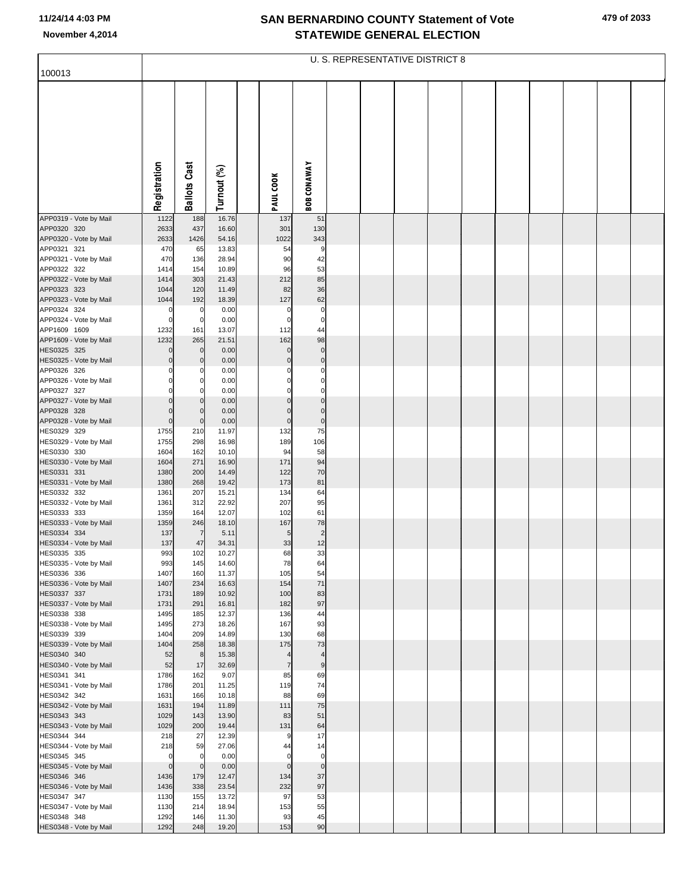# SAN BERNARDINO COUNTY Statement of Vote
## STATEWIDE GENERAL ELECTION

November 4,2014

100013

U. S. REPRESENTATIVE DISTRICT 8

| | Registration | Ballots Cast | Turnout (%) | | PAUL COOK | BOB CONAWAY |
|---|---|---|---|---|---|---|
| APP0319 - Vote by Mail | 1122 | 188 | 16.76 | | 137 | 51 |
| APP0320 320 | 2633 | 437 | 16.60 | | 301 | 130 |
| APP0320 - Vote by Mail | 2633 | 1426 | 54.16 | | 1022 | 343 |
| APP0321 321 | 470 | 65 | 13.83 | | 54 | 9 |
| APP0321 - Vote by Mail | 470 | 136 | 28.94 | | 90 | 42 |
| APP0322 322 | 1414 | 154 | 10.89 | | 96 | 53 |
| APP0322 - Vote by Mail | 1414 | 303 | 21.43 | | 212 | 85 |
| APP0323 323 | 1044 | 120 | 11.49 | | 82 | 36 |
| APP0323 - Vote by Mail | 1044 | 192 | 18.39 | | 127 | 62 |
| APP0324 324 | 0 | 0 | 0.00 | | 0 | 0 |
| APP0324 - Vote by Mail | 0 | 0 | 0.00 | | 0 | 0 |
| APP1609 1609 | 1232 | 161 | 13.07 | | 112 | 44 |
| APP1609 - Vote by Mail | 1232 | 265 | 21.51 | | 162 | 98 |
| HES0325 325 | 0 | 0 | 0.00 | | 0 | 0 |
| HES0325 - Vote by Mail | 0 | 0 | 0.00 | | 0 | 0 |
| APP0326 326 | 0 | 0 | 0.00 | | 0 | 0 |
| APP0326 - Vote by Mail | 0 | 0 | 0.00 | | 0 | 0 |
| APP0327 327 | 0 | 0 | 0.00 | | 0 | 0 |
| APP0327 - Vote by Mail | 0 | 0 | 0.00 | | 0 | 0 |
| APP0328 328 | 0 | 0 | 0.00 | | 0 | 0 |
| APP0328 - Vote by Mail | 0 | 0 | 0.00 | | 0 | 0 |
| HES0329 329 | 1755 | 210 | 11.97 | | 132 | 75 |
| HES0329 - Vote by Mail | 1755 | 298 | 16.98 | | 189 | 106 |
| HES0330 330 | 1604 | 162 | 10.10 | | 94 | 58 |
| HES0330 - Vote by Mail | 1604 | 271 | 16.90 | | 171 | 94 |
| HES0331 331 | 1380 | 200 | 14.49 | | 122 | 70 |
| HES0331 - Vote by Mail | 1380 | 268 | 19.42 | | 173 | 81 |
| HES0332 332 | 1361 | 207 | 15.21 | | 134 | 64 |
| HES0332 - Vote by Mail | 1361 | 312 | 22.92 | | 207 | 95 |
| HES0333 333 | 1359 | 164 | 12.07 | | 102 | 61 |
| HES0333 - Vote by Mail | 1359 | 246 | 18.10 | | 167 | 78 |
| HES0334 334 | 137 | 7 | 5.11 | | 5 | 2 |
| HES0334 - Vote by Mail | 137 | 47 | 34.31 | | 33 | 12 |
| HES0335 335 | 993 | 102 | 10.27 | | 68 | 33 |
| HES0335 - Vote by Mail | 993 | 145 | 14.60 | | 78 | 64 |
| HES0336 336 | 1407 | 160 | 11.37 | | 105 | 54 |
| HES0336 - Vote by Mail | 1407 | 234 | 16.63 | | 154 | 71 |
| HES0337 337 | 1731 | 189 | 10.92 | | 100 | 83 |
| HES0337 - Vote by Mail | 1731 | 291 | 16.81 | | 182 | 97 |
| HES0338 338 | 1495 | 185 | 12.37 | | 136 | 44 |
| HES0338 - Vote by Mail | 1495 | 273 | 18.26 | | 167 | 93 |
| HES0339 339 | 1404 | 209 | 14.89 | | 130 | 68 |
| HES0339 - Vote by Mail | 1404 | 258 | 18.38 | | 175 | 73 |
| HES0340 340 | 52 | 8 | 15.38 | | 4 | 4 |
| HES0340 - Vote by Mail | 52 | 17 | 32.69 | | 7 | 9 |
| HES0341 341 | 1786 | 162 | 9.07 | | 85 | 69 |
| HES0341 - Vote by Mail | 1786 | 201 | 11.25 | | 119 | 74 |
| HES0342 342 | 1631 | 166 | 10.18 | | 88 | 69 |
| HES0342 - Vote by Mail | 1631 | 194 | 11.89 | | 111 | 75 |
| HES0343 343 | 1029 | 143 | 13.90 | | 83 | 51 |
| HES0343 - Vote by Mail | 1029 | 200 | 19.44 | | 131 | 64 |
| HES0344 344 | 218 | 27 | 12.39 | | 9 | 17 |
| HES0344 - Vote by Mail | 218 | 59 | 27.06 | | 44 | 14 |
| HES0345 345 | 0 | 0 | 0.00 | | 0 | 0 |
| HES0345 - Vote by Mail | 0 | 0 | 0.00 | | 0 | 0 |
| HES0346 346 | 1436 | 179 | 12.47 | | 134 | 37 |
| HES0346 - Vote by Mail | 1436 | 338 | 23.54 | | 232 | 97 |
| HES0347 347 | 1130 | 155 | 13.72 | | 97 | 53 |
| HES0347 - Vote by Mail | 1130 | 214 | 18.94 | | 153 | 55 |
| HES0348 348 | 1292 | 146 | 11.30 | | 93 | 45 |
| HES0348 - Vote by Mail | 1292 | 248 | 19.20 | | 153 | 90 |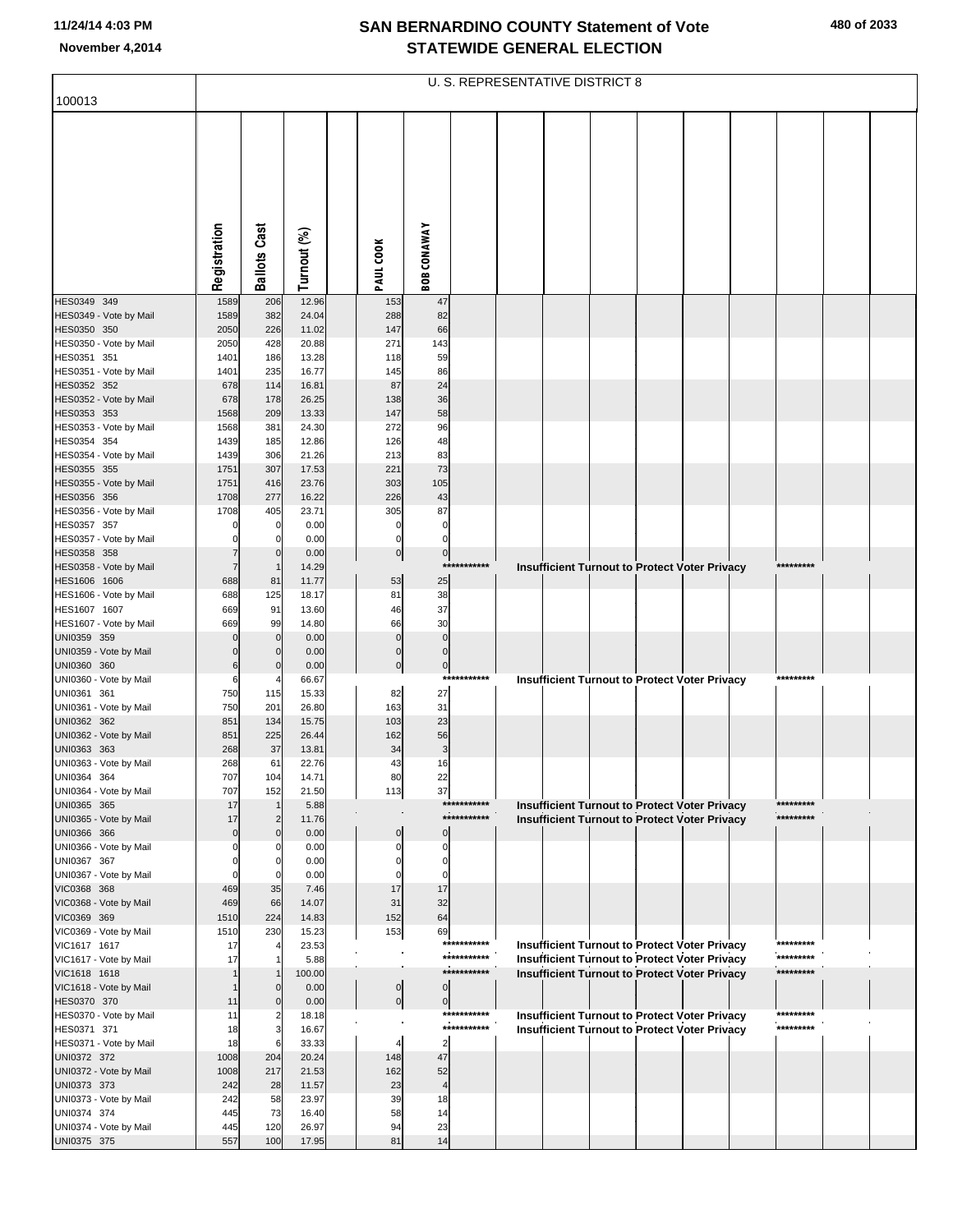# SAN BERNARDINO COUNTY Statement of Vote
# STATEWIDE GENERAL ELECTION

November 4,2014

## U. S. REPRESENTATIVE DISTRICT 8

100013

| | Registration | Ballots Cast | Turnout (%) | | PAUL COOK | BOB CONAWAY |
|---|---|---|---|---|---|---|
| HES0349 349 | 1589 | 206 | 12.96 | | 153 | 47 |
| HES0349 - Vote by Mail | 1589 | 382 | 24.04 | | 288 | 82 |
| HES0350 350 | 2050 | 226 | 11.02 | | 147 | 66 |
| HES0350 - Vote by Mail | 2050 | 428 | 20.88 | | 271 | 143 |
| HES0351 351 | 1401 | 186 | 13.28 | | 118 | 59 |
| HES0351 - Vote by Mail | 1401 | 235 | 16.77 | | 145 | 86 |
| HES0352 352 | 678 | 114 | 16.81 | | 87 | 24 |
| HES0352 - Vote by Mail | 678 | 178 | 26.25 | | 138 | 36 |
| HES0353 353 | 1568 | 209 | 13.33 | | 147 | 58 |
| HES0353 - Vote by Mail | 1568 | 381 | 24.30 | | 272 | 96 |
| HES0354 354 | 1439 | 185 | 12.86 | | 126 | 48 |
| HES0354 - Vote by Mail | 1439 | 306 | 21.26 | | 213 | 83 |
| HES0355 355 | 1751 | 307 | 17.53 | | 221 | 73 |
| HES0355 - Vote by Mail | 1751 | 416 | 23.76 | | 303 | 105 |
| HES0356 356 | 1708 | 277 | 16.22 | | 226 | 43 |
| HES0356 - Vote by Mail | 1708 | 405 | 23.71 | | 305 | 87 |
| HES0357 357 | 0 | 0 | 0.00 | | 0 | 0 |
| HES0357 - Vote by Mail | 0 | 0 | 0.00 | | 0 | 0 |
| HES0358 358 | 7 | 0 | 0.00 | | 0 | 0 |
| HES0358 - Vote by Mail | 7 | 1 | 14.29 | | *********** Insufficient Turnout to Protect Voter Privacy ********* | |
| HES1606 1606 | 688 | 81 | 11.77 | | 53 | 25 |
| HES1606 - Vote by Mail | 688 | 125 | 18.17 | | 81 | 38 |
| HES1607 1607 | 669 | 91 | 13.60 | | 46 | 37 |
| HES1607 - Vote by Mail | 669 | 99 | 14.80 | | 66 | 30 |
| UNI0359 359 | 0 | 0 | 0.00 | | 0 | 0 |
| UNI0359 - Vote by Mail | 0 | 0 | 0.00 | | 0 | 0 |
| UNI0360 360 | 6 | 0 | 0.00 | | 0 | 0 |
| UNI0360 - Vote by Mail | 6 | 4 | 66.67 | | *********** Insufficient Turnout to Protect Voter Privacy ********* | |
| UNI0361 361 | 750 | 115 | 15.33 | | 82 | 27 |
| UNI0361 - Vote by Mail | 750 | 201 | 26.80 | | 163 | 31 |
| UNI0362 362 | 851 | 134 | 15.75 | | 103 | 23 |
| UNI0362 - Vote by Mail | 851 | 225 | 26.44 | | 162 | 56 |
| UNI0363 363 | 268 | 37 | 13.81 | | 34 | 3 |
| UNI0363 - Vote by Mail | 268 | 61 | 22.76 | | 43 | 16 |
| UNI0364 364 | 707 | 104 | 14.71 | | 80 | 22 |
| UNI0364 - Vote by Mail | 707 | 152 | 21.50 | | 113 | 37 |
| UNI0365 365 | 17 | 1 | 5.88 | | *********** Insufficient Turnout to Protect Voter Privacy ********* | |
| UNI0365 - Vote by Mail | 17 | 2 | 11.76 | | *********** Insufficient Turnout to Protect Voter Privacy ********* | |
| UNI0366 366 | 0 | 0 | 0.00 | | 0 | 0 |
| UNI0366 - Vote by Mail | 0 | 0 | 0.00 | | 0 | 0 |
| UNI0367 367 | 0 | 0 | 0.00 | | 0 | 0 |
| UNI0367 - Vote by Mail | 0 | 0 | 0.00 | | 0 | 0 |
| VIC0368 368 | 469 | 35 | 7.46 | | 17 | 17 |
| VIC0368 - Vote by Mail | 469 | 66 | 14.07 | | 31 | 32 |
| VIC0369 369 | 1510 | 224 | 14.83 | | 152 | 64 |
| VIC0369 - Vote by Mail | 1510 | 230 | 15.23 | | 153 | 69 |
| VIC1617 1617 | 17 | 4 | 23.53 | | *********** Insufficient Turnout to Protect Voter Privacy ********* | |
| VIC1617 - Vote by Mail | 17 | 1 | 5.88 | | *********** Insufficient Turnout to Protect Voter Privacy ********* | |
| VIC1618 1618 | 1 | 1 | 100.00 | | *********** Insufficient Turnout to Protect Voter Privacy ********* | |
| VIC1618 - Vote by Mail | 1 | 0 | 0.00 | | 0 | 0 |
| HES0370 370 | 11 | 0 | 0.00 | | 0 | 0 |
| HES0370 - Vote by Mail | 11 | 2 | 18.18 | | *********** Insufficient Turnout to Protect Voter Privacy ********* | |
| HES0371 371 | 18 | 3 | 16.67 | | *********** Insufficient Turnout to Protect Voter Privacy ********* | |
| HES0371 - Vote by Mail | 18 | 6 | 33.33 | | 4 | 2 |
| UNI0372 372 | 1008 | 204 | 20.24 | | 148 | 47 |
| UNI0372 - Vote by Mail | 1008 | 217 | 21.53 | | 162 | 52 |
| UNI0373 373 | 242 | 28 | 11.57 | | 23 | 4 |
| UNI0373 - Vote by Mail | 242 | 58 | 23.97 | | 39 | 18 |
| UNI0374 374 | 445 | 73 | 16.40 | | 58 | 14 |
| UNI0374 - Vote by Mail | 445 | 120 | 26.97 | | 94 | 23 |
| UNI0375 375 | 557 | 100 | 17.95 | | 81 | 14 |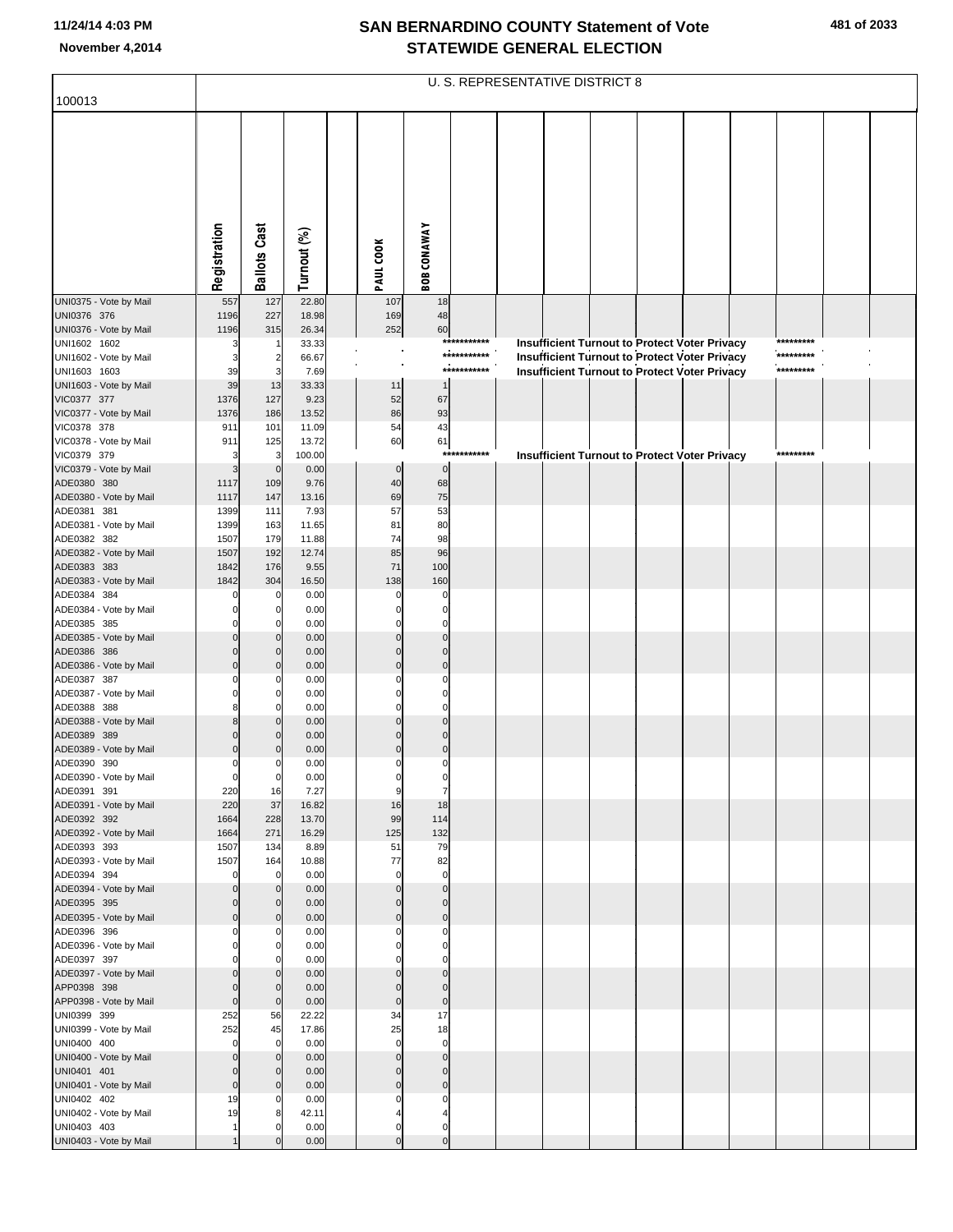# SAN BERNARDINO COUNTY Statement of Vote
# STATEWIDE GENERAL ELECTION

11/24/14 4:03 PM
November 4,2014

100013

U. S. REPRESENTATIVE DISTRICT 8

| | Registration | Ballots Cast | Turnout (%) | | PAUL COOK | BOB CONAWAY | | | | | | | | | | |
|---|---|---|---|---|---|---|---|---|---|---|---|---|---|---|---|---|
| UNI0375 - Vote by Mail | 557 | 127 | 22.80 | | 107 | 18 | | | | | | | | | | |
| UNI0376 376 | 1196 | 227 | 18.98 | | 169 | 48 | | | | | | | | | | |
| UNI0376 - Vote by Mail | 1196 | 315 | 26.34 | | 252 | 60 | | | | | | | | | | |
| UNI1602 1602 | 3 | 1 | 33.33 | | | | *********** | Insufficient Turnout to Protect Voter Privacy | | | | | | ********* | | |
| UNI1602 - Vote by Mail | 3 | 2 | 66.67 | | | | *********** | Insufficient Turnout to Protect Voter Privacy | | | | | | ********* | | |
| UNI1603 1603 | 39 | 3 | 7.69 | | | | *********** | Insufficient Turnout to Protect Voter Privacy | | | | | | ********* | | |
| UNI1603 - Vote by Mail | 39 | 13 | 33.33 | | 11 | 1 | | | | | | | | | | |
| VIC0377 377 | 1376 | 127 | 9.23 | | 52 | 67 | | | | | | | | | | |
| VIC0377 - Vote by Mail | 1376 | 186 | 13.52 | | 86 | 93 | | | | | | | | | | |
| VIC0378 378 | 911 | 101 | 11.09 | | 54 | 43 | | | | | | | | | | |
| VIC0378 - Vote by Mail | 911 | 125 | 13.72 | | 60 | 61 | | | | | | | | | | |
| VIC0379 379 | 3 | 3 | 100.00 | | | | *********** | Insufficient Turnout to Protect Voter Privacy | | | | | | ********* | | |
| VIC0379 - Vote by Mail | 3 | 0 | 0.00 | | 0 | 0 | | | | | | | | | | |
| ADE0380 380 | 1117 | 109 | 9.76 | | 40 | 68 | | | | | | | | | | |
| ADE0380 - Vote by Mail | 1117 | 147 | 13.16 | | 69 | 75 | | | | | | | | | | |
| ADE0381 381 | 1399 | 111 | 7.93 | | 57 | 53 | | | | | | | | | | |
| ADE0381 - Vote by Mail | 1399 | 163 | 11.65 | | 81 | 80 | | | | | | | | | | |
| ADE0382 382 | 1507 | 179 | 11.88 | | 74 | 98 | | | | | | | | | | |
| ADE0382 - Vote by Mail | 1507 | 192 | 12.74 | | 85 | 96 | | | | | | | | | | |
| ADE0383 383 | 1842 | 176 | 9.55 | | 71 | 100 | | | | | | | | | | |
| ADE0383 - Vote by Mail | 1842 | 304 | 16.50 | | 138 | 160 | | | | | | | | | | |
| ADE0384 384 | 0 | 0 | 0.00 | | 0 | 0 | | | | | | | | | | |
| ADE0384 - Vote by Mail | 0 | 0 | 0.00 | | 0 | 0 | | | | | | | | | | |
| ADE0385 385 | 0 | 0 | 0.00 | | 0 | 0 | | | | | | | | | | |
| ADE0385 - Vote by Mail | 0 | 0 | 0.00 | | 0 | 0 | | | | | | | | | | |
| ADE0386 386 | 0 | 0 | 0.00 | | 0 | 0 | | | | | | | | | | |
| ADE0386 - Vote by Mail | 0 | 0 | 0.00 | | 0 | 0 | | | | | | | | | | |
| ADE0387 387 | 0 | 0 | 0.00 | | 0 | 0 | | | | | | | | | | |
| ADE0387 - Vote by Mail | 0 | 0 | 0.00 | | 0 | 0 | | | | | | | | | | |
| ADE0388 388 | 8 | 0 | 0.00 | | 0 | 0 | | | | | | | | | | |
| ADE0388 - Vote by Mail | 8 | 0 | 0.00 | | 0 | 0 | | | | | | | | | | |
| ADE0389 389 | 0 | 0 | 0.00 | | 0 | 0 | | | | | | | | | | |
| ADE0389 - Vote by Mail | 0 | 0 | 0.00 | | 0 | 0 | | | | | | | | | | |
| ADE0390 390 | 0 | 0 | 0.00 | | 0 | 0 | | | | | | | | | | |
| ADE0390 - Vote by Mail | 0 | 0 | 0.00 | | 0 | 0 | | | | | | | | | | |
| ADE0391 391 | 220 | 16 | 7.27 | | 9 | 7 | | | | | | | | | | |
| ADE0391 - Vote by Mail | 220 | 37 | 16.82 | | 16 | 18 | | | | | | | | | | |
| ADE0392 392 | 1664 | 228 | 13.70 | | 99 | 114 | | | | | | | | | | |
| ADE0392 - Vote by Mail | 1664 | 271 | 16.29 | | 125 | 132 | | | | | | | | | | |
| ADE0393 393 | 1507 | 134 | 8.89 | | 51 | 79 | | | | | | | | | | |
| ADE0393 - Vote by Mail | 1507 | 164 | 10.88 | | 77 | 82 | | | | | | | | | | |
| ADE0394 394 | 0 | 0 | 0.00 | | 0 | 0 | | | | | | | | | | |
| ADE0394 - Vote by Mail | 0 | 0 | 0.00 | | 0 | 0 | | | | | | | | | | |
| ADE0395 395 | 0 | 0 | 0.00 | | 0 | 0 | | | | | | | | | | |
| ADE0395 - Vote by Mail | 0 | 0 | 0.00 | | 0 | 0 | | | | | | | | | | |
| ADE0396 396 | 0 | 0 | 0.00 | | 0 | 0 | | | | | | | | | | |
| ADE0396 - Vote by Mail | 0 | 0 | 0.00 | | 0 | 0 | | | | | | | | | | |
| ADE0397 397 | 0 | 0 | 0.00 | | 0 | 0 | | | | | | | | | | |
| ADE0397 - Vote by Mail | 0 | 0 | 0.00 | | 0 | 0 | | | | | | | | | | |
| APP0398 398 | 0 | 0 | 0.00 | | 0 | 0 | | | | | | | | | | |
| APP0398 - Vote by Mail | 0 | 0 | 0.00 | | 0 | 0 | | | | | | | | | | |
| UNI0399 399 | 252 | 56 | 22.22 | | 34 | 17 | | | | | | | | | | |
| UNI0399 - Vote by Mail | 252 | 45 | 17.86 | | 25 | 18 | | | | | | | | | | |
| UNI0400 400 | 0 | 0 | 0.00 | | 0 | 0 | | | | | | | | | | |
| UNI0400 - Vote by Mail | 0 | 0 | 0.00 | | 0 | 0 | | | | | | | | | | |
| UNI0401 401 | 0 | 0 | 0.00 | | 0 | 0 | | | | | | | | | | |
| UNI0401 - Vote by Mail | 0 | 0 | 0.00 | | 0 | 0 | | | | | | | | | | |
| UNI0402 402 | 19 | 0 | 0.00 | | 0 | 0 | | | | | | | | | | |
| UNI0402 - Vote by Mail | 19 | 8 | 42.11 | | 4 | 4 | | | | | | | | | | |
| UNI0403 403 | 1 | 0 | 0.00 | | 0 | 0 | | | | | | | | | | |
| UNI0403 - Vote by Mail | 1 | 0 | 0.00 | | 0 | 0 | | | | | | | | | | |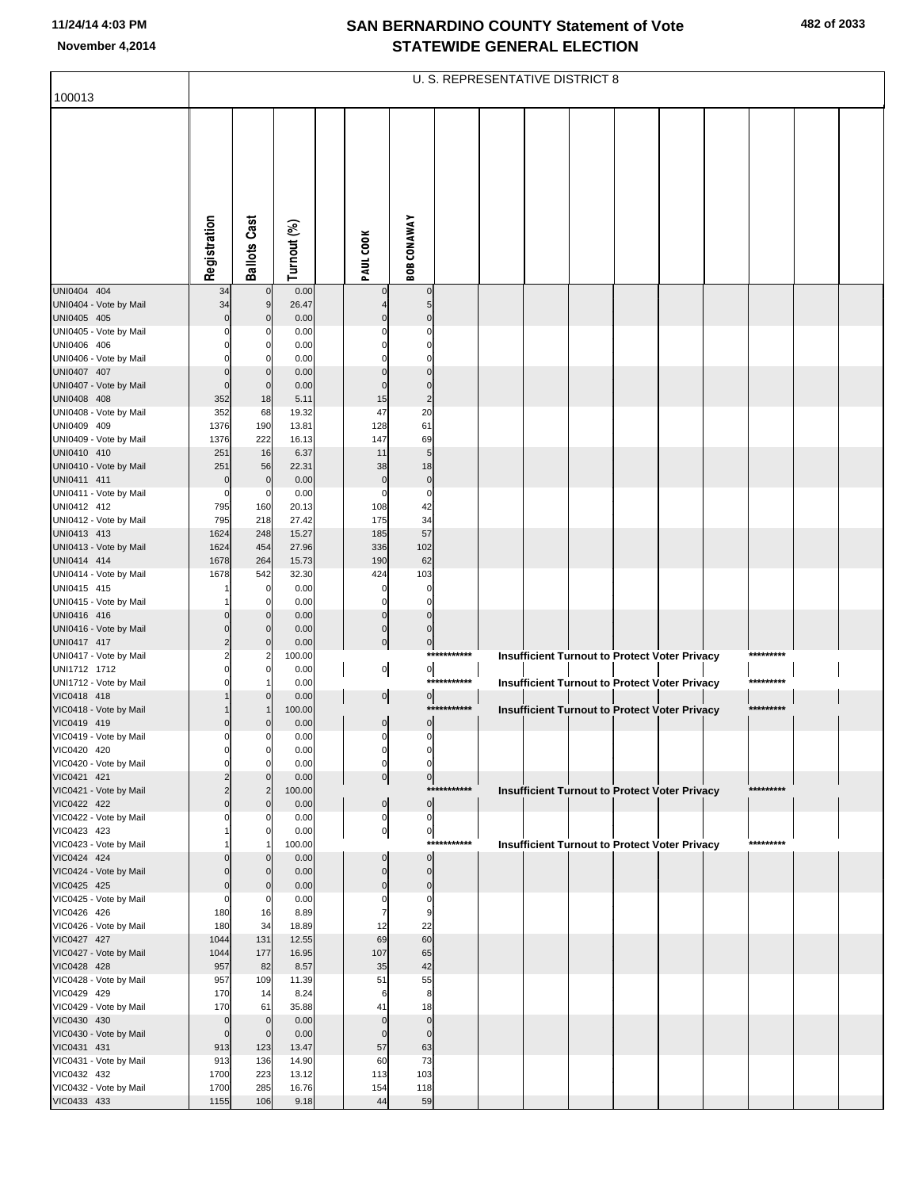# SAN BERNARDINO COUNTY Statement of Vote
## STATEWIDE GENERAL ELECTION

November 4,2014

100013

U. S. REPRESENTATIVE DISTRICT 8

| | Registration | Ballots Cast | Turnout (%) | | PAUL COOK | BOB CONAWAY | | | | | | | | | | |
|---|---|---|---|---|---|---|---|---|---|---|---|---|---|---|---|---|
| UNI0404 404 | 34 | 0 | 0.00 | | 0 | 0 | | | | | | | | | | |
| UNI0404 - Vote by Mail | 34 | 9 | 26.47 | | 4 | 5 | | | | | | | | | | |
| UNI0405 405 | 0 | 0 | 0.00 | | 0 | 0 | | | | | | | | | | |
| UNI0405 - Vote by Mail | 0 | 0 | 0.00 | | 0 | 0 | | | | | | | | | | |
| UNI0406 406 | 0 | 0 | 0.00 | | 0 | 0 | | | | | | | | | | |
| UNI0406 - Vote by Mail | 0 | 0 | 0.00 | | 0 | 0 | | | | | | | | | | |
| UNI0407 407 | 0 | 0 | 0.00 | | 0 | 0 | | | | | | | | | | |
| UNI0407 - Vote by Mail | 0 | 0 | 0.00 | | 0 | 0 | | | | | | | | | | |
| UNI0408 408 | 352 | 18 | 5.11 | | 15 | 2 | | | | | | | | | | |
| UNI0408 - Vote by Mail | 352 | 68 | 19.32 | | 47 | 20 | | | | | | | | | | |
| UNI0409 409 | 1376 | 190 | 13.81 | | 128 | 61 | | | | | | | | | | |
| UNI0409 - Vote by Mail | 1376 | 222 | 16.13 | | 147 | 69 | | | | | | | | | | |
| UNI0410 410 | 251 | 16 | 6.37 | | 11 | 5 | | | | | | | | | | |
| UNI0410 - Vote by Mail | 251 | 56 | 22.31 | | 38 | 18 | | | | | | | | | | |
| UNI0411 411 | 0 | 0 | 0.00 | | 0 | 0 | | | | | | | | | | |
| UNI0411 - Vote by Mail | 0 | 0 | 0.00 | | 0 | 0 | | | | | | | | | | |
| UNI0412 412 | 795 | 160 | 20.13 | | 108 | 42 | | | | | | | | | | |
| UNI0412 - Vote by Mail | 795 | 218 | 27.42 | | 175 | 34 | | | | | | | | | | |
| UNI0413 413 | 1624 | 248 | 15.27 | | 185 | 57 | | | | | | | | | | |
| UNI0413 - Vote by Mail | 1624 | 454 | 27.96 | | 336 | 102 | | | | | | | | | | |
| UNI0414 414 | 1678 | 264 | 15.73 | | 190 | 62 | | | | | | | | | | |
| UNI0414 - Vote by Mail | 1678 | 542 | 32.30 | | 424 | 103 | | | | | | | | | | |
| UNI0415 415 | 1 | 0 | 0.00 | | 0 | 0 | | | | | | | | | | |
| UNI0415 - Vote by Mail | 1 | 0 | 0.00 | | 0 | 0 | | | | | | | | | | |
| UNI0416 416 | 0 | 0 | 0.00 | | 0 | 0 | | | | | | | | | | |
| UNI0416 - Vote by Mail | 0 | 0 | 0.00 | | 0 | 0 | | | | | | | | | | |
| UNI0417 417 | 2 | 0 | 0.00 | | 0 | 0 | | | | | | | | | | |
| UNI0417 - Vote by Mail | 2 | 2 | 100.00 | | | *********** | Insufficient Turnout to Protect Voter Privacy | | | | | | | ********* | | |
| UNI1712 1712 | 0 | 0 | 0.00 | | 0 | 0 | | | | | | | | | | |
| UNI1712 - Vote by Mail | 0 | 1 | 0.00 | | | *********** | Insufficient Turnout to Protect Voter Privacy | | | | | | | ********* | | |
| VIC0418 418 | 1 | 0 | 0.00 | | 0 | 0 | | | | | | | | | | |
| VIC0418 - Vote by Mail | 1 | 1 | 100.00 | | | *********** | Insufficient Turnout to Protect Voter Privacy | | | | | | | ********* | | |
| VIC0419 419 | 0 | 0 | 0.00 | | 0 | 0 | | | | | | | | | | |
| VIC0419 - Vote by Mail | 0 | 0 | 0.00 | | 0 | 0 | | | | | | | | | | |
| VIC0420 420 | 0 | 0 | 0.00 | | 0 | 0 | | | | | | | | | | |
| VIC0420 - Vote by Mail | 0 | 0 | 0.00 | | 0 | 0 | | | | | | | | | | |
| VIC0421 421 | 2 | 0 | 0.00 | | 0 | 0 | | | | | | | | | | |
| VIC0421 - Vote by Mail | 2 | 2 | 100.00 | | | *********** | Insufficient Turnout to Protect Voter Privacy | | | | | | | ********* | | |
| VIC0422 422 | 0 | 0 | 0.00 | | 0 | 0 | | | | | | | | | | |
| VIC0422 - Vote by Mail | 0 | 0 | 0.00 | | 0 | 0 | | | | | | | | | | |
| VIC0423 423 | 1 | 0 | 0.00 | | 0 | 0 | | | | | | | | | | |
| VIC0423 - Vote by Mail | 1 | 1 | 100.00 | | | *********** | Insufficient Turnout to Protect Voter Privacy | | | | | | | ********* | | |
| VIC0424 424 | 0 | 0 | 0.00 | | 0 | 0 | | | | | | | | | | |
| VIC0424 - Vote by Mail | 0 | 0 | 0.00 | | 0 | 0 | | | | | | | | | | |
| VIC0425 425 | 0 | 0 | 0.00 | | 0 | 0 | | | | | | | | | | |
| VIC0425 - Vote by Mail | 0 | 0 | 0.00 | | 0 | 0 | | | | | | | | | | |
| VIC0426 426 | 180 | 16 | 8.89 | | 7 | 9 | | | | | | | | | | |
| VIC0426 - Vote by Mail | 180 | 34 | 18.89 | | 12 | 22 | | | | | | | | | | |
| VIC0427 427 | 1044 | 131 | 12.55 | | 69 | 60 | | | | | | | | | | |
| VIC0427 - Vote by Mail | 1044 | 177 | 16.95 | | 107 | 65 | | | | | | | | | | |
| VIC0428 428 | 957 | 82 | 8.57 | | 35 | 42 | | | | | | | | | | |
| VIC0428 - Vote by Mail | 957 | 109 | 11.39 | | 51 | 55 | | | | | | | | | | |
| VIC0429 429 | 170 | 14 | 8.24 | | 6 | 8 | | | | | | | | | | |
| VIC0429 - Vote by Mail | 170 | 61 | 35.88 | | 41 | 18 | | | | | | | | | | |
| VIC0430 430 | 0 | 0 | 0.00 | | 0 | 0 | | | | | | | | | | |
| VIC0430 - Vote by Mail | 0 | 0 | 0.00 | | 0 | 0 | | | | | | | | | | |
| VIC0431 431 | 913 | 123 | 13.47 | | 57 | 63 | | | | | | | | | | |
| VIC0431 - Vote by Mail | 913 | 136 | 14.90 | | 60 | 73 | | | | | | | | | | |
| VIC0432 432 | 1700 | 223 | 13.12 | | 113 | 103 | | | | | | | | | | |
| VIC0432 - Vote by Mail | 1700 | 285 | 16.76 | | 154 | 118 | | | | | | | | | | |
| VIC0433 433 | 1155 | 106 | 9.18 | | 44 | 59 | | | | | | | | | | |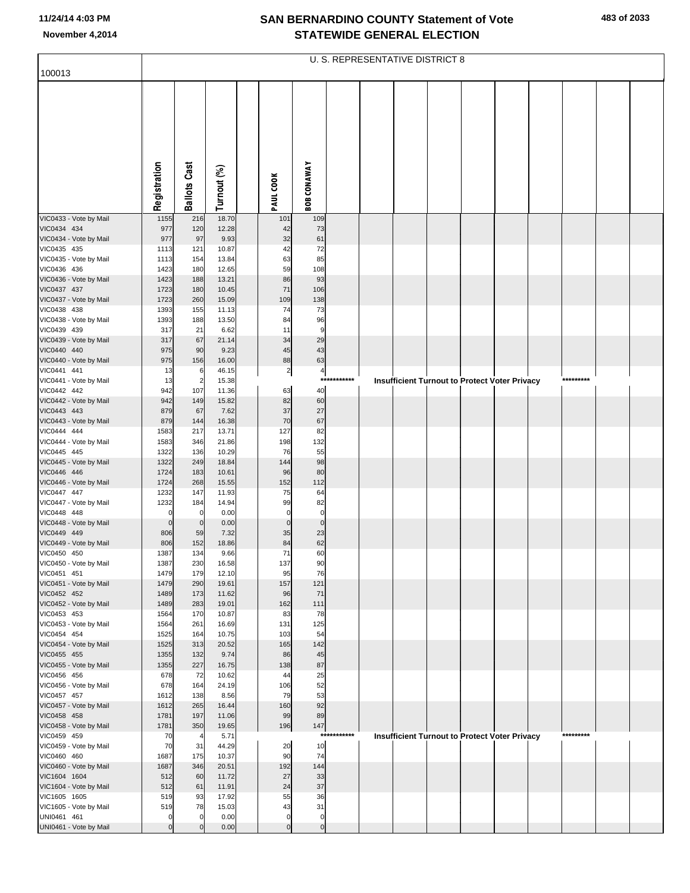# SAN BERNARDINO COUNTY Statement of Vote
## STATEWIDE GENERAL ELECTION

November 4,2014

100013

U. S. REPRESENTATIVE DISTRICT 8

| | Registration | Ballots Cast | Turnout (%) | PAUL COOK | BOB CONAWAY |
|---|---|---|---|---|---|
| VIC0433 - Vote by Mail | 1155 | 216 | 18.70 | 101 | 109 |
| VIC0434 434 | 977 | 120 | 12.28 | 42 | 73 |
| VIC0434 - Vote by Mail | 977 | 97 | 9.93 | 32 | 61 |
| VIC0435 435 | 1113 | 121 | 10.87 | 42 | 72 |
| VIC0435 - Vote by Mail | 1113 | 154 | 13.84 | 63 | 85 |
| VIC0436 436 | 1423 | 180 | 12.65 | 59 | 108 |
| VIC0436 - Vote by Mail | 1423 | 188 | 13.21 | 86 | 93 |
| VIC0437 437 | 1723 | 180 | 10.45 | 71 | 106 |
| VIC0437 - Vote by Mail | 1723 | 260 | 15.09 | 109 | 138 |
| VIC0438 438 | 1393 | 155 | 11.13 | 74 | 73 |
| VIC0438 - Vote by Mail | 1393 | 188 | 13.50 | 84 | 96 |
| VIC0439 439 | 317 | 21 | 6.62 | 11 | 9 |
| VIC0439 - Vote by Mail | 317 | 67 | 21.14 | 34 | 29 |
| VIC0440 440 | 975 | 90 | 9.23 | 45 | 43 |
| VIC0440 - Vote by Mail | 975 | 156 | 16.00 | 88 | 63 |
| VIC0441 441 | 13 | 6 | 46.15 | 2 | 4 |
| VIC0441 - Vote by Mail | 13 | 2 | 15.38 | *********** Insufficient Turnout to Protect Voter Privacy ********* | |
| VIC0442 442 | 942 | 107 | 11.36 | 63 | 40 |
| VIC0442 - Vote by Mail | 942 | 149 | 15.82 | 82 | 60 |
| VIC0443 443 | 879 | 67 | 7.62 | 37 | 27 |
| VIC0443 - Vote by Mail | 879 | 144 | 16.38 | 70 | 67 |
| VIC0444 444 | 1583 | 217 | 13.71 | 127 | 82 |
| VIC0444 - Vote by Mail | 1583 | 346 | 21.86 | 198 | 132 |
| VIC0445 445 | 1322 | 136 | 10.29 | 76 | 55 |
| VIC0445 - Vote by Mail | 1322 | 249 | 18.84 | 144 | 98 |
| VIC0446 446 | 1724 | 183 | 10.61 | 96 | 80 |
| VIC0446 - Vote by Mail | 1724 | 268 | 15.55 | 152 | 112 |
| VIC0447 447 | 1232 | 147 | 11.93 | 75 | 64 |
| VIC0447 - Vote by Mail | 1232 | 184 | 14.94 | 99 | 82 |
| VIC0448 448 | 0 | 0 | 0.00 | 0 | 0 |
| VIC0448 - Vote by Mail | 0 | 0 | 0.00 | 0 | 0 |
| VIC0449 449 | 806 | 59 | 7.32 | 35 | 23 |
| VIC0449 - Vote by Mail | 806 | 152 | 18.86 | 84 | 62 |
| VIC0450 450 | 1387 | 134 | 9.66 | 71 | 60 |
| VIC0450 - Vote by Mail | 1387 | 230 | 16.58 | 137 | 90 |
| VIC0451 451 | 1479 | 179 | 12.10 | 95 | 76 |
| VIC0451 - Vote by Mail | 1479 | 290 | 19.61 | 157 | 121 |
| VIC0452 452 | 1489 | 173 | 11.62 | 96 | 71 |
| VIC0452 - Vote by Mail | 1489 | 283 | 19.01 | 162 | 111 |
| VIC0453 453 | 1564 | 170 | 10.87 | 83 | 78 |
| VIC0453 - Vote by Mail | 1564 | 261 | 16.69 | 131 | 125 |
| VIC0454 454 | 1525 | 164 | 10.75 | 103 | 54 |
| VIC0454 - Vote by Mail | 1525 | 313 | 20.52 | 165 | 142 |
| VIC0455 455 | 1355 | 132 | 9.74 | 86 | 45 |
| VIC0455 - Vote by Mail | 1355 | 227 | 16.75 | 138 | 87 |
| VIC0456 456 | 678 | 72 | 10.62 | 44 | 25 |
| VIC0456 - Vote by Mail | 678 | 164 | 24.19 | 106 | 52 |
| VIC0457 457 | 1612 | 138 | 8.56 | 79 | 53 |
| VIC0457 - Vote by Mail | 1612 | 265 | 16.44 | 160 | 92 |
| VIC0458 458 | 1781 | 197 | 11.06 | 99 | 89 |
| VIC0458 - Vote by Mail | 1781 | 350 | 19.65 | 196 | 147 |
| VIC0459 459 | 70 | 4 | 5.71 | *********** Insufficient Turnout to Protect Voter Privacy ********* | |
| VIC0459 - Vote by Mail | 70 | 31 | 44.29 | 20 | 10 |
| VIC0460 460 | 1687 | 175 | 10.37 | 90 | 74 |
| VIC0460 - Vote by Mail | 1687 | 346 | 20.51 | 192 | 144 |
| VIC1604 1604 | 512 | 60 | 11.72 | 27 | 33 |
| VIC1604 - Vote by Mail | 512 | 61 | 11.91 | 24 | 37 |
| VIC1605 1605 | 519 | 93 | 17.92 | 55 | 36 |
| VIC1605 - Vote by Mail | 519 | 78 | 15.03 | 43 | 31 |
| UNI0461 461 | 0 | 0 | 0.00 | 0 | 0 |
| UNI0461 - Vote by Mail | 0 | 0 | 0.00 | 0 | 0 |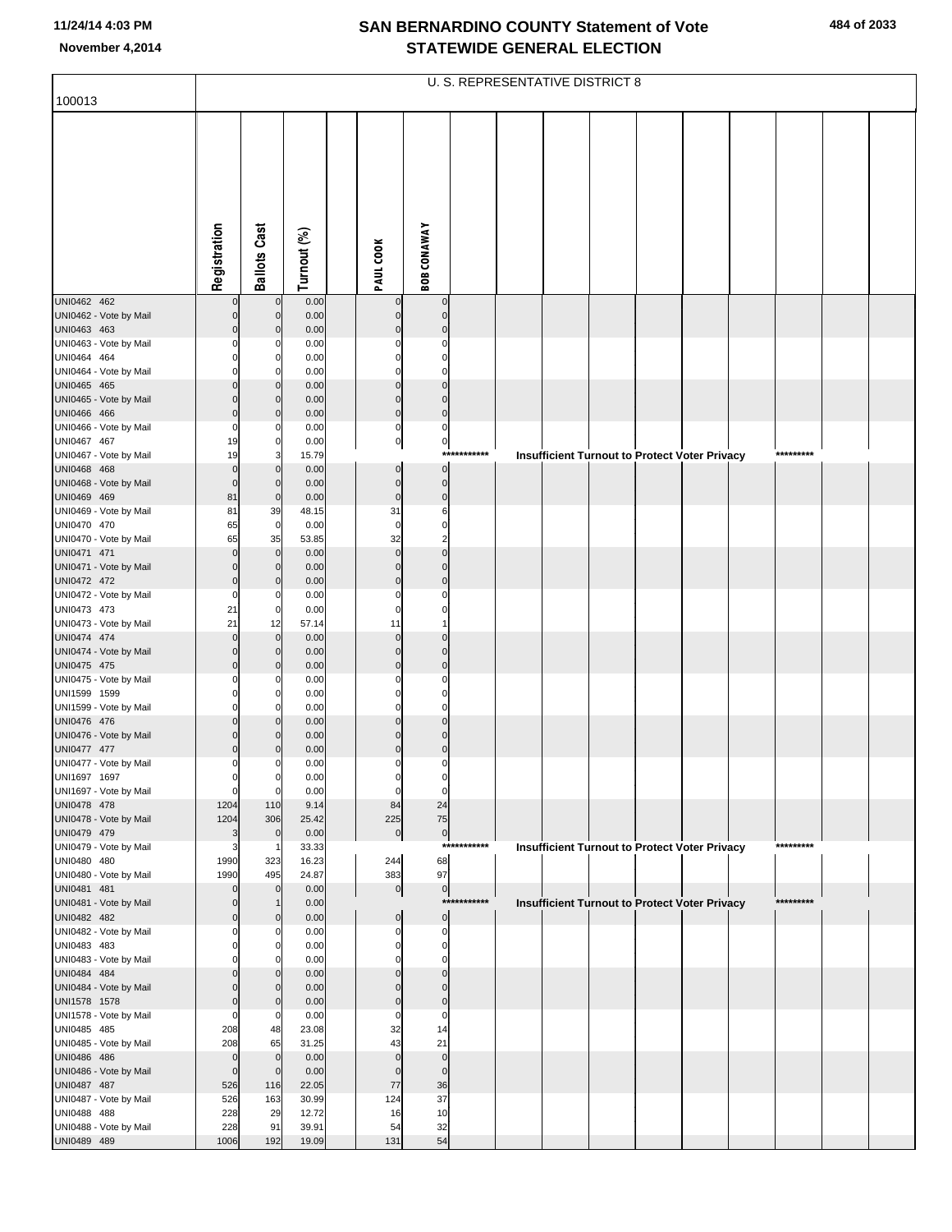# SAN BERNARDINO COUNTY Statement of Vote
# STATEWIDE GENERAL ELECTION

November 4,2014

U. S. REPRESENTATIVE DISTRICT 8

100013

| | Registration | Ballots Cast | Turnout (%) | | PAUL COOK | BOB CONAWAY |
|---|---|---|---|---|---|---|
| UNI0462 462 | 0 | 0 | 0.00 | | 0 | 0 |
| UNI0462 - Vote by Mail | 0 | 0 | 0.00 | | 0 | 0 |
| UNI0463 463 | 0 | 0 | 0.00 | | 0 | 0 |
| UNI0463 - Vote by Mail | 0 | 0 | 0.00 | | 0 | 0 |
| UNI0464 464 | 0 | 0 | 0.00 | | 0 | 0 |
| UNI0464 - Vote by Mail | 0 | 0 | 0.00 | | 0 | 0 |
| UNI0465 465 | 0 | 0 | 0.00 | | 0 | 0 |
| UNI0465 - Vote by Mail | 0 | 0 | 0.00 | | 0 | 0 |
| UNI0466 466 | 0 | 0 | 0.00 | | 0 | 0 |
| UNI0466 - Vote by Mail | 0 | 0 | 0.00 | | 0 | 0 |
| UNI0467 467 | 19 | 0 | 0.00 | | 0 | 0 |
| UNI0467 - Vote by Mail | 19 | 3 | 15.79 | | | *********** Insufficient Turnout to Protect Voter Privacy ********* |
| UNI0468 468 | 0 | 0 | 0.00 | | 0 | 0 |
| UNI0468 - Vote by Mail | 0 | 0 | 0.00 | | 0 | 0 |
| UNI0469 469 | 81 | 0 | 0.00 | | 0 | 0 |
| UNI0469 - Vote by Mail | 81 | 39 | 48.15 | | 31 | 6 |
| UNI0470 470 | 65 | 0 | 0.00 | | 0 | 0 |
| UNI0470 - Vote by Mail | 65 | 35 | 53.85 | | 32 | 2 |
| UNI0471 471 | 0 | 0 | 0.00 | | 0 | 0 |
| UNI0471 - Vote by Mail | 0 | 0 | 0.00 | | 0 | 0 |
| UNI0472 472 | 0 | 0 | 0.00 | | 0 | 0 |
| UNI0472 - Vote by Mail | 0 | 0 | 0.00 | | 0 | 0 |
| UNI0473 473 | 21 | 0 | 0.00 | | 0 | 0 |
| UNI0473 - Vote by Mail | 21 | 12 | 57.14 | | 11 | 1 |
| UNI0474 474 | 0 | 0 | 0.00 | | 0 | 0 |
| UNI0474 - Vote by Mail | 0 | 0 | 0.00 | | 0 | 0 |
| UNI0475 475 | 0 | 0 | 0.00 | | 0 | 0 |
| UNI0475 - Vote by Mail | 0 | 0 | 0.00 | | 0 | 0 |
| UNI1599 1599 | 0 | 0 | 0.00 | | 0 | 0 |
| UNI1599 - Vote by Mail | 0 | 0 | 0.00 | | 0 | 0 |
| UNI0476 476 | 0 | 0 | 0.00 | | 0 | 0 |
| UNI0476 - Vote by Mail | 0 | 0 | 0.00 | | 0 | 0 |
| UNI0477 477 | 0 | 0 | 0.00 | | 0 | 0 |
| UNI0477 - Vote by Mail | 0 | 0 | 0.00 | | 0 | 0 |
| UNI1697 1697 | 0 | 0 | 0.00 | | 0 | 0 |
| UNI1697 - Vote by Mail | 0 | 0 | 0.00 | | 0 | 0 |
| UNI0478 478 | 1204 | 110 | 9.14 | | 84 | 24 |
| UNI0478 - Vote by Mail | 1204 | 306 | 25.42 | | 225 | 75 |
| UNI0479 479 | 3 | 0 | 0.00 | | 0 | 0 |
| UNI0479 - Vote by Mail | 3 | 1 | 33.33 | | | *********** Insufficient Turnout to Protect Voter Privacy ********* |
| UNI0480 480 | 1990 | 323 | 16.23 | | 244 | 68 |
| UNI0480 - Vote by Mail | 1990 | 495 | 24.87 | | 383 | 97 |
| UNI0481 481 | 0 | 0 | 0.00 | | 0 | 0 |
| UNI0481 - Vote by Mail | 0 | 1 | 0.00 | | | *********** Insufficient Turnout to Protect Voter Privacy ********* |
| UNI0482 482 | 0 | 0 | 0.00 | | 0 | 0 |
| UNI0482 - Vote by Mail | 0 | 0 | 0.00 | | 0 | 0 |
| UNI0483 483 | 0 | 0 | 0.00 | | 0 | 0 |
| UNI0483 - Vote by Mail | 0 | 0 | 0.00 | | 0 | 0 |
| UNI0484 484 | 0 | 0 | 0.00 | | 0 | 0 |
| UNI0484 - Vote by Mail | 0 | 0 | 0.00 | | 0 | 0 |
| UNI1578 1578 | 0 | 0 | 0.00 | | 0 | 0 |
| UNI1578 - Vote by Mail | 0 | 0 | 0.00 | | 0 | 0 |
| UNI0485 485 | 208 | 48 | 23.08 | | 32 | 14 |
| UNI0485 - Vote by Mail | 208 | 65 | 31.25 | | 43 | 21 |
| UNI0486 486 | 0 | 0 | 0.00 | | 0 | 0 |
| UNI0486 - Vote by Mail | 0 | 0 | 0.00 | | 0 | 0 |
| UNI0487 487 | 526 | 116 | 22.05 | | 77 | 36 |
| UNI0487 - Vote by Mail | 526 | 163 | 30.99 | | 124 | 37 |
| UNI0488 488 | 228 | 29 | 12.72 | | 16 | 10 |
| UNI0488 - Vote by Mail | 228 | 91 | 39.91 | | 54 | 32 |
| UNI0489 489 | 1006 | 192 | 19.09 | | 131 | 54 |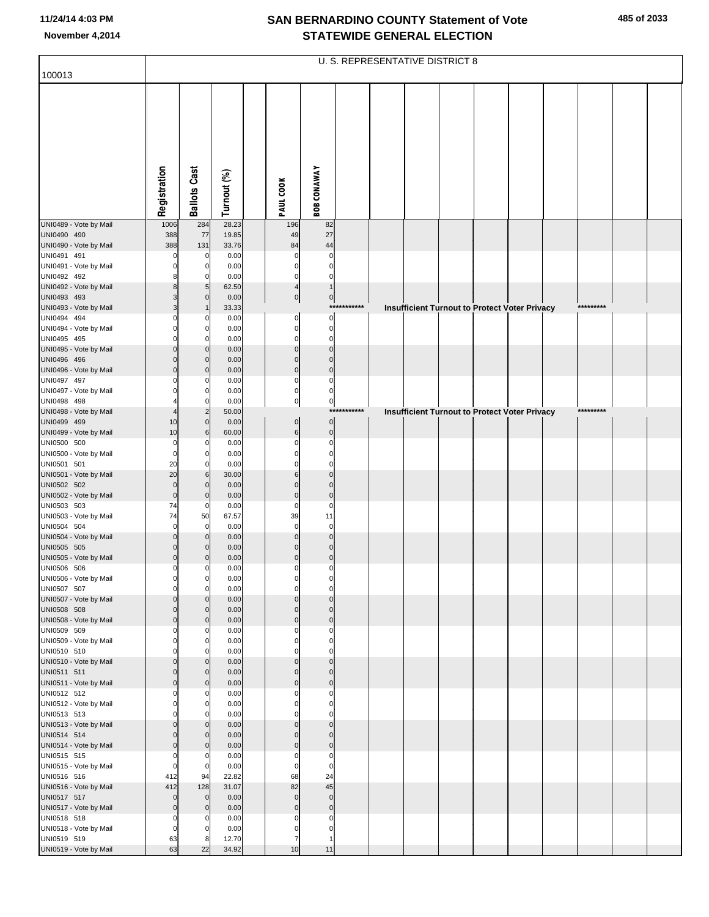# SAN BERNARDINO COUNTY Statement of Vote
# STATEWIDE GENERAL ELECTION

November 4,2014

U. S. REPRESENTATIVE DISTRICT 8

100013

| | Registration | Ballots Cast | Turnout (%) | | PAUL COOK | BOB CONAWAY |
|---|---|---|---|---|---|---|
| UNI0489 - Vote by Mail | 1006 | 284 | 28.23 | | 196 | 82 |
| UNI0490 490 | 388 | 77 | 19.85 | | 49 | 27 |
| UNI0490 - Vote by Mail | 388 | 131 | 33.76 | | 84 | 44 |
| UNI0491 491 | 0 | 0 | 0.00 | | 0 | 0 |
| UNI0491 - Vote by Mail | 0 | 0 | 0.00 | | 0 | 0 |
| UNI0492 492 | 8 | 0 | 0.00 | | 0 | 0 |
| UNI0492 - Vote by Mail | 8 | 5 | 62.50 | | 4 | 1 |
| UNI0493 493 | 3 | 0 | 0.00 | | 0 | 0 |
| UNI0493 - Vote by Mail | 3 | 1 | 33.33 | | | *********** Insufficient Turnout to Protect Voter Privacy ********* |
| UNI0494 494 | 0 | 0 | 0.00 | | 0 | 0 |
| UNI0494 - Vote by Mail | 0 | 0 | 0.00 | | 0 | 0 |
| UNI0495 495 | 0 | 0 | 0.00 | | 0 | 0 |
| UNI0495 - Vote by Mail | 0 | 0 | 0.00 | | 0 | 0 |
| UNI0496 496 | 0 | 0 | 0.00 | | 0 | 0 |
| UNI0496 - Vote by Mail | 0 | 0 | 0.00 | | 0 | 0 |
| UNI0497 497 | 0 | 0 | 0.00 | | 0 | 0 |
| UNI0497 - Vote by Mail | 0 | 0 | 0.00 | | 0 | 0 |
| UNI0498 498 | 4 | 0 | 0.00 | | 0 | 0 |
| UNI0498 - Vote by Mail | 4 | 2 | 50.00 | | | *********** Insufficient Turnout to Protect Voter Privacy ********* |
| UNI0499 499 | 10 | 0 | 0.00 | | 0 | 0 |
| UNI0499 - Vote by Mail | 10 | 6 | 60.00 | | 6 | 0 |
| UNI0500 500 | 0 | 0 | 0.00 | | 0 | 0 |
| UNI0500 - Vote by Mail | 0 | 0 | 0.00 | | 0 | 0 |
| UNI0501 501 | 20 | 0 | 0.00 | | 0 | 0 |
| UNI0501 - Vote by Mail | 20 | 6 | 30.00 | | 6 | 0 |
| UNI0502 502 | 0 | 0 | 0.00 | | 0 | 0 |
| UNI0502 - Vote by Mail | 0 | 0 | 0.00 | | 0 | 0 |
| UNI0503 503 | 74 | 0 | 0.00 | | 0 | 0 |
| UNI0503 - Vote by Mail | 74 | 50 | 67.57 | | 39 | 11 |
| UNI0504 504 | 0 | 0 | 0.00 | | 0 | 0 |
| UNI0504 - Vote by Mail | 0 | 0 | 0.00 | | 0 | 0 |
| UNI0505 505 | 0 | 0 | 0.00 | | 0 | 0 |
| UNI0505 - Vote by Mail | 0 | 0 | 0.00 | | 0 | 0 |
| UNI0506 506 | 0 | 0 | 0.00 | | 0 | 0 |
| UNI0506 - Vote by Mail | 0 | 0 | 0.00 | | 0 | 0 |
| UNI0507 507 | 0 | 0 | 0.00 | | 0 | 0 |
| UNI0507 - Vote by Mail | 0 | 0 | 0.00 | | 0 | 0 |
| UNI0508 508 | 0 | 0 | 0.00 | | 0 | 0 |
| UNI0508 - Vote by Mail | 0 | 0 | 0.00 | | 0 | 0 |
| UNI0509 509 | 0 | 0 | 0.00 | | 0 | 0 |
| UNI0509 - Vote by Mail | 0 | 0 | 0.00 | | 0 | 0 |
| UNI0510 510 | 0 | 0 | 0.00 | | 0 | 0 |
| UNI0510 - Vote by Mail | 0 | 0 | 0.00 | | 0 | 0 |
| UNI0511 511 | 0 | 0 | 0.00 | | 0 | 0 |
| UNI0511 - Vote by Mail | 0 | 0 | 0.00 | | 0 | 0 |
| UNI0512 512 | 0 | 0 | 0.00 | | 0 | 0 |
| UNI0512 - Vote by Mail | 0 | 0 | 0.00 | | 0 | 0 |
| UNI0513 513 | 0 | 0 | 0.00 | | 0 | 0 |
| UNI0513 - Vote by Mail | 0 | 0 | 0.00 | | 0 | 0 |
| UNI0514 514 | 0 | 0 | 0.00 | | 0 | 0 |
| UNI0514 - Vote by Mail | 0 | 0 | 0.00 | | 0 | 0 |
| UNI0515 515 | 0 | 0 | 0.00 | | 0 | 0 |
| UNI0515 - Vote by Mail | 0 | 0 | 0.00 | | 0 | 0 |
| UNI0516 516 | 412 | 94 | 22.82 | | 68 | 24 |
| UNI0516 - Vote by Mail | 412 | 128 | 31.07 | | 82 | 45 |
| UNI0517 517 | 0 | 0 | 0.00 | | 0 | 0 |
| UNI0517 - Vote by Mail | 0 | 0 | 0.00 | | 0 | 0 |
| UNI0518 518 | 0 | 0 | 0.00 | | 0 | 0 |
| UNI0518 - Vote by Mail | 0 | 0 | 0.00 | | 0 | 0 |
| UNI0519 519 | 63 | 8 | 12.70 | | 7 | 1 |
| UNI0519 - Vote by Mail | 63 | 22 | 34.92 | | 10 | 11 |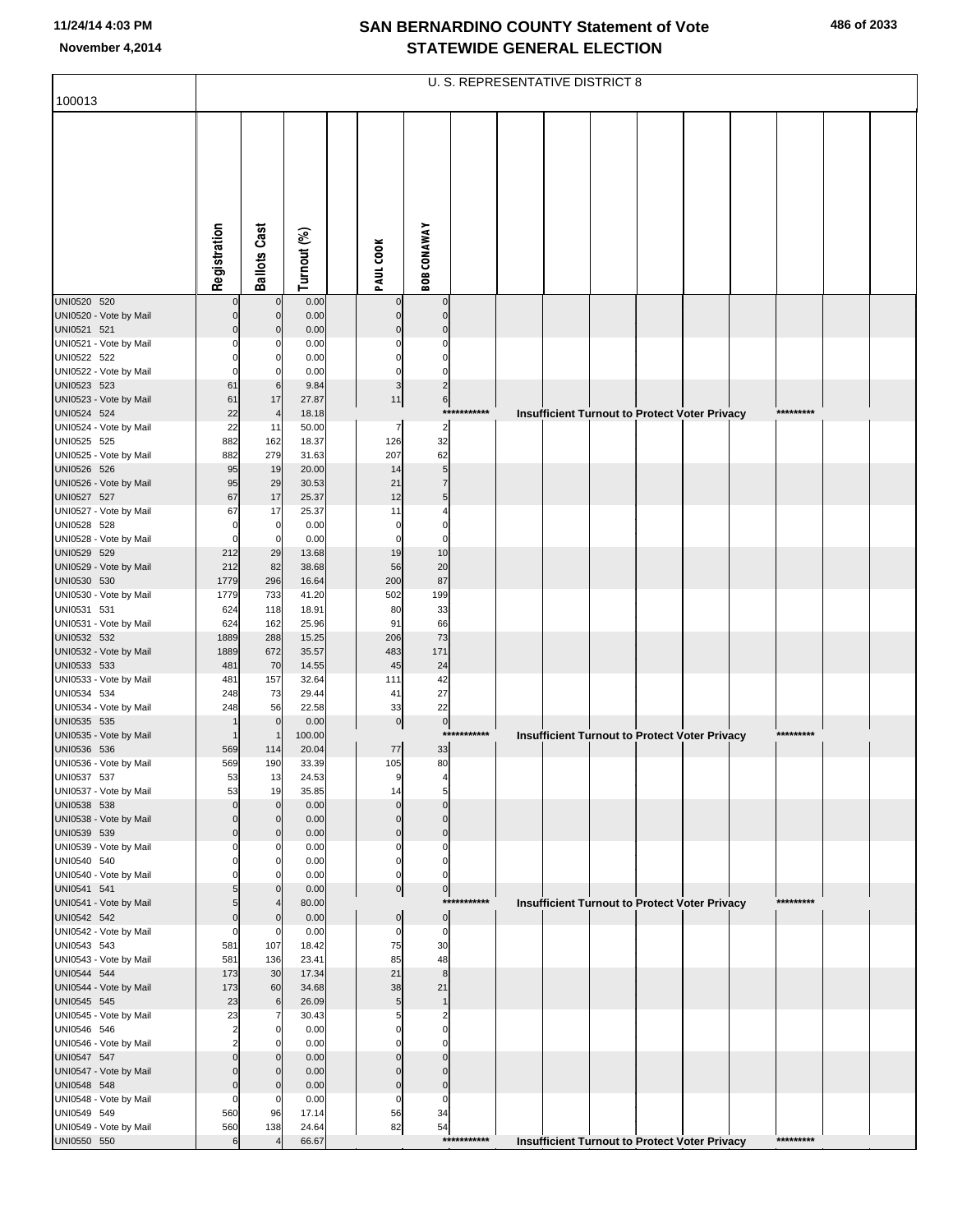# SAN BERNARDINO COUNTY Statement of Vote
## STATEWIDE GENERAL ELECTION

November 4,2014

100013

U. S. REPRESENTATIVE DISTRICT 8

| | Registration | Ballots Cast | Turnout (%) | PAUL COOK | BOB CONAWAY |
|---|---|---|---|---|---|
| UNI0520 520 | 0 | 0 | 0.00 | 0 | 0 |
| UNI0520 - Vote by Mail | 0 | 0 | 0.00 | 0 | 0 |
| UNI0521 521 | 0 | 0 | 0.00 | 0 | 0 |
| UNI0521 - Vote by Mail | 0 | 0 | 0.00 | 0 | 0 |
| UNI0522 522 | 0 | 0 | 0.00 | 0 | 0 |
| UNI0522 - Vote by Mail | 0 | 0 | 0.00 | 0 | 0 |
| UNI0523 523 | 61 | 6 | 9.84 | 3 | 2 |
| UNI0523 - Vote by Mail | 61 | 17 | 27.87 | 11 | 6 |
| UNI0524 524 | 22 | 4 | 18.18 | *********** Insufficient Turnout to Protect Voter Privacy ********* | |
| UNI0524 - Vote by Mail | 22 | 11 | 50.00 | 7 | 2 |
| UNI0525 525 | 882 | 162 | 18.37 | 126 | 32 |
| UNI0525 - Vote by Mail | 882 | 279 | 31.63 | 207 | 62 |
| UNI0526 526 | 95 | 19 | 20.00 | 14 | 5 |
| UNI0526 - Vote by Mail | 95 | 29 | 30.53 | 21 | 7 |
| UNI0527 527 | 67 | 17 | 25.37 | 12 | 5 |
| UNI0527 - Vote by Mail | 67 | 17 | 25.37 | 11 | 4 |
| UNI0528 528 | 0 | 0 | 0.00 | 0 | 0 |
| UNI0528 - Vote by Mail | 0 | 0 | 0.00 | 0 | 0 |
| UNI0529 529 | 212 | 29 | 13.68 | 19 | 10 |
| UNI0529 - Vote by Mail | 212 | 82 | 38.68 | 56 | 20 |
| UNI0530 530 | 1779 | 296 | 16.64 | 200 | 87 |
| UNI0530 - Vote by Mail | 1779 | 733 | 41.20 | 502 | 199 |
| UNI0531 531 | 624 | 118 | 18.91 | 80 | 33 |
| UNI0531 - Vote by Mail | 624 | 162 | 25.96 | 91 | 66 |
| UNI0532 532 | 1889 | 288 | 15.25 | 206 | 73 |
| UNI0532 - Vote by Mail | 1889 | 672 | 35.57 | 483 | 171 |
| UNI0533 533 | 481 | 70 | 14.55 | 45 | 24 |
| UNI0533 - Vote by Mail | 481 | 157 | 32.64 | 111 | 42 |
| UNI0534 534 | 248 | 73 | 29.44 | 41 | 27 |
| UNI0534 - Vote by Mail | 248 | 56 | 22.58 | 33 | 22 |
| UNI0535 535 | 1 | 0 | 0.00 | 0 | 0 |
| UNI0535 - Vote by Mail | 1 | 1 | 100.00 | *********** Insufficient Turnout to Protect Voter Privacy ********* | |
| UNI0536 536 | 569 | 114 | 20.04 | 77 | 33 |
| UNI0536 - Vote by Mail | 569 | 190 | 33.39 | 105 | 80 |
| UNI0537 537 | 53 | 13 | 24.53 | 9 | 4 |
| UNI0537 - Vote by Mail | 53 | 19 | 35.85 | 14 | 5 |
| UNI0538 538 | 0 | 0 | 0.00 | 0 | 0 |
| UNI0538 - Vote by Mail | 0 | 0 | 0.00 | 0 | 0 |
| UNI0539 539 | 0 | 0 | 0.00 | 0 | 0 |
| UNI0539 - Vote by Mail | 0 | 0 | 0.00 | 0 | 0 |
| UNI0540 540 | 0 | 0 | 0.00 | 0 | 0 |
| UNI0540 - Vote by Mail | 0 | 0 | 0.00 | 0 | 0 |
| UNI0541 541 | 5 | 0 | 0.00 | 0 | 0 |
| UNI0541 - Vote by Mail | 5 | 4 | 80.00 | *********** Insufficient Turnout to Protect Voter Privacy ********* | |
| UNI0542 542 | 0 | 0 | 0.00 | 0 | 0 |
| UNI0542 - Vote by Mail | 0 | 0 | 0.00 | 0 | 0 |
| UNI0543 543 | 581 | 107 | 18.42 | 75 | 30 |
| UNI0543 - Vote by Mail | 581 | 136 | 23.41 | 85 | 48 |
| UNI0544 544 | 173 | 30 | 17.34 | 21 | 8 |
| UNI0544 - Vote by Mail | 173 | 60 | 34.68 | 38 | 21 |
| UNI0545 545 | 23 | 6 | 26.09 | 5 | 1 |
| UNI0545 - Vote by Mail | 23 | 7 | 30.43 | 5 | 2 |
| UNI0546 546 | 2 | 0 | 0.00 | 0 | 0 |
| UNI0546 - Vote by Mail | 2 | 0 | 0.00 | 0 | 0 |
| UNI0547 547 | 0 | 0 | 0.00 | 0 | 0 |
| UNI0547 - Vote by Mail | 0 | 0 | 0.00 | 0 | 0 |
| UNI0548 548 | 0 | 0 | 0.00 | 0 | 0 |
| UNI0548 - Vote by Mail | 0 | 0 | 0.00 | 0 | 0 |
| UNI0549 549 | 560 | 96 | 17.14 | 56 | 34 |
| UNI0549 - Vote by Mail | 560 | 138 | 24.64 | 82 | 54 |
| UNI0550 550 | 6 | 4 | 66.67 | *********** Insufficient Turnout to Protect Voter Privacy ********* | |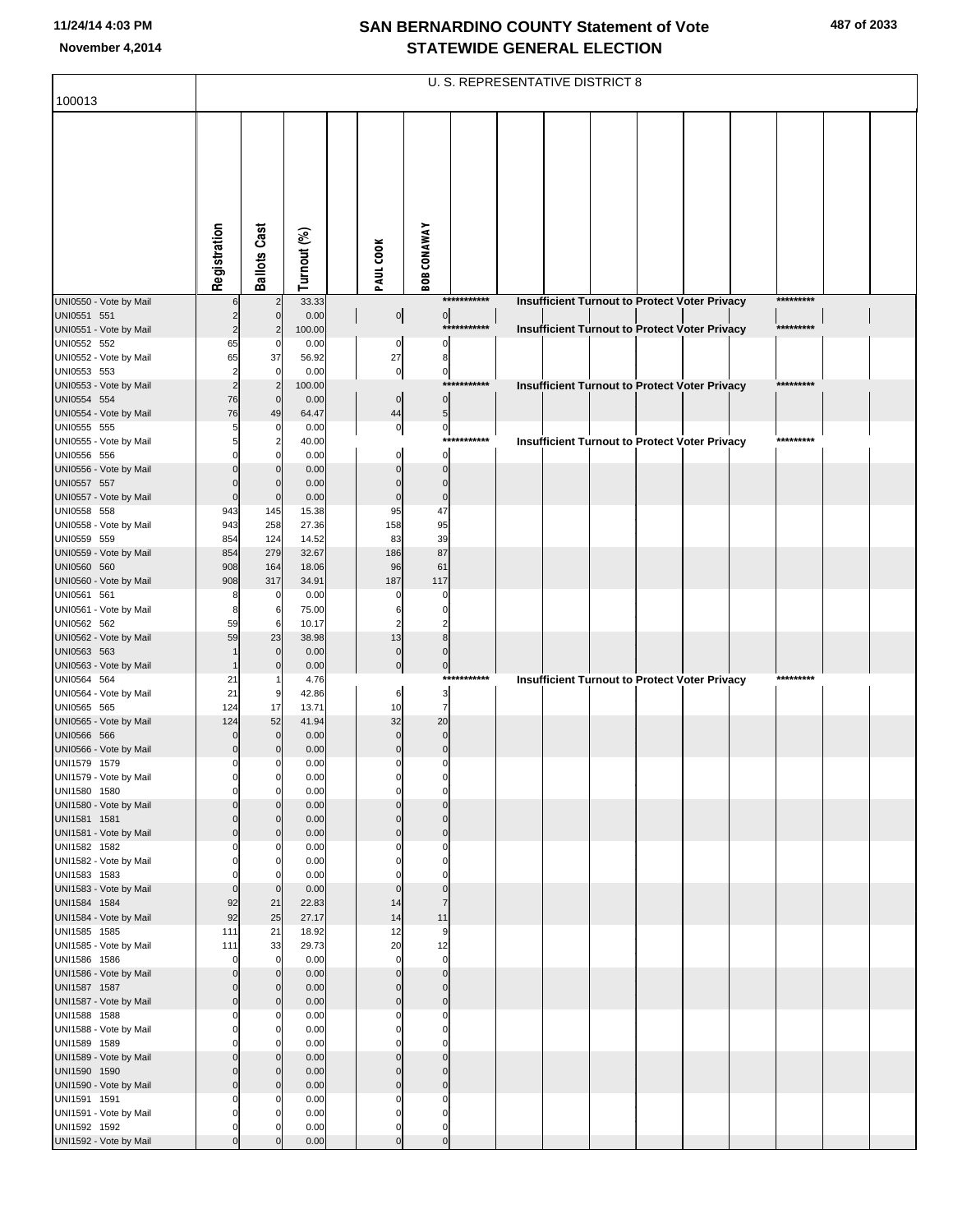# SAN BERNARDINO COUNTY Statement of Vote
## STATEWIDE GENERAL ELECTION

November 4,2014

U. S. REPRESENTATIVE DISTRICT 8

100013

| | Registration | Ballots Cast | Turnout (%) | PAUL COOK | BOB CONAWAY | |
|---|---|---|---|---|---|---|
| UNI0550 - Vote by Mail | 6 | 2 | 33.33 | | *********** | Insufficient Turnout to Protect Voter Privacy ********* |
| UNI0551 551 | 2 | 0 | 0.00 | 0 | 0 | |
| UNI0551 - Vote by Mail | 2 | 2 | 100.00 | | *********** | Insufficient Turnout to Protect Voter Privacy ********* |
| UNI0552 552 | 65 | 0 | 0.00 | 0 | 0 | |
| UNI0552 - Vote by Mail | 65 | 37 | 56.92 | 27 | 8 | |
| UNI0553 553 | 2 | 0 | 0.00 | 0 | 0 | |
| UNI0553 - Vote by Mail | 2 | 2 | 100.00 | | *********** | Insufficient Turnout to Protect Voter Privacy ********* |
| UNI0554 554 | 76 | 0 | 0.00 | 0 | 0 | |
| UNI0554 - Vote by Mail | 76 | 49 | 64.47 | 44 | 5 | |
| UNI0555 555 | 5 | 0 | 0.00 | 0 | 0 | |
| UNI0555 - Vote by Mail | 5 | 2 | 40.00 | | *********** | Insufficient Turnout to Protect Voter Privacy ********* |
| UNI0556 556 | 0 | 0 | 0.00 | 0 | 0 | |
| UNI0556 - Vote by Mail | 0 | 0 | 0.00 | 0 | 0 | |
| UNI0557 557 | 0 | 0 | 0.00 | 0 | 0 | |
| UNI0557 - Vote by Mail | 0 | 0 | 0.00 | 0 | 0 | |
| UNI0558 558 | 943 | 145 | 15.38 | 95 | 47 | |
| UNI0558 - Vote by Mail | 943 | 258 | 27.36 | 158 | 95 | |
| UNI0559 559 | 854 | 124 | 14.52 | 83 | 39 | |
| UNI0559 - Vote by Mail | 854 | 279 | 32.67 | 186 | 87 | |
| UNI0560 560 | 908 | 164 | 18.06 | 96 | 61 | |
| UNI0560 - Vote by Mail | 908 | 317 | 34.91 | 187 | 117 | |
| UNI0561 561 | 8 | 0 | 0.00 | 0 | 0 | |
| UNI0561 - Vote by Mail | 8 | 6 | 75.00 | 6 | 0 | |
| UNI0562 562 | 59 | 6 | 10.17 | 2 | 2 | |
| UNI0562 - Vote by Mail | 59 | 23 | 38.98 | 13 | 8 | |
| UNI0563 563 | 1 | 0 | 0.00 | 0 | 0 | |
| UNI0563 - Vote by Mail | 1 | 0 | 0.00 | 0 | 0 | |
| UNI0564 564 | 21 | 1 | 4.76 | | *********** | Insufficient Turnout to Protect Voter Privacy ********* |
| UNI0564 - Vote by Mail | 21 | 9 | 42.86 | 6 | 3 | |
| UNI0565 565 | 124 | 17 | 13.71 | 10 | 7 | |
| UNI0565 - Vote by Mail | 124 | 52 | 41.94 | 32 | 20 | |
| UNI0566 566 | 0 | 0 | 0.00 | 0 | 0 | |
| UNI0566 - Vote by Mail | 0 | 0 | 0.00 | 0 | 0 | |
| UNI1579 1579 | 0 | 0 | 0.00 | 0 | 0 | |
| UNI1579 - Vote by Mail | 0 | 0 | 0.00 | 0 | 0 | |
| UNI1580 1580 | 0 | 0 | 0.00 | 0 | 0 | |
| UNI1580 - Vote by Mail | 0 | 0 | 0.00 | 0 | 0 | |
| UNI1581 1581 | 0 | 0 | 0.00 | 0 | 0 | |
| UNI1581 - Vote by Mail | 0 | 0 | 0.00 | 0 | 0 | |
| UNI1582 1582 | 0 | 0 | 0.00 | 0 | 0 | |
| UNI1582 - Vote by Mail | 0 | 0 | 0.00 | 0 | 0 | |
| UNI1583 1583 | 0 | 0 | 0.00 | 0 | 0 | |
| UNI1583 - Vote by Mail | 0 | 0 | 0.00 | 0 | 0 | |
| UNI1584 1584 | 92 | 21 | 22.83 | 14 | 7 | |
| UNI1584 - Vote by Mail | 92 | 25 | 27.17 | 14 | 11 | |
| UNI1585 1585 | 111 | 21 | 18.92 | 12 | 9 | |
| UNI1585 - Vote by Mail | 111 | 33 | 29.73 | 20 | 12 | |
| UNI1586 1586 | 0 | 0 | 0.00 | 0 | 0 | |
| UNI1586 - Vote by Mail | 0 | 0 | 0.00 | 0 | 0 | |
| UNI1587 1587 | 0 | 0 | 0.00 | 0 | 0 | |
| UNI1587 - Vote by Mail | 0 | 0 | 0.00 | 0 | 0 | |
| UNI1588 1588 | 0 | 0 | 0.00 | 0 | 0 | |
| UNI1588 - Vote by Mail | 0 | 0 | 0.00 | 0 | 0 | |
| UNI1589 1589 | 0 | 0 | 0.00 | 0 | 0 | |
| UNI1589 - Vote by Mail | 0 | 0 | 0.00 | 0 | 0 | |
| UNI1590 1590 | 0 | 0 | 0.00 | 0 | 0 | |
| UNI1590 - Vote by Mail | 0 | 0 | 0.00 | 0 | 0 | |
| UNI1591 1591 | 0 | 0 | 0.00 | 0 | 0 | |
| UNI1591 - Vote by Mail | 0 | 0 | 0.00 | 0 | 0 | |
| UNI1592 1592 | 0 | 0 | 0.00 | 0 | 0 | |
| UNI1592 - Vote by Mail | 0 | 0 | 0.00 | 0 | 0 | |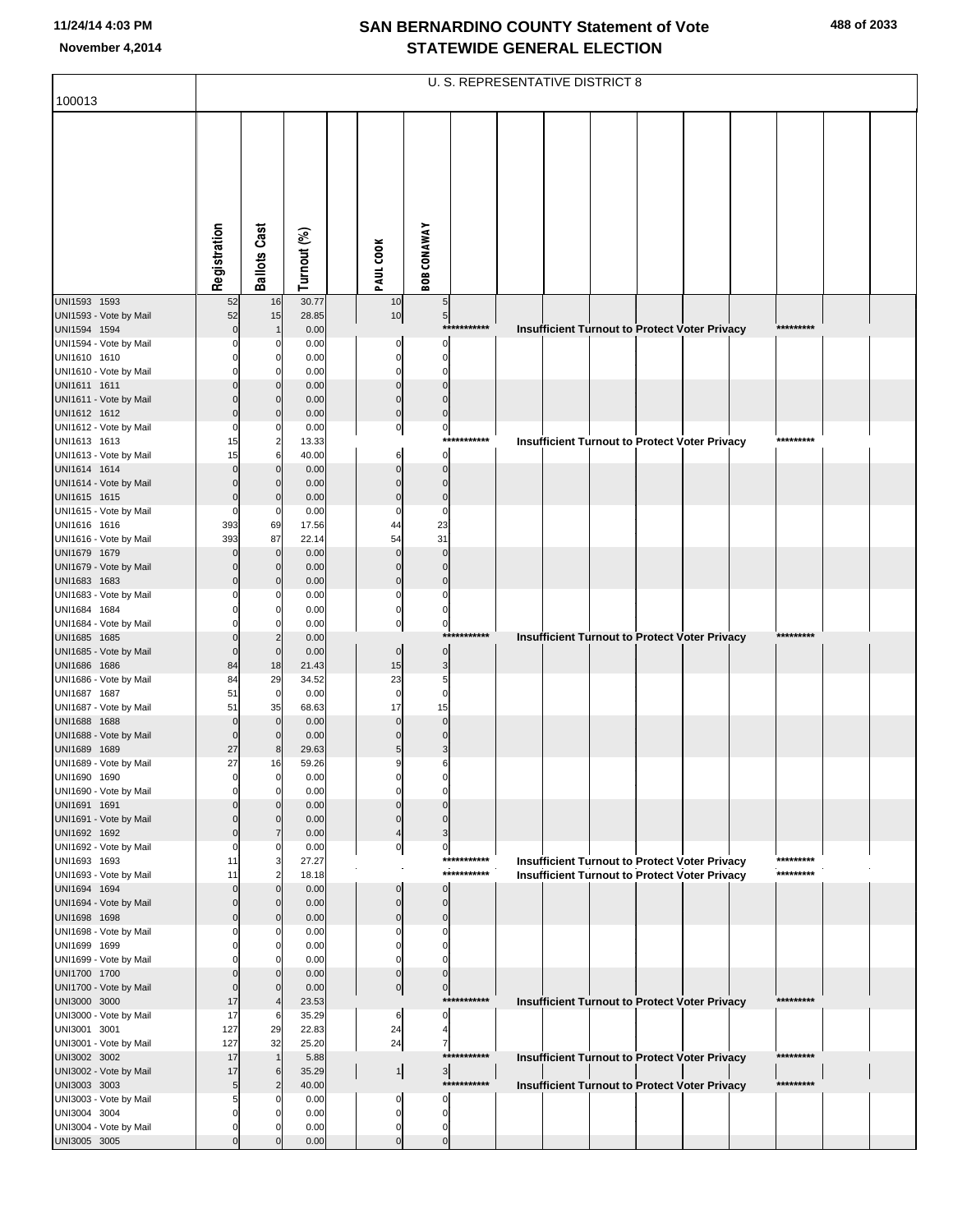# SAN BERNARDINO COUNTY Statement of Vote
## STATEWIDE GENERAL ELECTION

November 4,2014

100013

U. S. REPRESENTATIVE DISTRICT 8

| | Registration | Ballots Cast | Turnout (%) | | PAUL COOK | BOB CONAWAY | | | | | | | | | |
|---|---|---|---|---|---|---|---|---|---|---|---|---|---|---|---|
| UNI1593 1593 | 52 | 16 | 30.77 | | 10 | 5 | | | | | | | | | |
| UNI1593 - Vote by Mail | 52 | 15 | 28.85 | | 10 | 5 | | | | | | | | | |
| UNI1594 1594 | 0 | 1 | 0.00 | | | *********** | Insufficient Turnout to Protect Voter Privacy | | | | | | | ********* | |
| UNI1594 - Vote by Mail | 0 | 0 | 0.00 | | 0 | 0 | | | | | | | | | |
| UNI1610 1610 | 0 | 0 | 0.00 | | 0 | 0 | | | | | | | | | |
| UNI1610 - Vote by Mail | 0 | 0 | 0.00 | | 0 | 0 | | | | | | | | | |
| UNI1611 1611 | 0 | 0 | 0.00 | | 0 | 0 | | | | | | | | | |
| UNI1611 - Vote by Mail | 0 | 0 | 0.00 | | 0 | 0 | | | | | | | | | |
| UNI1612 1612 | 0 | 0 | 0.00 | | 0 | 0 | | | | | | | | | |
| UNI1612 - Vote by Mail | 0 | 0 | 0.00 | | 0 | 0 | | | | | | | | | |
| UNI1613 1613 | 15 | 2 | 13.33 | | | *********** | Insufficient Turnout to Protect Voter Privacy | | | | | | | ********* | |
| UNI1613 - Vote by Mail | 15 | 6 | 40.00 | | 6 | 0 | | | | | | | | | |
| UNI1614 1614 | 0 | 0 | 0.00 | | 0 | 0 | | | | | | | | | |
| UNI1614 - Vote by Mail | 0 | 0 | 0.00 | | 0 | 0 | | | | | | | | | |
| UNI1615 1615 | 0 | 0 | 0.00 | | 0 | 0 | | | | | | | | | |
| UNI1615 - Vote by Mail | 0 | 0 | 0.00 | | 0 | 0 | | | | | | | | | |
| UNI1616 1616 | 393 | 69 | 17.56 | | 44 | 23 | | | | | | | | | |
| UNI1616 - Vote by Mail | 393 | 87 | 22.14 | | 54 | 31 | | | | | | | | | |
| UNI1679 1679 | 0 | 0 | 0.00 | | 0 | 0 | | | | | | | | | |
| UNI1679 - Vote by Mail | 0 | 0 | 0.00 | | 0 | 0 | | | | | | | | | |
| UNI1683 1683 | 0 | 0 | 0.00 | | 0 | 0 | | | | | | | | | |
| UNI1683 - Vote by Mail | 0 | 0 | 0.00 | | 0 | 0 | | | | | | | | | |
| UNI1684 1684 | 0 | 0 | 0.00 | | 0 | 0 | | | | | | | | | |
| UNI1684 - Vote by Mail | 0 | 0 | 0.00 | | 0 | 0 | | | | | | | | | |
| UNI1685 1685 | 0 | 2 | 0.00 | | | *********** | Insufficient Turnout to Protect Voter Privacy | | | | | | | ********* | |
| UNI1685 - Vote by Mail | 0 | 0 | 0.00 | | 0 | 0 | | | | | | | | | |
| UNI1686 1686 | 84 | 18 | 21.43 | | 15 | 3 | | | | | | | | | |
| UNI1686 - Vote by Mail | 84 | 29 | 34.52 | | 23 | 5 | | | | | | | | | |
| UNI1687 1687 | 51 | 0 | 0.00 | | 0 | 0 | | | | | | | | | |
| UNI1687 - Vote by Mail | 51 | 35 | 68.63 | | 17 | 15 | | | | | | | | | |
| UNI1688 1688 | 0 | 0 | 0.00 | | 0 | 0 | | | | | | | | | |
| UNI1688 - Vote by Mail | 0 | 0 | 0.00 | | 0 | 0 | | | | | | | | | |
| UNI1689 1689 | 27 | 8 | 29.63 | | 5 | 3 | | | | | | | | | |
| UNI1689 - Vote by Mail | 27 | 16 | 59.26 | | 9 | 6 | | | | | | | | | |
| UNI1690 1690 | 0 | 0 | 0.00 | | 0 | 0 | | | | | | | | | |
| UNI1690 - Vote by Mail | 0 | 0 | 0.00 | | 0 | 0 | | | | | | | | | |
| UNI1691 1691 | 0 | 0 | 0.00 | | 0 | 0 | | | | | | | | | |
| UNI1691 - Vote by Mail | 0 | 0 | 0.00 | | 0 | 0 | | | | | | | | | |
| UNI1692 1692 | 0 | 7 | 0.00 | | 4 | 3 | | | | | | | | | |
| UNI1692 - Vote by Mail | 0 | 0 | 0.00 | | 0 | 0 | | | | | | | | | |
| UNI1693 1693 | 11 | 3 | 27.27 | | | *********** | Insufficient Turnout to Protect Voter Privacy | | | | | | | ********* | |
| UNI1693 - Vote by Mail | 11 | 2 | 18.18 | | | *********** | Insufficient Turnout to Protect Voter Privacy | | | | | | | ********* | |
| UNI1694 1694 | 0 | 0 | 0.00 | | 0 | 0 | | | | | | | | | |
| UNI1694 - Vote by Mail | 0 | 0 | 0.00 | | 0 | 0 | | | | | | | | | |
| UNI1698 1698 | 0 | 0 | 0.00 | | 0 | 0 | | | | | | | | | |
| UNI1698 - Vote by Mail | 0 | 0 | 0.00 | | 0 | 0 | | | | | | | | | |
| UNI1699 1699 | 0 | 0 | 0.00 | | 0 | 0 | | | | | | | | | |
| UNI1699 - Vote by Mail | 0 | 0 | 0.00 | | 0 | 0 | | | | | | | | | |
| UNI1700 1700 | 0 | 0 | 0.00 | | 0 | 0 | | | | | | | | | |
| UNI1700 - Vote by Mail | 0 | 0 | 0.00 | | 0 | 0 | | | | | | | | | |
| UNI3000 3000 | 17 | 4 | 23.53 | | | *********** | Insufficient Turnout to Protect Voter Privacy | | | | | | | ********* | |
| UNI3000 - Vote by Mail | 17 | 6 | 35.29 | | 6 | 0 | | | | | | | | | |
| UNI3001 3001 | 127 | 29 | 22.83 | | 24 | 4 | | | | | | | | | |
| UNI3001 - Vote by Mail | 127 | 32 | 25.20 | | 24 | 7 | | | | | | | | | |
| UNI3002 3002 | 17 | 1 | 5.88 | | | *********** | Insufficient Turnout to Protect Voter Privacy | | | | | | | ********* | |
| UNI3002 - Vote by Mail | 17 | 6 | 35.29 | | 1 | 3 | | | | | | | | | |
| UNI3003 3003 | 5 | 2 | 40.00 | | | *********** | Insufficient Turnout to Protect Voter Privacy | | | | | | | ********* | |
| UNI3003 - Vote by Mail | 5 | 0 | 0.00 | | 0 | 0 | | | | | | | | | |
| UNI3004 3004 | 0 | 0 | 0.00 | | 0 | 0 | | | | | | | | | |
| UNI3004 - Vote by Mail | 0 | 0 | 0.00 | | 0 | 0 | | | | | | | | | |
| UNI3005 3005 | 0 | 0 | 0.00 | | 0 | 0 | | | | | | | | | |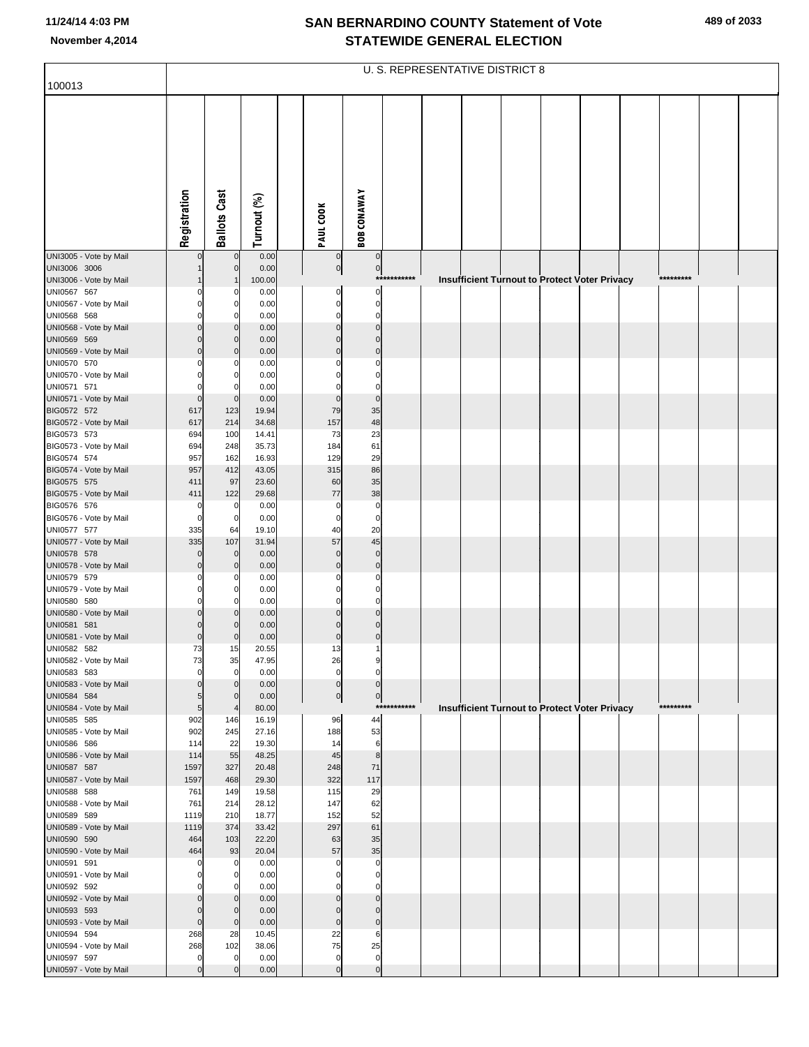# SAN BERNARDINO COUNTY Statement of Vote
## STATEWIDE GENERAL ELECTION

November 4,2014

100013

U. S. REPRESENTATIVE DISTRICT 8

| | Registration | Ballots Cast | Turnout (%) | | PAUL COOK | BOB CONAWAY | | | | | | | | | | |
|---|---|---|---|---|---|---|---|---|---|---|---|---|---|---|---|---|
| UNI3005 - Vote by Mail | 0 | 0 | 0.00 | | 0 | 0 | | | | | | | | | | |
| UNI3006 3006 | 1 | 0 | 0.00 | | 0 | 0 | | | | | | | | | | |
| UNI3006 - Vote by Mail | 1 | 1 | 100.00 | | | *********** | | Insufficient Turnout to Protect Voter Privacy | | | | | | ********* | | |
| UNI0567 567 | 0 | 0 | 0.00 | | 0 | 0 | | | | | | | | | | |
| UNI0567 - Vote by Mail | 0 | 0 | 0.00 | | 0 | 0 | | | | | | | | | | |
| UNI0568 568 | 0 | 0 | 0.00 | | 0 | 0 | | | | | | | | | | |
| UNI0568 - Vote by Mail | 0 | 0 | 0.00 | | 0 | 0 | | | | | | | | | | |
| UNI0569 569 | 0 | 0 | 0.00 | | 0 | 0 | | | | | | | | | | |
| UNI0569 - Vote by Mail | 0 | 0 | 0.00 | | 0 | 0 | | | | | | | | | | |
| UNI0570 570 | 0 | 0 | 0.00 | | 0 | 0 | | | | | | | | | | |
| UNI0570 - Vote by Mail | 0 | 0 | 0.00 | | 0 | 0 | | | | | | | | | | |
| UNI0571 571 | 0 | 0 | 0.00 | | 0 | 0 | | | | | | | | | | |
| UNI0571 - Vote by Mail | 0 | 0 | 0.00 | | 0 | 0 | | | | | | | | | | |
| BIG0572 572 | 617 | 123 | 19.94 | | 79 | 35 | | | | | | | | | | |
| BIG0572 - Vote by Mail | 617 | 214 | 34.68 | | 157 | 48 | | | | | | | | | | |
| BIG0573 573 | 694 | 100 | 14.41 | | 73 | 23 | | | | | | | | | | |
| BIG0573 - Vote by Mail | 694 | 248 | 35.73 | | 184 | 61 | | | | | | | | | | |
| BIG0574 574 | 957 | 162 | 16.93 | | 129 | 29 | | | | | | | | | | |
| BIG0574 - Vote by Mail | 957 | 412 | 43.05 | | 315 | 86 | | | | | | | | | | |
| BIG0575 575 | 411 | 97 | 23.60 | | 60 | 35 | | | | | | | | | | |
| BIG0575 - Vote by Mail | 411 | 122 | 29.68 | | 77 | 38 | | | | | | | | | | |
| BIG0576 576 | 0 | 0 | 0.00 | | 0 | 0 | | | | | | | | | | |
| BIG0576 - Vote by Mail | 0 | 0 | 0.00 | | 0 | 0 | | | | | | | | | | |
| UNI0577 577 | 335 | 64 | 19.10 | | 40 | 20 | | | | | | | | | | |
| UNI0577 - Vote by Mail | 335 | 107 | 31.94 | | 57 | 45 | | | | | | | | | | |
| UNI0578 578 | 0 | 0 | 0.00 | | 0 | 0 | | | | | | | | | | |
| UNI0578 - Vote by Mail | 0 | 0 | 0.00 | | 0 | 0 | | | | | | | | | | |
| UNI0579 579 | 0 | 0 | 0.00 | | 0 | 0 | | | | | | | | | | |
| UNI0579 - Vote by Mail | 0 | 0 | 0.00 | | 0 | 0 | | | | | | | | | | |
| UNI0580 580 | 0 | 0 | 0.00 | | 0 | 0 | | | | | | | | | | |
| UNI0580 - Vote by Mail | 0 | 0 | 0.00 | | 0 | 0 | | | | | | | | | | |
| UNI0581 581 | 0 | 0 | 0.00 | | 0 | 0 | | | | | | | | | | |
| UNI0581 - Vote by Mail | 0 | 0 | 0.00 | | 0 | 0 | | | | | | | | | | |
| UNI0582 582 | 73 | 15 | 20.55 | | 13 | 1 | | | | | | | | | | |
| UNI0582 - Vote by Mail | 73 | 35 | 47.95 | | 26 | 9 | | | | | | | | | | |
| UNI0583 583 | 0 | 0 | 0.00 | | 0 | 0 | | | | | | | | | | |
| UNI0583 - Vote by Mail | 0 | 0 | 0.00 | | 0 | 0 | | | | | | | | | | |
| UNI0584 584 | 5 | 0 | 0.00 | | 0 | 0 | | | | | | | | | | |
| UNI0584 - Vote by Mail | 5 | 4 | 80.00 | | | *********** | | Insufficient Turnout to Protect Voter Privacy | | | | | | ********* | | |
| UNI0585 585 | 902 | 146 | 16.19 | | 96 | 44 | | | | | | | | | | |
| UNI0585 - Vote by Mail | 902 | 245 | 27.16 | | 188 | 53 | | | | | | | | | | |
| UNI0586 586 | 114 | 22 | 19.30 | | 14 | 6 | | | | | | | | | | |
| UNI0586 - Vote by Mail | 114 | 55 | 48.25 | | 45 | 8 | | | | | | | | | | |
| UNI0587 587 | 1597 | 327 | 20.48 | | 248 | 71 | | | | | | | | | | |
| UNI0587 - Vote by Mail | 1597 | 468 | 29.30 | | 322 | 117 | | | | | | | | | | |
| UNI0588 588 | 761 | 149 | 19.58 | | 115 | 29 | | | | | | | | | | |
| UNI0588 - Vote by Mail | 761 | 214 | 28.12 | | 147 | 62 | | | | | | | | | | |
| UNI0589 589 | 1119 | 210 | 18.77 | | 152 | 52 | | | | | | | | | | |
| UNI0589 - Vote by Mail | 1119 | 374 | 33.42 | | 297 | 61 | | | | | | | | | | |
| UNI0590 590 | 464 | 103 | 22.20 | | 63 | 35 | | | | | | | | | | |
| UNI0590 - Vote by Mail | 464 | 93 | 20.04 | | 57 | 35 | | | | | | | | | | |
| UNI0591 591 | 0 | 0 | 0.00 | | 0 | 0 | | | | | | | | | | |
| UNI0591 - Vote by Mail | 0 | 0 | 0.00 | | 0 | 0 | | | | | | | | | | |
| UNI0592 592 | 0 | 0 | 0.00 | | 0 | 0 | | | | | | | | | | |
| UNI0592 - Vote by Mail | 0 | 0 | 0.00 | | 0 | 0 | | | | | | | | | | |
| UNI0593 593 | 0 | 0 | 0.00 | | 0 | 0 | | | | | | | | | | |
| UNI0593 - Vote by Mail | 0 | 0 | 0.00 | | 0 | 0 | | | | | | | | | | |
| UNI0594 594 | 268 | 28 | 10.45 | | 22 | 6 | | | | | | | | | | |
| UNI0594 - Vote by Mail | 268 | 102 | 38.06 | | 75 | 25 | | | | | | | | | | |
| UNI0597 597 | 0 | 0 | 0.00 | | 0 | 0 | | | | | | | | | | |
| UNI0597 - Vote by Mail | 0 | 0 | 0.00 | | 0 | 0 | | | | | | | | | | |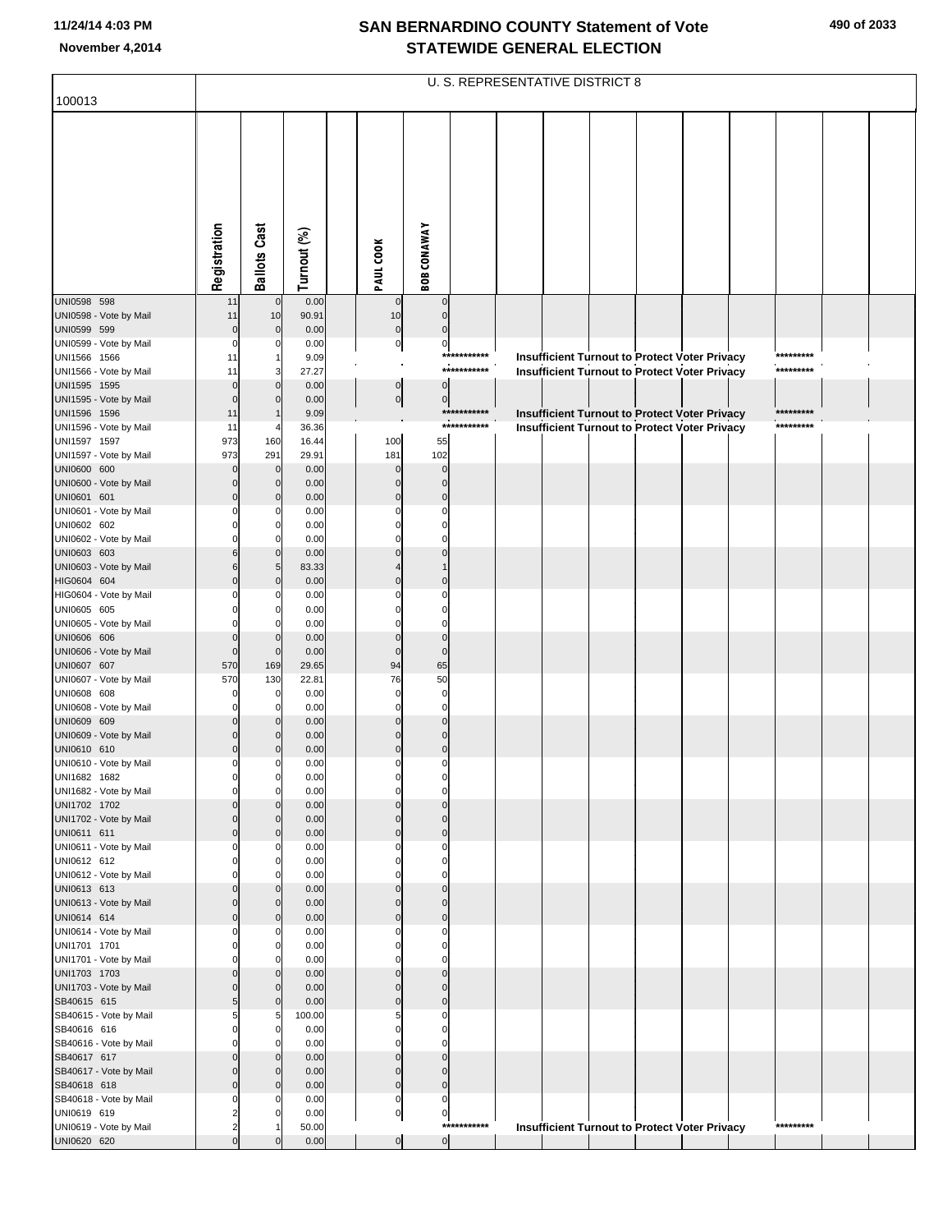# SAN BERNARDINO COUNTY Statement of Vote
## STATEWIDE GENERAL ELECTION

November 4,2014

U. S. REPRESENTATIVE DISTRICT 8

100013

| | Registration | Ballots Cast | Turnout (%) | PAUL COOK | BOB CONAWAY |
|---|---|---|---|---|---|
| UNI0598 598 | 11 | 0 | 0.00 | 0 | 0 |
| UNI0598 - Vote by Mail | 11 | 10 | 90.91 | 10 | 0 |
| UNI0599 599 | 0 | 0 | 0.00 | 0 | 0 |
| UNI0599 - Vote by Mail | 0 | 0 | 0.00 | 0 | 0 |
| UNI1566 1566 | 11 | 1 | 9.09 | Insufficient Turnout to Protect Voter Privacy | |
| UNI1566 - Vote by Mail | 11 | 3 | 27.27 | Insufficient Turnout to Protect Voter Privacy | |
| UNI1595 1595 | 0 | 0 | 0.00 | 0 | 0 |
| UNI1595 - Vote by Mail | 0 | 0 | 0.00 | 0 | 0 |
| UNI1596 1596 | 11 | 1 | 9.09 | Insufficient Turnout to Protect Voter Privacy | |
| UNI1596 - Vote by Mail | 11 | 4 | 36.36 | Insufficient Turnout to Protect Voter Privacy | |
| UNI1597 1597 | 973 | 160 | 16.44 | 100 | 55 |
| UNI1597 - Vote by Mail | 973 | 291 | 29.91 | 181 | 102 |
| UNI0600 600 | 0 | 0 | 0.00 | 0 | 0 |
| UNI0600 - Vote by Mail | 0 | 0 | 0.00 | 0 | 0 |
| UNI0601 601 | 0 | 0 | 0.00 | 0 | 0 |
| UNI0601 - Vote by Mail | 0 | 0 | 0.00 | 0 | 0 |
| UNI0602 602 | 0 | 0 | 0.00 | 0 | 0 |
| UNI0602 - Vote by Mail | 0 | 0 | 0.00 | 0 | 0 |
| UNI0603 603 | 6 | 0 | 0.00 | 0 | 0 |
| UNI0603 - Vote by Mail | 6 | 5 | 83.33 | 4 | 1 |
| HIG0604 604 | 0 | 0 | 0.00 | 0 | 0 |
| HIG0604 - Vote by Mail | 0 | 0 | 0.00 | 0 | 0 |
| UNI0605 605 | 0 | 0 | 0.00 | 0 | 0 |
| UNI0605 - Vote by Mail | 0 | 0 | 0.00 | 0 | 0 |
| UNI0606 606 | 0 | 0 | 0.00 | 0 | 0 |
| UNI0606 - Vote by Mail | 0 | 0 | 0.00 | 0 | 0 |
| UNI0607 607 | 570 | 169 | 29.65 | 94 | 65 |
| UNI0607 - Vote by Mail | 570 | 130 | 22.81 | 76 | 50 |
| UNI0608 608 | 0 | 0 | 0.00 | 0 | 0 |
| UNI0608 - Vote by Mail | 0 | 0 | 0.00 | 0 | 0 |
| UNI0609 609 | 0 | 0 | 0.00 | 0 | 0 |
| UNI0609 - Vote by Mail | 0 | 0 | 0.00 | 0 | 0 |
| UNI0610 610 | 0 | 0 | 0.00 | 0 | 0 |
| UNI0610 - Vote by Mail | 0 | 0 | 0.00 | 0 | 0 |
| UNI1682 1682 | 0 | 0 | 0.00 | 0 | 0 |
| UNI1682 - Vote by Mail | 0 | 0 | 0.00 | 0 | 0 |
| UNI1702 1702 | 0 | 0 | 0.00 | 0 | 0 |
| UNI1702 - Vote by Mail | 0 | 0 | 0.00 | 0 | 0 |
| UNI0611 611 | 0 | 0 | 0.00 | 0 | 0 |
| UNI0611 - Vote by Mail | 0 | 0 | 0.00 | 0 | 0 |
| UNI0612 612 | 0 | 0 | 0.00 | 0 | 0 |
| UNI0612 - Vote by Mail | 0 | 0 | 0.00 | 0 | 0 |
| UNI0613 613 | 0 | 0 | 0.00 | 0 | 0 |
| UNI0613 - Vote by Mail | 0 | 0 | 0.00 | 0 | 0 |
| UNI0614 614 | 0 | 0 | 0.00 | 0 | 0 |
| UNI0614 - Vote by Mail | 0 | 0 | 0.00 | 0 | 0 |
| UNI1701 1701 | 0 | 0 | 0.00 | 0 | 0 |
| UNI1701 - Vote by Mail | 0 | 0 | 0.00 | 0 | 0 |
| UNI1703 1703 | 0 | 0 | 0.00 | 0 | 0 |
| UNI1703 - Vote by Mail | 0 | 0 | 0.00 | 0 | 0 |
| SB40615 615 | 5 | 0 | 0.00 | 0 | 0 |
| SB40615 - Vote by Mail | 5 | 5 | 100.00 | 5 | 0 |
| SB40616 616 | 0 | 0 | 0.00 | 0 | 0 |
| SB40616 - Vote by Mail | 0 | 0 | 0.00 | 0 | 0 |
| SB40617 617 | 0 | 0 | 0.00 | 0 | 0 |
| SB40617 - Vote by Mail | 0 | 0 | 0.00 | 0 | 0 |
| SB40618 618 | 0 | 0 | 0.00 | 0 | 0 |
| SB40618 - Vote by Mail | 0 | 0 | 0.00 | 0 | 0 |
| UNI0619 619 | 2 | 0 | 0.00 | 0 | 0 |
| UNI0619 - Vote by Mail | 2 | 1 | 50.00 | Insufficient Turnout to Protect Voter Privacy | |
| UNI0620 620 | 0 | 0 | 0.00 | 0 | 0 |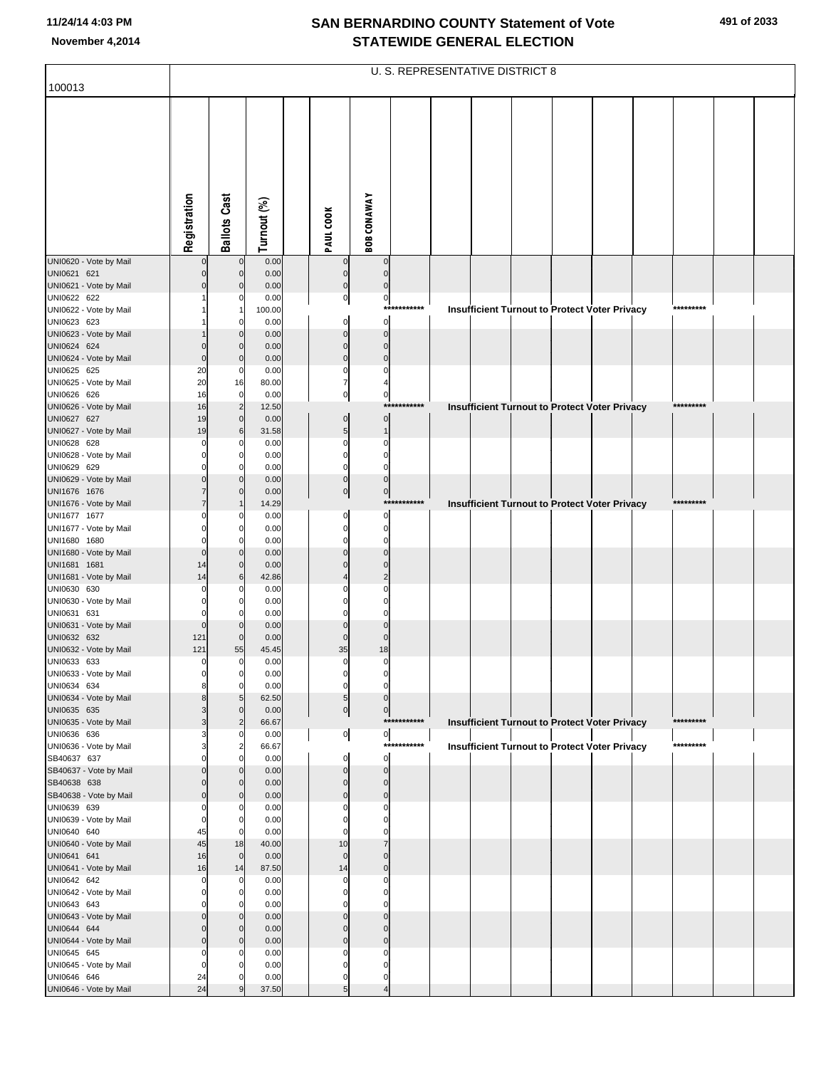# SAN BERNARDINO COUNTY Statement of Vote
## STATEWIDE GENERAL ELECTION

November 4,2014

100013

U. S. REPRESENTATIVE DISTRICT 8

| | Registration | Ballots Cast | Turnout (%) | PAUL COOK | BOB CONAWAY |
|---|---|---|---|---|---|
| UNI0620 - Vote by Mail | 0 | 0 | 0.00 | 0 | 0 |
| UNI0621 621 | 0 | 0 | 0.00 | 0 | 0 |
| UNI0621 - Vote by Mail | 0 | 0 | 0.00 | 0 | 0 |
| UNI0622 622 | 1 | 0 | 0.00 | 0 | 0 |
| UNI0622 - Vote by Mail | 1 | 1 | 100.00 | *********** Insufficient Turnout to Protect Voter Privacy ********* | |
| UNI0623 623 | 1 | 0 | 0.00 | 0 | 0 |
| UNI0623 - Vote by Mail | 1 | 0 | 0.00 | 0 | 0 |
| UNI0624 624 | 0 | 0 | 0.00 | 0 | 0 |
| UNI0624 - Vote by Mail | 0 | 0 | 0.00 | 0 | 0 |
| UNI0625 625 | 20 | 0 | 0.00 | 0 | 0 |
| UNI0625 - Vote by Mail | 20 | 16 | 80.00 | 7 | 4 |
| UNI0626 626 | 16 | 0 | 0.00 | 0 | 0 |
| UNI0626 - Vote by Mail | 16 | 2 | 12.50 | *********** Insufficient Turnout to Protect Voter Privacy ********* | |
| UNI0627 627 | 19 | 0 | 0.00 | 0 | 0 |
| UNI0627 - Vote by Mail | 19 | 6 | 31.58 | 5 | 1 |
| UNI0628 628 | 0 | 0 | 0.00 | 0 | 0 |
| UNI0628 - Vote by Mail | 0 | 0 | 0.00 | 0 | 0 |
| UNI0629 629 | 0 | 0 | 0.00 | 0 | 0 |
| UNI0629 - Vote by Mail | 0 | 0 | 0.00 | 0 | 0 |
| UNI1676 1676 | 7 | 0 | 0.00 | 0 | 0 |
| UNI1676 - Vote by Mail | 7 | 1 | 14.29 | *********** Insufficient Turnout to Protect Voter Privacy ********* | |
| UNI1677 1677 | 0 | 0 | 0.00 | 0 | 0 |
| UNI1677 - Vote by Mail | 0 | 0 | 0.00 | 0 | 0 |
| UNI1680 1680 | 0 | 0 | 0.00 | 0 | 0 |
| UNI1680 - Vote by Mail | 0 | 0 | 0.00 | 0 | 0 |
| UNI1681 1681 | 14 | 0 | 0.00 | 0 | 0 |
| UNI1681 - Vote by Mail | 14 | 6 | 42.86 | 4 | 2 |
| UNI0630 630 | 0 | 0 | 0.00 | 0 | 0 |
| UNI0630 - Vote by Mail | 0 | 0 | 0.00 | 0 | 0 |
| UNI0631 631 | 0 | 0 | 0.00 | 0 | 0 |
| UNI0631 - Vote by Mail | 0 | 0 | 0.00 | 0 | 0 |
| UNI0632 632 | 121 | 0 | 0.00 | 0 | 0 |
| UNI0632 - Vote by Mail | 121 | 55 | 45.45 | 35 | 18 |
| UNI0633 633 | 0 | 0 | 0.00 | 0 | 0 |
| UNI0633 - Vote by Mail | 0 | 0 | 0.00 | 0 | 0 |
| UNI0634 634 | 8 | 0 | 0.00 | 0 | 0 |
| UNI0634 - Vote by Mail | 8 | 5 | 62.50 | 5 | 0 |
| UNI0635 635 | 3 | 0 | 0.00 | 0 | 0 |
| UNI0635 - Vote by Mail | 3 | 2 | 66.67 | *********** Insufficient Turnout to Protect Voter Privacy ********* | |
| UNI0636 636 | 3 | 0 | 0.00 | 0 | 0 |
| UNI0636 - Vote by Mail | 3 | 2 | 66.67 | *********** Insufficient Turnout to Protect Voter Privacy ********* | |
| SB40637 637 | 0 | 0 | 0.00 | 0 | 0 |
| SB40637 - Vote by Mail | 0 | 0 | 0.00 | 0 | 0 |
| SB40638 638 | 0 | 0 | 0.00 | 0 | 0 |
| SB40638 - Vote by Mail | 0 | 0 | 0.00 | 0 | 0 |
| UNI0639 639 | 0 | 0 | 0.00 | 0 | 0 |
| UNI0639 - Vote by Mail | 0 | 0 | 0.00 | 0 | 0 |
| UNI0640 640 | 45 | 0 | 0.00 | 0 | 0 |
| UNI0640 - Vote by Mail | 45 | 18 | 40.00 | 10 | 7 |
| UNI0641 641 | 16 | 0 | 0.00 | 0 | 0 |
| UNI0641 - Vote by Mail | 16 | 14 | 87.50 | 14 | 0 |
| UNI0642 642 | 0 | 0 | 0.00 | 0 | 0 |
| UNI0642 - Vote by Mail | 0 | 0 | 0.00 | 0 | 0 |
| UNI0643 643 | 0 | 0 | 0.00 | 0 | 0 |
| UNI0643 - Vote by Mail | 0 | 0 | 0.00 | 0 | 0 |
| UNI0644 644 | 0 | 0 | 0.00 | 0 | 0 |
| UNI0644 - Vote by Mail | 0 | 0 | 0.00 | 0 | 0 |
| UNI0645 645 | 0 | 0 | 0.00 | 0 | 0 |
| UNI0645 - Vote by Mail | 0 | 0 | 0.00 | 0 | 0 |
| UNI0646 646 | 24 | 0 | 0.00 | 0 | 0 |
| UNI0646 - Vote by Mail | 24 | 9 | 37.50 | 5 | 4 |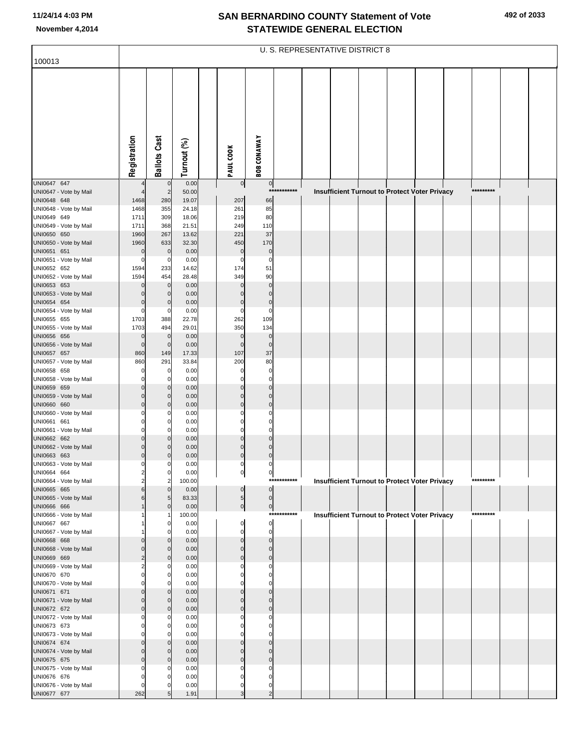# SAN BERNARDINO COUNTY Statement of Vote
## STATEWIDE GENERAL ELECTION

November 4,2014

100013

U. S. REPRESENTATIVE DISTRICT 8

| | Registration | Ballots Cast | Turnout (%) | | PAUL COOK | BOB CONAWAY | | | | | | | | | | |
|---|---|---|---|---|---|---|---|---|---|---|---|---|---|---|---|---|
| UNI0647 647 | 4 | 0 | 0.00 | | 0 | 0 | | | | | | | | | | |
| UNI0647 - Vote by Mail | 4 | 2 | 50.00 | | | *********** | | Insufficient Turnout to Protect Voter Privacy | | | | | | ********* | | |
| UNI0648 648 | 1468 | 280 | 19.07 | | 207 | 66 | | | | | | | | | | |
| UNI0648 - Vote by Mail | 1468 | 355 | 24.18 | | 261 | 85 | | | | | | | | | | |
| UNI0649 649 | 1711 | 309 | 18.06 | | 219 | 80 | | | | | | | | | | |
| UNI0649 - Vote by Mail | 1711 | 368 | 21.51 | | 249 | 110 | | | | | | | | | | |
| UNI0650 650 | 1960 | 267 | 13.62 | | 221 | 37 | | | | | | | | | | |
| UNI0650 - Vote by Mail | 1960 | 633 | 32.30 | | 450 | 170 | | | | | | | | | | |
| UNI0651 651 | 0 | 0 | 0.00 | | 0 | 0 | | | | | | | | | | |
| UNI0651 - Vote by Mail | 0 | 0 | 0.00 | | 0 | 0 | | | | | | | | | | |
| UNI0652 652 | 1594 | 233 | 14.62 | | 174 | 51 | | | | | | | | | | |
| UNI0652 - Vote by Mail | 1594 | 454 | 28.48 | | 349 | 90 | | | | | | | | | | |
| UNI0653 653 | 0 | 0 | 0.00 | | 0 | 0 | | | | | | | | | | |
| UNI0653 - Vote by Mail | 0 | 0 | 0.00 | | 0 | 0 | | | | | | | | | | |
| UNI0654 654 | 0 | 0 | 0.00 | | 0 | 0 | | | | | | | | | | |
| UNI0654 - Vote by Mail | 0 | 0 | 0.00 | | 0 | 0 | | | | | | | | | | |
| UNI0655 655 | 1703 | 388 | 22.78 | | 262 | 109 | | | | | | | | | | |
| UNI0655 - Vote by Mail | 1703 | 494 | 29.01 | | 350 | 134 | | | | | | | | | | |
| UNI0656 656 | 0 | 0 | 0.00 | | 0 | 0 | | | | | | | | | | |
| UNI0656 - Vote by Mail | 0 | 0 | 0.00 | | 0 | 0 | | | | | | | | | | |
| UNI0657 657 | 860 | 149 | 17.33 | | 107 | 37 | | | | | | | | | | |
| UNI0657 - Vote by Mail | 860 | 291 | 33.84 | | 200 | 80 | | | | | | | | | | |
| UNI0658 658 | 0 | 0 | 0.00 | | 0 | 0 | | | | | | | | | | |
| UNI0658 - Vote by Mail | 0 | 0 | 0.00 | | 0 | 0 | | | | | | | | | | |
| UNI0659 659 | 0 | 0 | 0.00 | | 0 | 0 | | | | | | | | | | |
| UNI0659 - Vote by Mail | 0 | 0 | 0.00 | | 0 | 0 | | | | | | | | | | |
| UNI0660 660 | 0 | 0 | 0.00 | | 0 | 0 | | | | | | | | | | |
| UNI0660 - Vote by Mail | 0 | 0 | 0.00 | | 0 | 0 | | | | | | | | | | |
| UNI0661 661 | 0 | 0 | 0.00 | | 0 | 0 | | | | | | | | | | |
| UNI0661 - Vote by Mail | 0 | 0 | 0.00 | | 0 | 0 | | | | | | | | | | |
| UNI0662 662 | 0 | 0 | 0.00 | | 0 | 0 | | | | | | | | | | |
| UNI0662 - Vote by Mail | 0 | 0 | 0.00 | | 0 | 0 | | | | | | | | | | |
| UNI0663 663 | 0 | 0 | 0.00 | | 0 | 0 | | | | | | | | | | |
| UNI0663 - Vote by Mail | 0 | 0 | 0.00 | | 0 | 0 | | | | | | | | | | |
| UNI0664 664 | 2 | 0 | 0.00 | | 0 | 0 | | | | | | | | | | |
| UNI0664 - Vote by Mail | 2 | 2 | 100.00 | | | *********** | | Insufficient Turnout to Protect Voter Privacy | | | | | | ********* | | |
| UNI0665 665 | 6 | 0 | 0.00 | | 0 | 0 | | | | | | | | | | |
| UNI0665 - Vote by Mail | 6 | 5 | 83.33 | | 5 | 0 | | | | | | | | | | |
| UNI0666 666 | 1 | 0 | 0.00 | | 0 | 0 | | | | | | | | | | |
| UNI0666 - Vote by Mail | 1 | 1 | 100.00 | | | *********** | | Insufficient Turnout to Protect Voter Privacy | | | | | | ********* | | |
| UNI0667 667 | 1 | 0 | 0.00 | | 0 | 0 | | | | | | | | | | |
| UNI0667 - Vote by Mail | 1 | 0 | 0.00 | | 0 | 0 | | | | | | | | | | |
| UNI0668 668 | 0 | 0 | 0.00 | | 0 | 0 | | | | | | | | | | |
| UNI0668 - Vote by Mail | 0 | 0 | 0.00 | | 0 | 0 | | | | | | | | | | |
| UNI0669 669 | 2 | 0 | 0.00 | | 0 | 0 | | | | | | | | | | |
| UNI0669 - Vote by Mail | 2 | 0 | 0.00 | | 0 | 0 | | | | | | | | | | |
| UNI0670 670 | 0 | 0 | 0.00 | | 0 | 0 | | | | | | | | | | |
| UNI0670 - Vote by Mail | 0 | 0 | 0.00 | | 0 | 0 | | | | | | | | | | |
| UNI0671 671 | 0 | 0 | 0.00 | | 0 | 0 | | | | | | | | | | |
| UNI0671 - Vote by Mail | 0 | 0 | 0.00 | | 0 | 0 | | | | | | | | | | |
| UNI0672 672 | 0 | 0 | 0.00 | | 0 | 0 | | | | | | | | | | |
| UNI0672 - Vote by Mail | 0 | 0 | 0.00 | | 0 | 0 | | | | | | | | | | |
| UNI0673 673 | 0 | 0 | 0.00 | | 0 | 0 | | | | | | | | | | |
| UNI0673 - Vote by Mail | 0 | 0 | 0.00 | | 0 | 0 | | | | | | | | | | |
| UNI0674 674 | 0 | 0 | 0.00 | | 0 | 0 | | | | | | | | | | |
| UNI0674 - Vote by Mail | 0 | 0 | 0.00 | | 0 | 0 | | | | | | | | | | |
| UNI0675 675 | 0 | 0 | 0.00 | | 0 | 0 | | | | | | | | | | |
| UNI0675 - Vote by Mail | 0 | 0 | 0.00 | | 0 | 0 | | | | | | | | | | |
| UNI0676 676 | 0 | 0 | 0.00 | | 0 | 0 | | | | | | | | | | |
| UNI0676 - Vote by Mail | 0 | 0 | 0.00 | | 0 | 0 | | | | | | | | | | |
| UNI0677 677 | 262 | 5 | 1.91 | | 3 | 2 | | | | | | | | | | |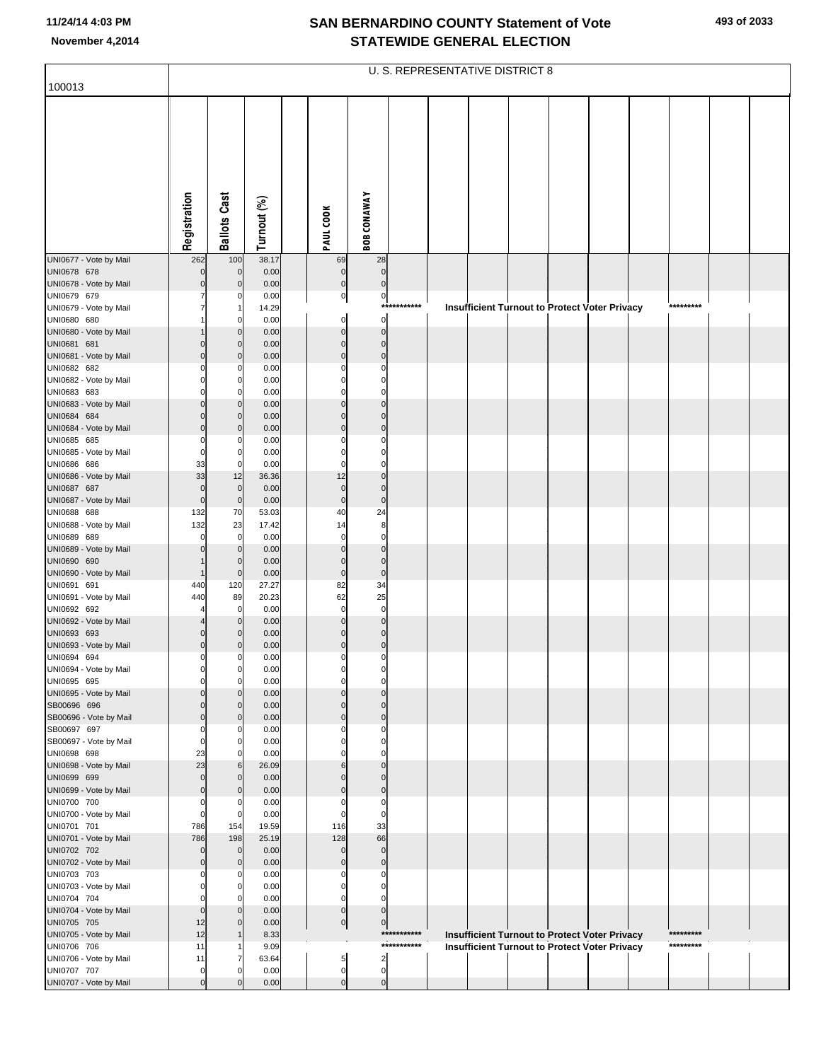# SAN BERNARDINO COUNTY Statement of Vote
## STATEWIDE GENERAL ELECTION

November 4,2014

U. S. REPRESENTATIVE DISTRICT 8

100013

| | Registration | Ballots Cast | Turnout (%) | PAUL COOK | BOB CONAWAY |
|---|---|---|---|---|---|
| UNI0677 - Vote by Mail | 262 | 100 | 38.17 | 69 | 28 |
| UNI0678 678 | 0 | 0 | 0.00 | 0 | 0 |
| UNI0678 - Vote by Mail | 0 | 0 | 0.00 | 0 | 0 |
| UNI0679 679 | 7 | 0 | 0.00 | 0 | 0 |
| UNI0679 - Vote by Mail | 7 | 1 | 14.29 | *********** Insufficient Turnout to Protect Voter Privacy ********* | |
| UNI0680 680 | 1 | 0 | 0.00 | 0 | 0 |
| UNI0680 - Vote by Mail | 1 | 0 | 0.00 | 0 | 0 |
| UNI0681 681 | 0 | 0 | 0.00 | 0 | 0 |
| UNI0681 - Vote by Mail | 0 | 0 | 0.00 | 0 | 0 |
| UNI0682 682 | 0 | 0 | 0.00 | 0 | 0 |
| UNI0682 - Vote by Mail | 0 | 0 | 0.00 | 0 | 0 |
| UNI0683 683 | 0 | 0 | 0.00 | 0 | 0 |
| UNI0683 - Vote by Mail | 0 | 0 | 0.00 | 0 | 0 |
| UNI0684 684 | 0 | 0 | 0.00 | 0 | 0 |
| UNI0684 - Vote by Mail | 0 | 0 | 0.00 | 0 | 0 |
| UNI0685 685 | 0 | 0 | 0.00 | 0 | 0 |
| UNI0685 - Vote by Mail | 0 | 0 | 0.00 | 0 | 0 |
| UNI0686 686 | 33 | 0 | 0.00 | 0 | 0 |
| UNI0686 - Vote by Mail | 33 | 12 | 36.36 | 12 | 0 |
| UNI0687 687 | 0 | 0 | 0.00 | 0 | 0 |
| UNI0687 - Vote by Mail | 0 | 0 | 0.00 | 0 | 0 |
| UNI0688 688 | 132 | 70 | 53.03 | 40 | 24 |
| UNI0688 - Vote by Mail | 132 | 23 | 17.42 | 14 | 8 |
| UNI0689 689 | 0 | 0 | 0.00 | 0 | 0 |
| UNI0689 - Vote by Mail | 0 | 0 | 0.00 | 0 | 0 |
| UNI0690 690 | 1 | 0 | 0.00 | 0 | 0 |
| UNI0690 - Vote by Mail | 1 | 0 | 0.00 | 0 | 0 |
| UNI0691 691 | 440 | 120 | 27.27 | 82 | 34 |
| UNI0691 - Vote by Mail | 440 | 89 | 20.23 | 62 | 25 |
| UNI0692 692 | 4 | 0 | 0.00 | 0 | 0 |
| UNI0692 - Vote by Mail | 4 | 0 | 0.00 | 0 | 0 |
| UNI0693 693 | 0 | 0 | 0.00 | 0 | 0 |
| UNI0693 - Vote by Mail | 0 | 0 | 0.00 | 0 | 0 |
| UNI0694 694 | 0 | 0 | 0.00 | 0 | 0 |
| UNI0694 - Vote by Mail | 0 | 0 | 0.00 | 0 | 0 |
| UNI0695 695 | 0 | 0 | 0.00 | 0 | 0 |
| UNI0695 - Vote by Mail | 0 | 0 | 0.00 | 0 | 0 |
| SB00696 696 | 0 | 0 | 0.00 | 0 | 0 |
| SB00696 - Vote by Mail | 0 | 0 | 0.00 | 0 | 0 |
| SB00697 697 | 0 | 0 | 0.00 | 0 | 0 |
| SB00697 - Vote by Mail | 0 | 0 | 0.00 | 0 | 0 |
| UNI0698 698 | 23 | 0 | 0.00 | 0 | 0 |
| UNI0698 - Vote by Mail | 23 | 6 | 26.09 | 6 | 0 |
| UNI0699 699 | 0 | 0 | 0.00 | 0 | 0 |
| UNI0699 - Vote by Mail | 0 | 0 | 0.00 | 0 | 0 |
| UNI0700 700 | 0 | 0 | 0.00 | 0 | 0 |
| UNI0700 - Vote by Mail | 0 | 0 | 0.00 | 0 | 0 |
| UNI0701 701 | 786 | 154 | 19.59 | 116 | 33 |
| UNI0701 - Vote by Mail | 786 | 198 | 25.19 | 128 | 66 |
| UNI0702 702 | 0 | 0 | 0.00 | 0 | 0 |
| UNI0702 - Vote by Mail | 0 | 0 | 0.00 | 0 | 0 |
| UNI0703 703 | 0 | 0 | 0.00 | 0 | 0 |
| UNI0703 - Vote by Mail | 0 | 0 | 0.00 | 0 | 0 |
| UNI0704 704 | 0 | 0 | 0.00 | 0 | 0 |
| UNI0704 - Vote by Mail | 0 | 0 | 0.00 | 0 | 0 |
| UNI0705 705 | 12 | 0 | 0.00 | 0 | 0 |
| UNI0705 - Vote by Mail | 12 | 1 | 8.33 | *********** Insufficient Turnout to Protect Voter Privacy ********* | |
| UNI0706 706 | 11 | 1 | 9.09 | *********** Insufficient Turnout to Protect Voter Privacy ********* | |
| UNI0706 - Vote by Mail | 11 | 7 | 63.64 | 5 | 2 |
| UNI0707 707 | 0 | 0 | 0.00 | 0 | 0 |
| UNI0707 - Vote by Mail | 0 | 0 | 0.00 | 0 | 0 |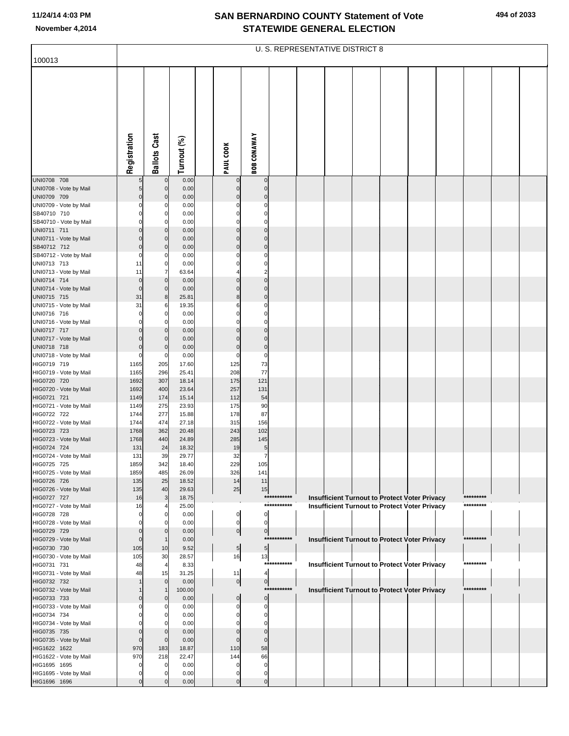## SAN BERNARDINO COUNTY Statement of Vote
## STATEWIDE GENERAL ELECTION

November 4,2014

100013

U. S. REPRESENTATIVE DISTRICT 8

| | Registration | Ballots Cast | Turnout (%) | PAUL COOK | BOB CONAWAY |
|---|---|---|---|---|---|
| UNI0708 708 | 5 | 0 | 0.00 | 0 | 0 |
| UNI0708 - Vote by Mail | 5 | 0 | 0.00 | 0 | 0 |
| UNI0709 709 | 0 | 0 | 0.00 | 0 | 0 |
| UNI0709 - Vote by Mail | 0 | 0 | 0.00 | 0 | 0 |
| SB40710 710 | 0 | 0 | 0.00 | 0 | 0 |
| SB40710 - Vote by Mail | 0 | 0 | 0.00 | 0 | 0 |
| UNI0711 711 | 0 | 0 | 0.00 | 0 | 0 |
| UNI0711 - Vote by Mail | 0 | 0 | 0.00 | 0 | 0 |
| SB40712 712 | 0 | 0 | 0.00 | 0 | 0 |
| SB40712 - Vote by Mail | 0 | 0 | 0.00 | 0 | 0 |
| UNI0713 713 | 11 | 0 | 0.00 | 0 | 0 |
| UNI0713 - Vote by Mail | 11 | 7 | 63.64 | 4 | 2 |
| UNI0714 714 | 0 | 0 | 0.00 | 0 | 0 |
| UNI0714 - Vote by Mail | 0 | 0 | 0.00 | 0 | 0 |
| UNI0715 715 | 31 | 8 | 25.81 | 8 | 0 |
| UNI0715 - Vote by Mail | 31 | 6 | 19.35 | 6 | 0 |
| UNI0716 716 | 0 | 0 | 0.00 | 0 | 0 |
| UNI0716 - Vote by Mail | 0 | 0 | 0.00 | 0 | 0 |
| UNI0717 717 | 0 | 0 | 0.00 | 0 | 0 |
| UNI0717 - Vote by Mail | 0 | 0 | 0.00 | 0 | 0 |
| UNI0718 718 | 0 | 0 | 0.00 | 0 | 0 |
| UNI0718 - Vote by Mail | 0 | 0 | 0.00 | 0 | 0 |
| HIG0719 719 | 1165 | 205 | 17.60 | 125 | 73 |
| HIG0719 - Vote by Mail | 1165 | 296 | 25.41 | 208 | 77 |
| HIG0720 720 | 1692 | 307 | 18.14 | 175 | 121 |
| HIG0720 - Vote by Mail | 1692 | 400 | 23.64 | 257 | 131 |
| HIG0721 721 | 1149 | 174 | 15.14 | 112 | 54 |
| HIG0721 - Vote by Mail | 1149 | 275 | 23.93 | 175 | 90 |
| HIG0722 722 | 1744 | 277 | 15.88 | 178 | 87 |
| HIG0722 - Vote by Mail | 1744 | 474 | 27.18 | 315 | 156 |
| HIG0723 723 | 1768 | 362 | 20.48 | 243 | 102 |
| HIG0723 - Vote by Mail | 1768 | 440 | 24.89 | 285 | 145 |
| HIG0724 724 | 131 | 24 | 18.32 | 19 | 5 |
| HIG0724 - Vote by Mail | 131 | 39 | 29.77 | 32 | 7 |
| HIG0725 725 | 1859 | 342 | 18.40 | 229 | 105 |
| HIG0725 - Vote by Mail | 1859 | 485 | 26.09 | 326 | 141 |
| HIG0726 726 | 135 | 25 | 18.52 | 14 | 11 |
| HIG0726 - Vote by Mail | 135 | 40 | 29.63 | 25 | 15 |
| HIG0727 727 | 16 | 3 | 18.75 | Insufficient Turnout to Protect Voter Privacy | |
| HIG0727 - Vote by Mail | 16 | 4 | 25.00 | Insufficient Turnout to Protect Voter Privacy | |
| HIG0728 728 | 0 | 0 | 0.00 | 0 | 0 |
| HIG0728 - Vote by Mail | 0 | 0 | 0.00 | 0 | 0 |
| HIG0729 729 | 0 | 0 | 0.00 | 0 | 0 |
| HIG0729 - Vote by Mail | 0 | 1 | 0.00 | Insufficient Turnout to Protect Voter Privacy | |
| HIG0730 730 | 105 | 10 | 9.52 | 5 | 5 |
| HIG0730 - Vote by Mail | 105 | 30 | 28.57 | 16 | 13 |
| HIG0731 731 | 48 | 4 | 8.33 | Insufficient Turnout to Protect Voter Privacy | |
| HIG0731 - Vote by Mail | 48 | 15 | 31.25 | 11 | 4 |
| HIG0732 732 | 1 | 0 | 0.00 | 0 | 0 |
| HIG0732 - Vote by Mail | 1 | 1 | 100.00 | Insufficient Turnout to Protect Voter Privacy | |
| HIG0733 733 | 0 | 0 | 0.00 | 0 | 0 |
| HIG0733 - Vote by Mail | 0 | 0 | 0.00 | 0 | 0 |
| HIG0734 734 | 0 | 0 | 0.00 | 0 | 0 |
| HIG0734 - Vote by Mail | 0 | 0 | 0.00 | 0 | 0 |
| HIG0735 735 | 0 | 0 | 0.00 | 0 | 0 |
| HIG0735 - Vote by Mail | 0 | 0 | 0.00 | 0 | 0 |
| HIG1622 1622 | 970 | 183 | 18.87 | 110 | 58 |
| HIG1622 - Vote by Mail | 970 | 218 | 22.47 | 144 | 66 |
| HIG1695 1695 | 0 | 0 | 0.00 | 0 | 0 |
| HIG1695 - Vote by Mail | 0 | 0 | 0.00 | 0 | 0 |
| HIG1696 1696 | 0 | 0 | 0.00 | 0 | 0 |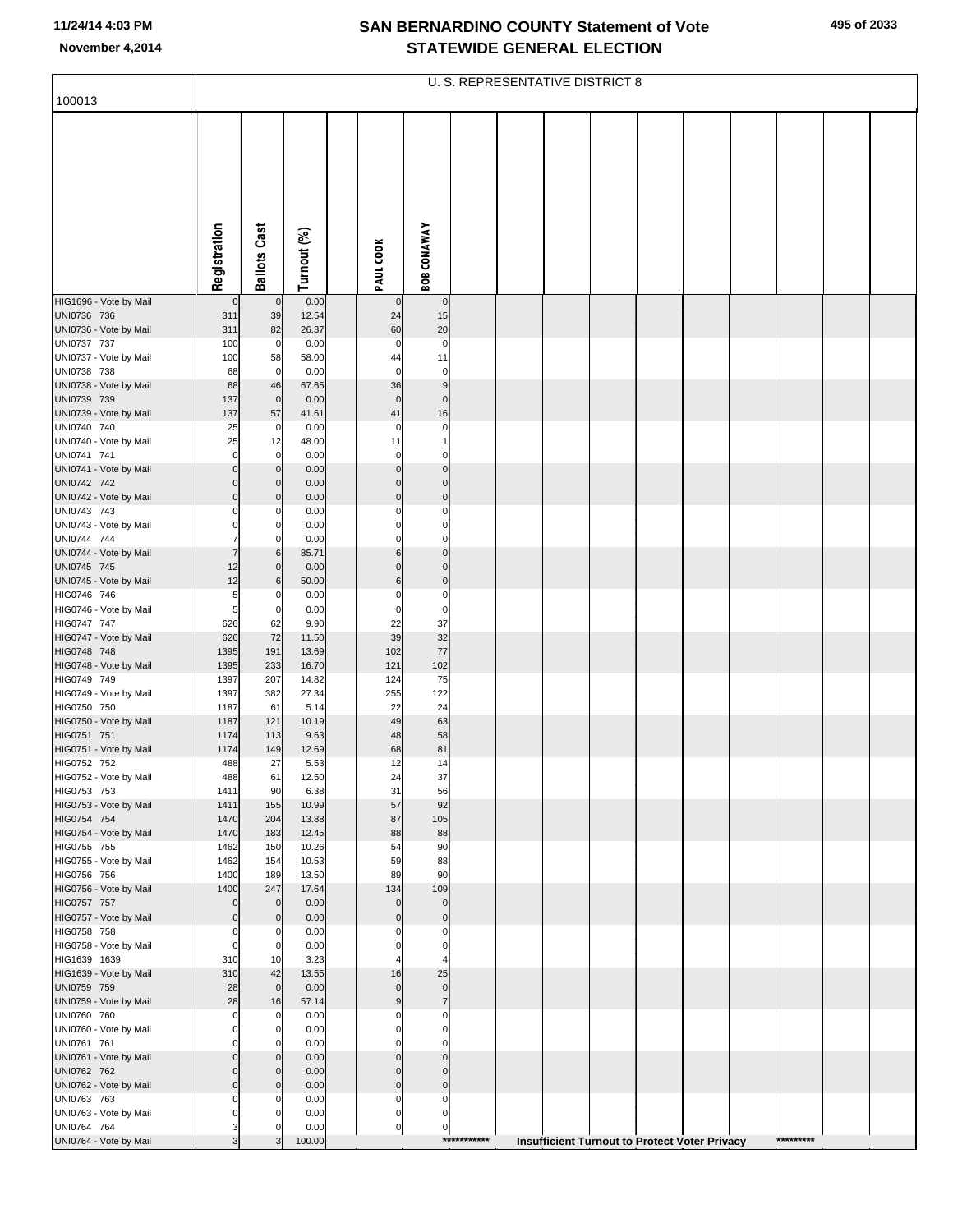# SAN BERNARDINO COUNTY Statement of Vote
## STATEWIDE GENERAL ELECTION

November 4,2014

100013

U. S. REPRESENTATIVE DISTRICT 8

| | Registration | Ballots Cast | Turnout (%) | | PAUL COOK | BOB CONAWAY |
|---|---|---|---|---|---|---|
| HIG1696 - Vote by Mail | 0 | 0 | 0.00 | | 0 | 0 |
| UNI0736 736 | 311 | 39 | 12.54 | | 24 | 15 |
| UNI0736 - Vote by Mail | 311 | 82 | 26.37 | | 60 | 20 |
| UNI0737 737 | 100 | 0 | 0.00 | | 0 | 0 |
| UNI0737 - Vote by Mail | 100 | 58 | 58.00 | | 44 | 11 |
| UNI0738 738 | 68 | 0 | 0.00 | | 0 | 0 |
| UNI0738 - Vote by Mail | 68 | 46 | 67.65 | | 36 | 9 |
| UNI0739 739 | 137 | 0 | 0.00 | | 0 | 0 |
| UNI0739 - Vote by Mail | 137 | 57 | 41.61 | | 41 | 16 |
| UNI0740 740 | 25 | 0 | 0.00 | | 0 | 0 |
| UNI0740 - Vote by Mail | 25 | 12 | 48.00 | | 11 | 1 |
| UNI0741 741 | 0 | 0 | 0.00 | | 0 | 0 |
| UNI0741 - Vote by Mail | 0 | 0 | 0.00 | | 0 | 0 |
| UNI0742 742 | 0 | 0 | 0.00 | | 0 | 0 |
| UNI0742 - Vote by Mail | 0 | 0 | 0.00 | | 0 | 0 |
| UNI0743 743 | 0 | 0 | 0.00 | | 0 | 0 |
| UNI0743 - Vote by Mail | 0 | 0 | 0.00 | | 0 | 0 |
| UNI0744 744 | 7 | 0 | 0.00 | | 0 | 0 |
| UNI0744 - Vote by Mail | 7 | 6 | 85.71 | | 6 | 0 |
| UNI0745 745 | 12 | 0 | 0.00 | | 0 | 0 |
| UNI0745 - Vote by Mail | 12 | 6 | 50.00 | | 6 | 0 |
| HIG0746 746 | 5 | 0 | 0.00 | | 0 | 0 |
| HIG0746 - Vote by Mail | 5 | 0 | 0.00 | | 0 | 0 |
| HIG0747 747 | 626 | 62 | 9.90 | | 22 | 37 |
| HIG0747 - Vote by Mail | 626 | 72 | 11.50 | | 39 | 32 |
| HIG0748 748 | 1395 | 191 | 13.69 | | 102 | 77 |
| HIG0748 - Vote by Mail | 1395 | 233 | 16.70 | | 121 | 102 |
| HIG0749 749 | 1397 | 207 | 14.82 | | 124 | 75 |
| HIG0749 - Vote by Mail | 1397 | 382 | 27.34 | | 255 | 122 |
| HIG0750 750 | 1187 | 61 | 5.14 | | 22 | 24 |
| HIG0750 - Vote by Mail | 1187 | 121 | 10.19 | | 49 | 63 |
| HIG0751 751 | 1174 | 113 | 9.63 | | 48 | 58 |
| HIG0751 - Vote by Mail | 1174 | 149 | 12.69 | | 68 | 81 |
| HIG0752 752 | 488 | 27 | 5.53 | | 12 | 14 |
| HIG0752 - Vote by Mail | 488 | 61 | 12.50 | | 24 | 37 |
| HIG0753 753 | 1411 | 90 | 6.38 | | 31 | 56 |
| HIG0753 - Vote by Mail | 1411 | 155 | 10.99 | | 57 | 92 |
| HIG0754 754 | 1470 | 204 | 13.88 | | 87 | 105 |
| HIG0754 - Vote by Mail | 1470 | 183 | 12.45 | | 88 | 88 |
| HIG0755 755 | 1462 | 150 | 10.26 | | 54 | 90 |
| HIG0755 - Vote by Mail | 1462 | 154 | 10.53 | | 59 | 88 |
| HIG0756 756 | 1400 | 189 | 13.50 | | 89 | 90 |
| HIG0756 - Vote by Mail | 1400 | 247 | 17.64 | | 134 | 109 |
| HIG0757 757 | 0 | 0 | 0.00 | | 0 | 0 |
| HIG0757 - Vote by Mail | 0 | 0 | 0.00 | | 0 | 0 |
| HIG0758 758 | 0 | 0 | 0.00 | | 0 | 0 |
| HIG0758 - Vote by Mail | 0 | 0 | 0.00 | | 0 | 0 |
| HIG1639 1639 | 310 | 10 | 3.23 | | 4 | 4 |
| HIG1639 - Vote by Mail | 310 | 42 | 13.55 | | 16 | 25 |
| UNI0759 759 | 28 | 0 | 0.00 | | 0 | 0 |
| UNI0759 - Vote by Mail | 28 | 16 | 57.14 | | 9 | 7 |
| UNI0760 760 | 0 | 0 | 0.00 | | 0 | 0 |
| UNI0760 - Vote by Mail | 0 | 0 | 0.00 | | 0 | 0 |
| UNI0761 761 | 0 | 0 | 0.00 | | 0 | 0 |
| UNI0761 - Vote by Mail | 0 | 0 | 0.00 | | 0 | 0 |
| UNI0762 762 | 0 | 0 | 0.00 | | 0 | 0 |
| UNI0762 - Vote by Mail | 0 | 0 | 0.00 | | 0 | 0 |
| UNI0763 763 | 0 | 0 | 0.00 | | 0 | 0 |
| UNI0763 - Vote by Mail | 0 | 0 | 0.00 | | 0 | 0 |
| UNI0764 764 | 3 | 0 | 0.00 | | 0 | 0 |
| UNI0764 - Vote by Mail | 3 | 3 | 100.00 | | | *********** Insufficient Turnout to Protect Voter Privacy ********* |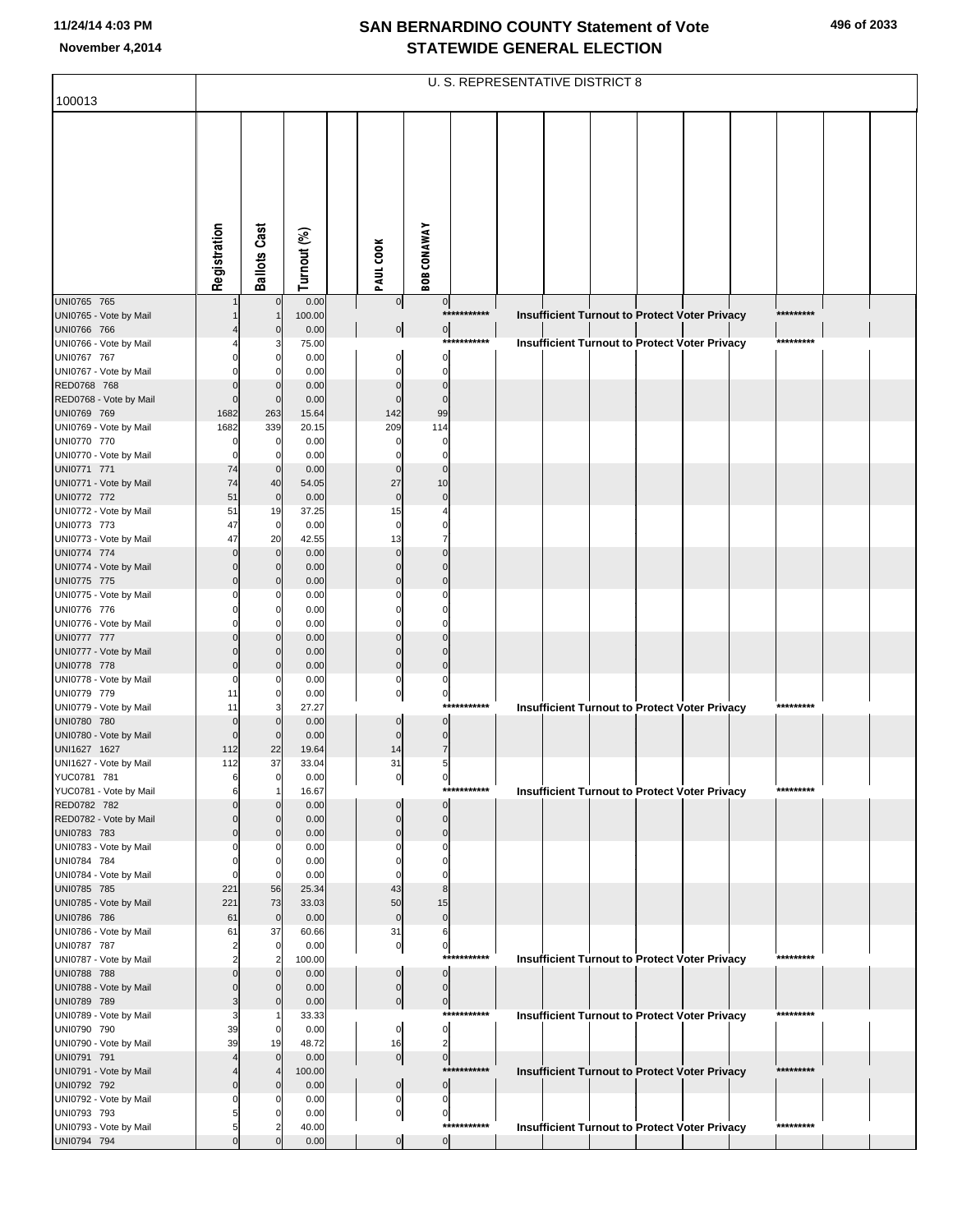# SAN BERNARDINO COUNTY Statement of Vote
# STATEWIDE GENERAL ELECTION

November 4,2014

100013

U. S. REPRESENTATIVE DISTRICT 8

| | Registration | Ballots Cast | Turnout (%) | PAUL COOK | BOB CONAWAY | |
|---|---|---|---|---|---|---|
| UNI0765 765 | 1 | 0 | 0.00 | 0 | 0 | |
| UNI0765 - Vote by Mail | 1 | 1 | 100.00 | | *********** | Insufficient Turnout to Protect Voter Privacy ********* |
| UNI0766 766 | 4 | 0 | 0.00 | 0 | 0 | |
| UNI0766 - Vote by Mail | 4 | 3 | 75.00 | | *********** | Insufficient Turnout to Protect Voter Privacy ********* |
| UNI0767 767 | 0 | 0 | 0.00 | 0 | 0 | |
| UNI0767 - Vote by Mail | 0 | 0 | 0.00 | 0 | 0 | |
| RED0768 768 | 0 | 0 | 0.00 | 0 | 0 | |
| RED0768 - Vote by Mail | 0 | 0 | 0.00 | 0 | 0 | |
| UNI0769 769 | 1682 | 263 | 15.64 | 142 | 99 | |
| UNI0769 - Vote by Mail | 1682 | 339 | 20.15 | 209 | 114 | |
| UNI0770 770 | 0 | 0 | 0.00 | 0 | 0 | |
| UNI0770 - Vote by Mail | 0 | 0 | 0.00 | 0 | 0 | |
| UNI0771 771 | 74 | 0 | 0.00 | 0 | 0 | |
| UNI0771 - Vote by Mail | 74 | 40 | 54.05 | 27 | 10 | |
| UNI0772 772 | 51 | 0 | 0.00 | 0 | 0 | |
| UNI0772 - Vote by Mail | 51 | 19 | 37.25 | 15 | 4 | |
| UNI0773 773 | 47 | 0 | 0.00 | 0 | 0 | |
| UNI0773 - Vote by Mail | 47 | 20 | 42.55 | 13 | 7 | |
| UNI0774 774 | 0 | 0 | 0.00 | 0 | 0 | |
| UNI0774 - Vote by Mail | 0 | 0 | 0.00 | 0 | 0 | |
| UNI0775 775 | 0 | 0 | 0.00 | 0 | 0 | |
| UNI0775 - Vote by Mail | 0 | 0 | 0.00 | 0 | 0 | |
| UNI0776 776 | 0 | 0 | 0.00 | 0 | 0 | |
| UNI0776 - Vote by Mail | 0 | 0 | 0.00 | 0 | 0 | |
| UNI0777 777 | 0 | 0 | 0.00 | 0 | 0 | |
| UNI0777 - Vote by Mail | 0 | 0 | 0.00 | 0 | 0 | |
| UNI0778 778 | 0 | 0 | 0.00 | 0 | 0 | |
| UNI0778 - Vote by Mail | 0 | 0 | 0.00 | 0 | 0 | |
| UNI0779 779 | 11 | 0 | 0.00 | 0 | 0 | |
| UNI0779 - Vote by Mail | 11 | 3 | 27.27 | | *********** | Insufficient Turnout to Protect Voter Privacy ********* |
| UNI0780 780 | 0 | 0 | 0.00 | 0 | 0 | |
| UNI0780 - Vote by Mail | 0 | 0 | 0.00 | 0 | 0 | |
| UNI1627 1627 | 112 | 22 | 19.64 | 14 | 7 | |
| UNI1627 - Vote by Mail | 112 | 37 | 33.04 | 31 | 5 | |
| YUC0781 781 | 6 | 0 | 0.00 | 0 | 0 | |
| YUC0781 - Vote by Mail | 6 | 1 | 16.67 | | *********** | Insufficient Turnout to Protect Voter Privacy ********* |
| RED0782 782 | 0 | 0 | 0.00 | 0 | 0 | |
| RED0782 - Vote by Mail | 0 | 0 | 0.00 | 0 | 0 | |
| UNI0783 783 | 0 | 0 | 0.00 | 0 | 0 | |
| UNI0783 - Vote by Mail | 0 | 0 | 0.00 | 0 | 0 | |
| UNI0784 784 | 0 | 0 | 0.00 | 0 | 0 | |
| UNI0784 - Vote by Mail | 0 | 0 | 0.00 | 0 | 0 | |
| UNI0785 785 | 221 | 56 | 25.34 | 43 | 8 | |
| UNI0785 - Vote by Mail | 221 | 73 | 33.03 | 50 | 15 | |
| UNI0786 786 | 61 | 0 | 0.00 | 0 | 0 | |
| UNI0786 - Vote by Mail | 61 | 37 | 60.66 | 31 | 6 | |
| UNI0787 787 | 2 | 0 | 0.00 | 0 | 0 | |
| UNI0787 - Vote by Mail | 2 | 2 | 100.00 | | *********** | Insufficient Turnout to Protect Voter Privacy ********* |
| UNI0788 788 | 0 | 0 | 0.00 | 0 | 0 | |
| UNI0788 - Vote by Mail | 0 | 0 | 0.00 | 0 | 0 | |
| UNI0789 789 | 3 | 0 | 0.00 | 0 | 0 | |
| UNI0789 - Vote by Mail | 3 | 1 | 33.33 | | *********** | Insufficient Turnout to Protect Voter Privacy ********* |
| UNI0790 790 | 39 | 0 | 0.00 | 0 | 0 | |
| UNI0790 - Vote by Mail | 39 | 19 | 48.72 | 16 | 2 | |
| UNI0791 791 | 4 | 0 | 0.00 | 0 | 0 | |
| UNI0791 - Vote by Mail | 4 | 4 | 100.00 | | *********** | Insufficient Turnout to Protect Voter Privacy ********* |
| UNI0792 792 | 0 | 0 | 0.00 | 0 | 0 | |
| UNI0792 - Vote by Mail | 0 | 0 | 0.00 | 0 | 0 | |
| UNI0793 793 | 5 | 0 | 0.00 | 0 | 0 | |
| UNI0793 - Vote by Mail | 5 | 2 | 40.00 | | *********** | Insufficient Turnout to Protect Voter Privacy ********* |
| UNI0794 794 | 0 | 0 | 0.00 | 0 | 0 | |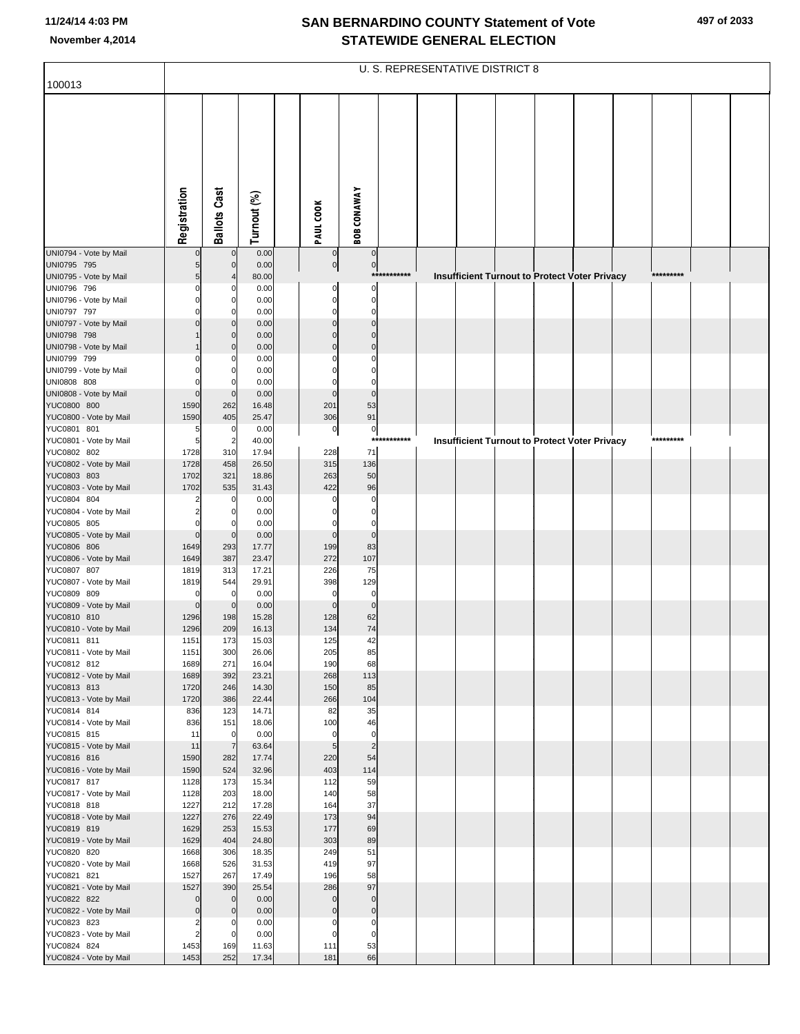# SAN BERNARDINO COUNTY Statement of Vote
## STATEWIDE GENERAL ELECTION

November 4,2014

100013

U. S. REPRESENTATIVE DISTRICT 8

| | Registration | Ballots Cast | Turnout (%) | | PAUL COOK | BOB CONAWAY | | | | | | | | | | |
|---|---|---|---|---|---|---|---|---|---|---|---|---|---|---|---|---|
| UNI0794 - Vote by Mail | 0 | 0 | 0.00 | | 0 | 0 | | | | | | | | | | |
| UNI0795 795 | 5 | 0 | 0.00 | | 0 | 0 | | | | | | | | | | |
| UNI0795 - Vote by Mail | 5 | 4 | 80.00 | | | | *********** | | Insufficient Turnout to Protect Voter Privacy | | | | | ********* | | |
| UNI0796 796 | 0 | 0 | 0.00 | | 0 | 0 | | | | | | | | | | |
| UNI0796 - Vote by Mail | 0 | 0 | 0.00 | | 0 | 0 | | | | | | | | | | |
| UNI0797 797 | 0 | 0 | 0.00 | | 0 | 0 | | | | | | | | | | |
| UNI0797 - Vote by Mail | 0 | 0 | 0.00 | | 0 | 0 | | | | | | | | | | |
| UNI0798 798 | 1 | 0 | 0.00 | | 0 | 0 | | | | | | | | | | |
| UNI0798 - Vote by Mail | 1 | 0 | 0.00 | | 0 | 0 | | | | | | | | | | |
| UNI0799 799 | 0 | 0 | 0.00 | | 0 | 0 | | | | | | | | | | |
| UNI0799 - Vote by Mail | 0 | 0 | 0.00 | | 0 | 0 | | | | | | | | | | |
| UNI0808 808 | 0 | 0 | 0.00 | | 0 | 0 | | | | | | | | | | |
| UNI0808 - Vote by Mail | 0 | 0 | 0.00 | | 0 | 0 | | | | | | | | | | |
| YUC0800 800 | 1590 | 262 | 16.48 | | 201 | 53 | | | | | | | | | | |
| YUC0800 - Vote by Mail | 1590 | 405 | 25.47 | | 306 | 91 | | | | | | | | | | |
| YUC0801 801 | 5 | 0 | 0.00 | | 0 | 0 | | | | | | | | | | |
| YUC0801 - Vote by Mail | 5 | 2 | 40.00 | | | | *********** | | Insufficient Turnout to Protect Voter Privacy | | | | | ********* | | |
| YUC0802 802 | 1728 | 310 | 17.94 | | 228 | 71 | | | | | | | | | | |
| YUC0802 - Vote by Mail | 1728 | 458 | 26.50 | | 315 | 136 | | | | | | | | | | |
| YUC0803 803 | 1702 | 321 | 18.86 | | 263 | 50 | | | | | | | | | | |
| YUC0803 - Vote by Mail | 1702 | 535 | 31.43 | | 422 | 96 | | | | | | | | | | |
| YUC0804 804 | 2 | 0 | 0.00 | | 0 | 0 | | | | | | | | | | |
| YUC0804 - Vote by Mail | 2 | 0 | 0.00 | | 0 | 0 | | | | | | | | | | |
| YUC0805 805 | 0 | 0 | 0.00 | | 0 | 0 | | | | | | | | | | |
| YUC0805 - Vote by Mail | 0 | 0 | 0.00 | | 0 | 0 | | | | | | | | | | |
| YUC0806 806 | 1649 | 293 | 17.77 | | 199 | 83 | | | | | | | | | | |
| YUC0806 - Vote by Mail | 1649 | 387 | 23.47 | | 272 | 107 | | | | | | | | | | |
| YUC0807 807 | 1819 | 313 | 17.21 | | 226 | 75 | | | | | | | | | | |
| YUC0807 - Vote by Mail | 1819 | 544 | 29.91 | | 398 | 129 | | | | | | | | | | |
| YUC0809 809 | 0 | 0 | 0.00 | | 0 | 0 | | | | | | | | | | |
| YUC0809 - Vote by Mail | 0 | 0 | 0.00 | | 0 | 0 | | | | | | | | | | |
| YUC0810 810 | 1296 | 198 | 15.28 | | 128 | 62 | | | | | | | | | | |
| YUC0810 - Vote by Mail | 1296 | 209 | 16.13 | | 134 | 74 | | | | | | | | | | |
| YUC0811 811 | 1151 | 173 | 15.03 | | 125 | 42 | | | | | | | | | | |
| YUC0811 - Vote by Mail | 1151 | 300 | 26.06 | | 205 | 85 | | | | | | | | | | |
| YUC0812 812 | 1689 | 271 | 16.04 | | 190 | 68 | | | | | | | | | | |
| YUC0812 - Vote by Mail | 1689 | 392 | 23.21 | | 268 | 113 | | | | | | | | | | |
| YUC0813 813 | 1720 | 246 | 14.30 | | 150 | 85 | | | | | | | | | | |
| YUC0813 - Vote by Mail | 1720 | 386 | 22.44 | | 266 | 104 | | | | | | | | | | |
| YUC0814 814 | 836 | 123 | 14.71 | | 82 | 35 | | | | | | | | | | |
| YUC0814 - Vote by Mail | 836 | 151 | 18.06 | | 100 | 46 | | | | | | | | | | |
| YUC0815 815 | 11 | 0 | 0.00 | | 0 | 0 | | | | | | | | | | |
| YUC0815 - Vote by Mail | 11 | 7 | 63.64 | | 5 | 2 | | | | | | | | | | |
| YUC0816 816 | 1590 | 282 | 17.74 | | 220 | 54 | | | | | | | | | | |
| YUC0816 - Vote by Mail | 1590 | 524 | 32.96 | | 403 | 114 | | | | | | | | | | |
| YUC0817 817 | 1128 | 173 | 15.34 | | 112 | 59 | | | | | | | | | | |
| YUC0817 - Vote by Mail | 1128 | 203 | 18.00 | | 140 | 58 | | | | | | | | | | |
| YUC0818 818 | 1227 | 212 | 17.28 | | 164 | 37 | | | | | | | | | | |
| YUC0818 - Vote by Mail | 1227 | 276 | 22.49 | | 173 | 94 | | | | | | | | | | |
| YUC0819 819 | 1629 | 253 | 15.53 | | 177 | 69 | | | | | | | | | | |
| YUC0819 - Vote by Mail | 1629 | 404 | 24.80 | | 303 | 89 | | | | | | | | | | |
| YUC0820 820 | 1668 | 306 | 18.35 | | 249 | 51 | | | | | | | | | | |
| YUC0820 - Vote by Mail | 1668 | 526 | 31.53 | | 419 | 97 | | | | | | | | | | |
| YUC0821 821 | 1527 | 267 | 17.49 | | 196 | 58 | | | | | | | | | | |
| YUC0821 - Vote by Mail | 1527 | 390 | 25.54 | | 286 | 97 | | | | | | | | | | |
| YUC0822 822 | 0 | 0 | 0.00 | | 0 | 0 | | | | | | | | | | |
| YUC0822 - Vote by Mail | 0 | 0 | 0.00 | | 0 | 0 | | | | | | | | | | |
| YUC0823 823 | 2 | 0 | 0.00 | | 0 | 0 | | | | | | | | | | |
| YUC0823 - Vote by Mail | 2 | 0 | 0.00 | | 0 | 0 | | | | | | | | | | |
| YUC0824 824 | 1453 | 169 | 11.63 | | 111 | 53 | | | | | | | | | | |
| YUC0824 - Vote by Mail | 1453 | 252 | 17.34 | | 181 | 66 | | | | | | | | | | |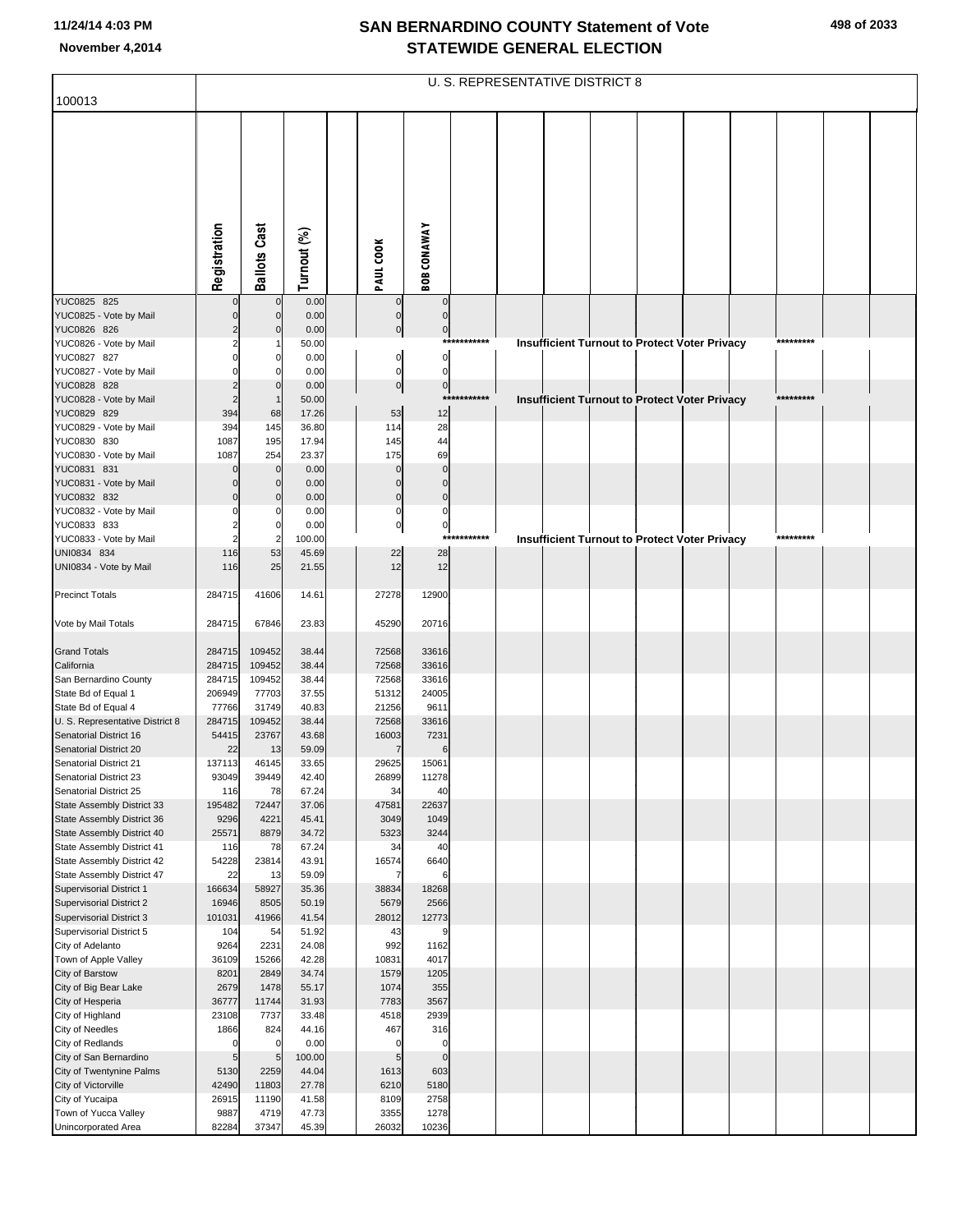# SAN BERNARDINO COUNTY Statement of Vote
## STATEWIDE GENERAL ELECTION

November 4,2014

100013

U. S. REPRESENTATIVE DISTRICT 8

| | Registration | Ballots Cast | Turnout (%) | PAUL COOK | BOB CONAWAY |
|---|---|---|---|---|---|
| YUC0825 825 | 0 | 0 | 0.00 | 0 | 0 |
| YUC0825 - Vote by Mail | 0 | 0 | 0.00 | 0 | 0 |
| YUC0826 826 | 2 | 0 | 0.00 | 0 | 0 |
| YUC0826 - Vote by Mail | 2 | 1 | 50.00 | *********** Insufficient Turnout to Protect Voter Privacy ********* | |
| YUC0827 827 | 0 | 0 | 0.00 | 0 | 0 |
| YUC0827 - Vote by Mail | 0 | 0 | 0.00 | 0 | 0 |
| YUC0828 828 | 2 | 0 | 0.00 | 0 | 0 |
| YUC0828 - Vote by Mail | 2 | 1 | 50.00 | *********** Insufficient Turnout to Protect Voter Privacy ********* | |
| YUC0829 829 | 394 | 68 | 17.26 | 53 | 12 |
| YUC0829 - Vote by Mail | 394 | 145 | 36.80 | 114 | 28 |
| YUC0830 830 | 1087 | 195 | 17.94 | 145 | 44 |
| YUC0830 - Vote by Mail | 1087 | 254 | 23.37 | 175 | 69 |
| YUC0831 831 | 0 | 0 | 0.00 | 0 | 0 |
| YUC0831 - Vote by Mail | 0 | 0 | 0.00 | 0 | 0 |
| YUC0832 832 | 0 | 0 | 0.00 | 0 | 0 |
| YUC0832 - Vote by Mail | 0 | 0 | 0.00 | 0 | 0 |
| YUC0833 833 | 2 | 0 | 0.00 | 0 | 0 |
| YUC0833 - Vote by Mail | 2 | 2 | 100.00 | *********** Insufficient Turnout to Protect Voter Privacy ********* | |
| UNI0834 834 | 116 | 53 | 45.69 | 22 | 28 |
| UNI0834 - Vote by Mail | 116 | 25 | 21.55 | 12 | 12 |
| Precinct Totals | 284715 | 41606 | 14.61 | 27278 | 12900 |
| Vote by Mail Totals | 284715 | 67846 | 23.83 | 45290 | 20716 |
| Grand Totals | 284715 | 109452 | 38.44 | 72568 | 33616 |
| California | 284715 | 109452 | 38.44 | 72568 | 33616 |
| San Bernardino County | 284715 | 109452 | 38.44 | 72568 | 33616 |
| State Bd of Equal 1 | 206949 | 77703 | 37.55 | 51312 | 24005 |
| State Bd of Equal 4 | 77766 | 31749 | 40.83 | 21256 | 9611 |
| U. S. Representative District 8 | 284715 | 109452 | 38.44 | 72568 | 33616 |
| Senatorial District 16 | 54415 | 23767 | 43.68 | 16003 | 7231 |
| Senatorial District 20 | 22 | 13 | 59.09 | 7 | 6 |
| Senatorial District 21 | 137113 | 46145 | 33.65 | 29625 | 15061 |
| Senatorial District 23 | 93049 | 39449 | 42.40 | 26899 | 11278 |
| Senatorial District 25 | 116 | 78 | 67.24 | 34 | 40 |
| State Assembly District 33 | 195482 | 72447 | 37.06 | 47581 | 22637 |
| State Assembly District 36 | 9296 | 4221 | 45.41 | 3049 | 1049 |
| State Assembly District 40 | 25571 | 8879 | 34.72 | 5323 | 3244 |
| State Assembly District 41 | 116 | 78 | 67.24 | 34 | 40 |
| State Assembly District 42 | 54228 | 23814 | 43.91 | 16574 | 6640 |
| State Assembly District 47 | 22 | 13 | 59.09 | 7 | 6 |
| Supervisorial District 1 | 166634 | 58927 | 35.36 | 38834 | 18268 |
| Supervisorial District 2 | 16946 | 8505 | 50.19 | 5679 | 2566 |
| Supervisorial District 3 | 101031 | 41966 | 41.54 | 28012 | 12773 |
| Supervisorial District 5 | 104 | 54 | 51.92 | 43 | 9 |
| City of Adelanto | 9264 | 2231 | 24.08 | 992 | 1162 |
| Town of Apple Valley | 36109 | 15266 | 42.28 | 10831 | 4017 |
| City of Barstow | 8201 | 2849 | 34.74 | 1579 | 1205 |
| City of Big Bear Lake | 2679 | 1478 | 55.17 | 1074 | 355 |
| City of Hesperia | 36777 | 11744 | 31.93 | 7783 | 3567 |
| City of Highland | 23108 | 7737 | 33.48 | 4518 | 2939 |
| City of Needles | 1866 | 824 | 44.16 | 467 | 316 |
| City of Redlands | 0 | 0 | 0.00 | 0 | 0 |
| City of San Bernardino | 5 | 5 | 100.00 | 5 | 0 |
| City of Twentynine Palms | 5130 | 2259 | 44.04 | 1613 | 603 |
| City of Victorville | 42490 | 11803 | 27.78 | 6210 | 5180 |
| City of Yucaipa | 26915 | 11190 | 41.58 | 8109 | 2758 |
| Town of Yucca Valley | 9887 | 4719 | 47.73 | 3355 | 1278 |
| Unincorporated Area | 82284 | 37347 | 45.39 | 26032 | 10236 |